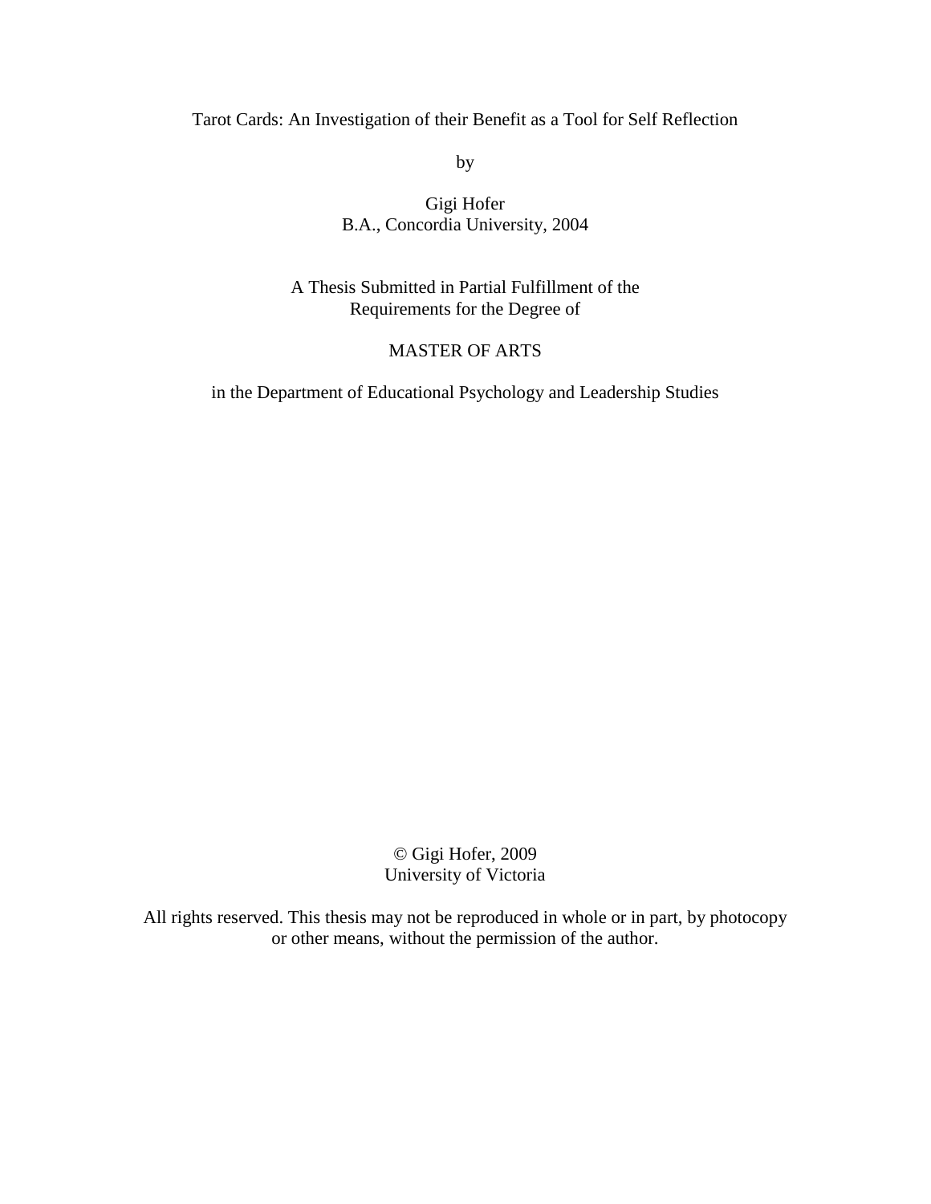Tarot Cards: An Investigation of their Benefit as a Tool for Self Reflection

by

Gigi Hofer  
B.A., Concordia University, 2004

A Thesis Submitted in Partial Fulfillment of the  
Requirements for the Degree of

MASTER OF ARTS

in the Department of Educational Psychology and Leadership Studies

© Gigi Hofer, 2009  
University of Victoria

All rights reserved. This thesis may not be reproduced in whole or in part, by photocopy or other means, without the permission of the author.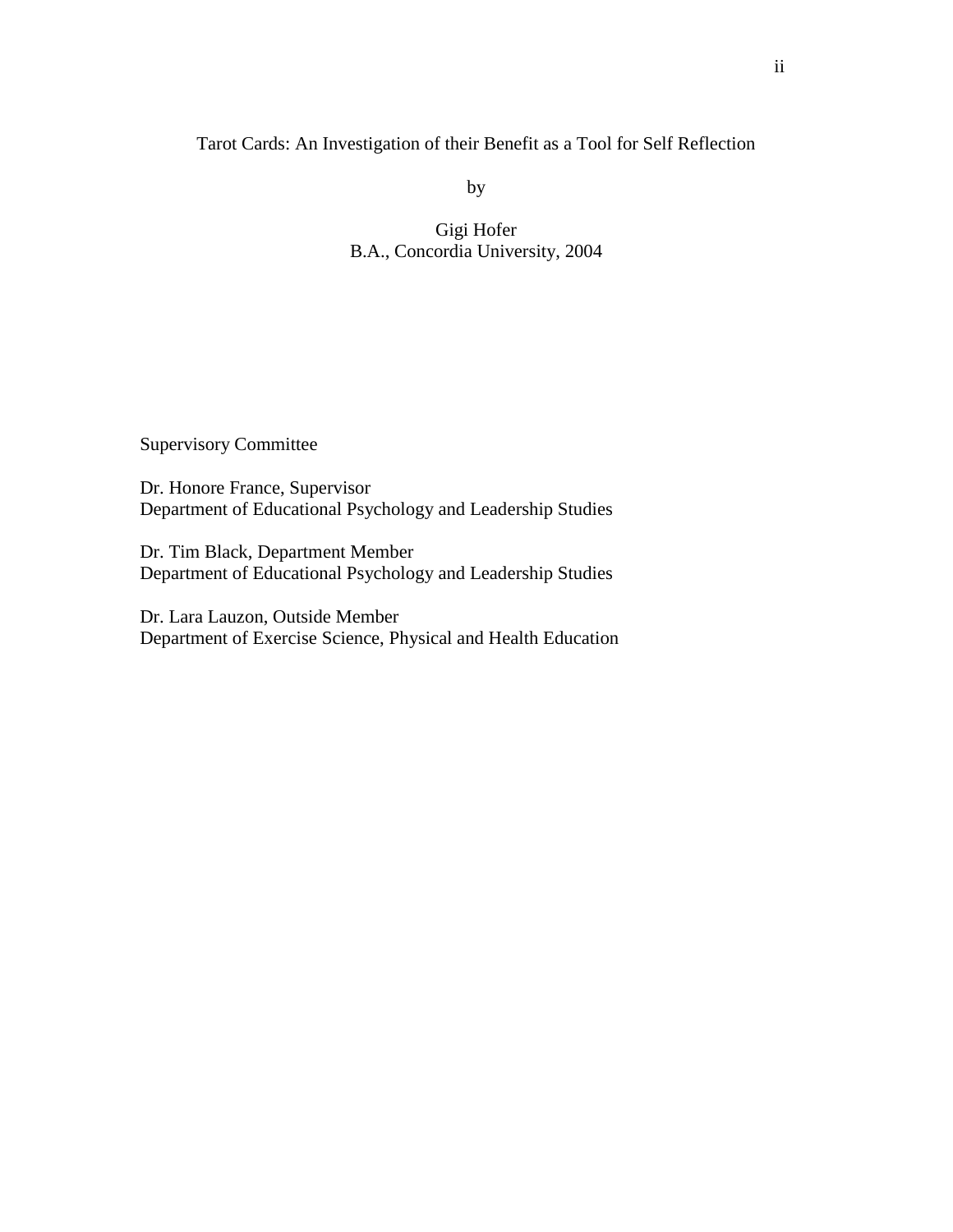Tarot Cards: An Investigation of their Benefit as a Tool for Self Reflection

by

Gigi Hofer
B.A., Concordia University, 2004

Supervisory Committee

Dr. Honore France, Supervisor
Department of Educational Psychology and Leadership Studies

Dr. Tim Black, Department Member
Department of Educational Psychology and Leadership Studies

Dr. Lara Lauzon, Outside Member
Department of Exercise Science, Physical and Health Education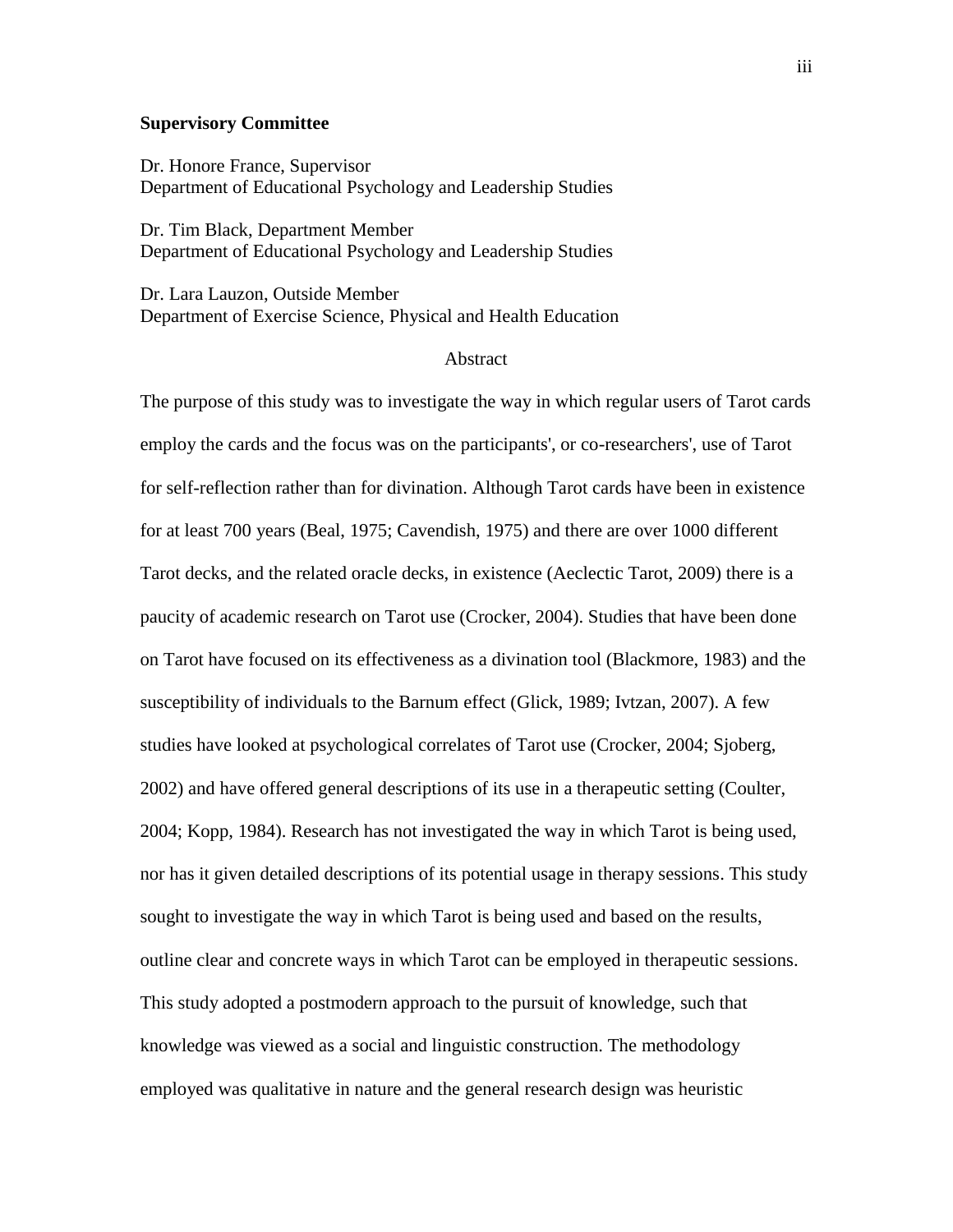**Supervisory Committee**

Dr. Honore France, Supervisor
Department of Educational Psychology and Leadership Studies

Dr. Tim Black, Department Member
Department of Educational Psychology and Leadership Studies

Dr. Lara Lauzon, Outside Member
Department of Exercise Science, Physical and Health Education

## Abstract

The purpose of this study was to investigate the way in which regular users of Tarot cards employ the cards and the focus was on the participants', or co-researchers', use of Tarot for self-reflection rather than for divination. Although Tarot cards have been in existence for at least 700 years (Beal, 1975; Cavendish, 1975) and there are over 1000 different Tarot decks, and the related oracle decks, in existence (Aeclectic Tarot, 2009) there is a paucity of academic research on Tarot use (Crocker, 2004). Studies that have been done on Tarot have focused on its effectiveness as a divination tool (Blackmore, 1983) and the susceptibility of individuals to the Barnum effect (Glick, 1989; Ivtzan, 2007). A few studies have looked at psychological correlates of Tarot use (Crocker, 2004; Sjoberg, 2002) and have offered general descriptions of its use in a therapeutic setting (Coulter, 2004; Kopp, 1984). Research has not investigated the way in which Tarot is being used, nor has it given detailed descriptions of its potential usage in therapy sessions. This study sought to investigate the way in which Tarot is being used and based on the results, outline clear and concrete ways in which Tarot can be employed in therapeutic sessions. This study adopted a postmodern approach to the pursuit of knowledge, such that knowledge was viewed as a social and linguistic construction. The methodology employed was qualitative in nature and the general research design was heuristic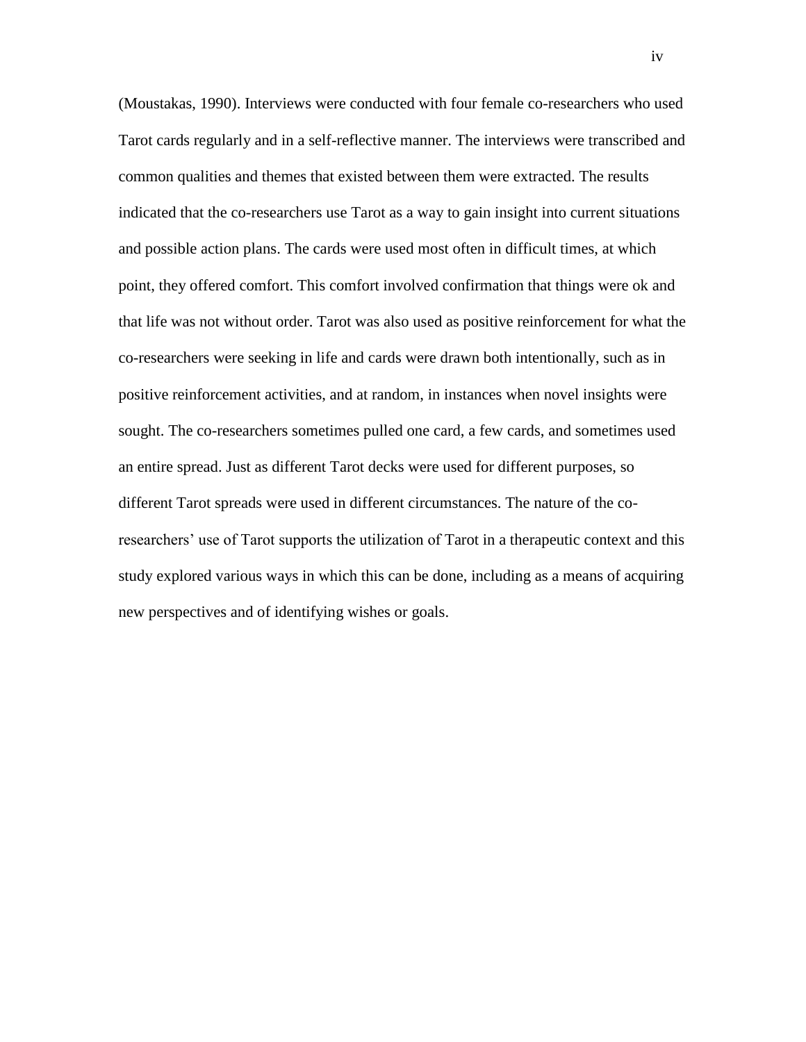(Moustakas, 1990). Interviews were conducted with four female co-researchers who used Tarot cards regularly and in a self-reflective manner. The interviews were transcribed and common qualities and themes that existed between them were extracted. The results indicated that the co-researchers use Tarot as a way to gain insight into current situations and possible action plans. The cards were used most often in difficult times, at which point, they offered comfort. This comfort involved confirmation that things were ok and that life was not without order. Tarot was also used as positive reinforcement for what the co-researchers were seeking in life and cards were drawn both intentionally, such as in positive reinforcement activities, and at random, in instances when novel insights were sought. The co-researchers sometimes pulled one card, a few cards, and sometimes used an entire spread. Just as different Tarot decks were used for different purposes, so different Tarot spreads were used in different circumstances. The nature of the co-researchers' use of Tarot supports the utilization of Tarot in a therapeutic context and this study explored various ways in which this can be done, including as a means of acquiring new perspectives and of identifying wishes or goals.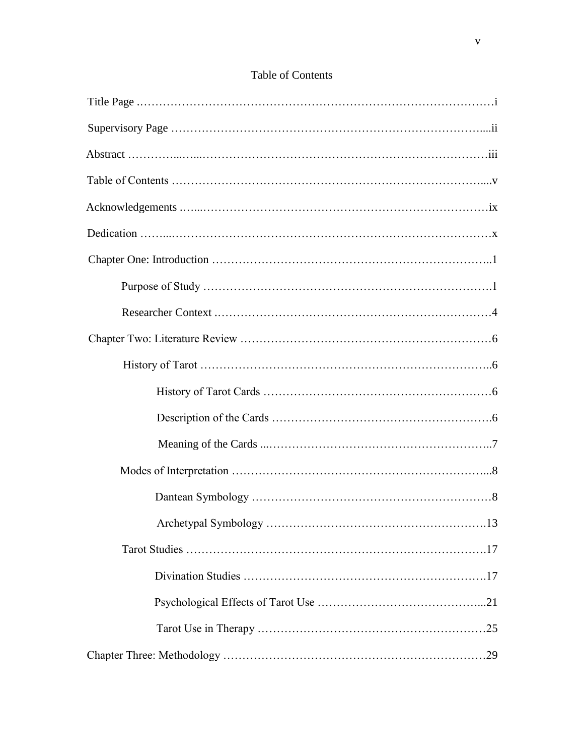# Table of Contents

Title Page ……………………………………………………………………………i

Supervisory Page ……………………………………………………………………ii

Abstract ……………………………………………………………………………iii

Table of Contents ……………………………………………………………………v

Acknowledgements ………………………………………………………………ix

Dedication …………………………………………………………………………x

Chapter One: Introduction …………………………………………………………1

- Purpose of Study ……………………………………………………………1
- Researcher Context …………………………………………………………4

Chapter Two: Literature Review ……………………………………………………6

- History of Tarot ………………………………………………………………6
  - History of Tarot Cards ……………………………………………………6
  - Description of the Cards …………………………………………………6
  - Meaning of the Cards ……………………………………………………7
- Modes of Interpretation ………………………………………………………8
  - Dantean Symbology ………………………………………………………8
  - Archetypal Symbology ……………………………………………………13
- Tarot Studies …………………………………………………………………17
  - Divination Studies ………………………………………………………17
  - Psychological Effects of Tarot Use ……………………………………21
  - Tarot Use in Therapy ……………………………………………………25

Chapter Three: Methodology ………………………………………………………29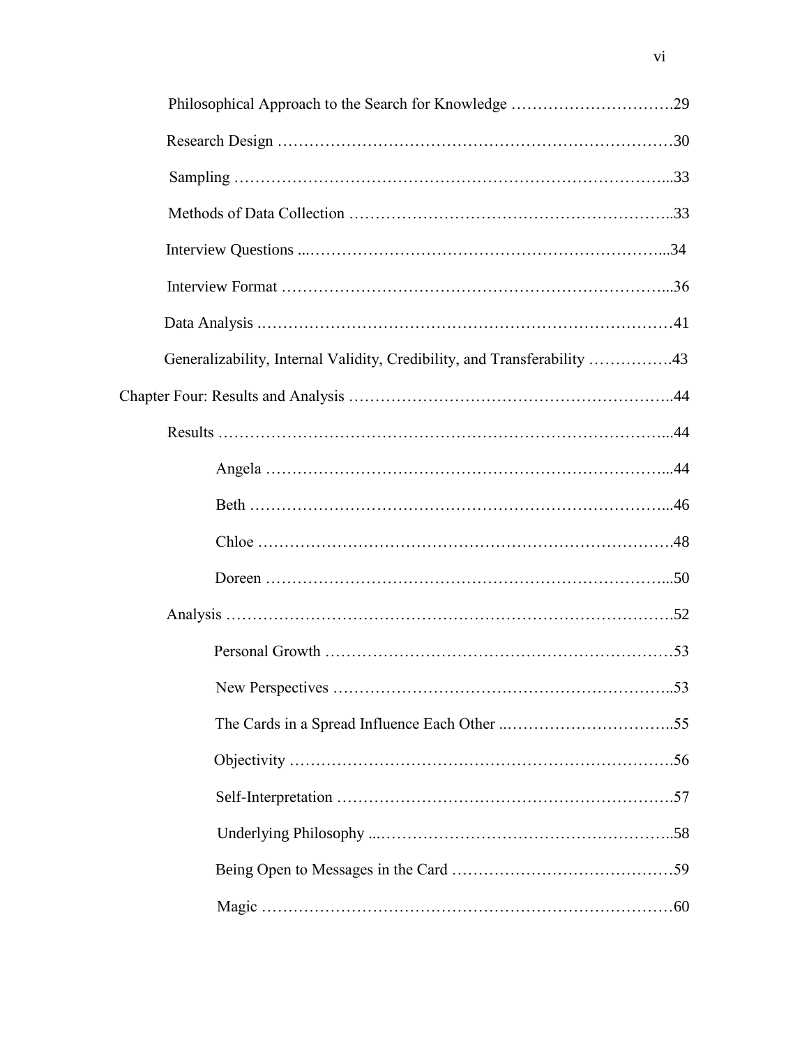Philosophical Approach to the Search for Knowledge .............................29

Research Design ..................................................................30

Sampling ............................................................................33

Methods of Data Collection ....................................................33

Interview Questions ...............................................................34

Interview Format ...................................................................36

Data Analysis .......................................................................41

Generalizability, Internal Validity, Credibility, and Transferability ................43

Chapter Four: Results and Analysis ..................................................44

Results ..............................................................................44

Angela ...........................................................................44

Beth ..............................................................................46

Chloe .............................................................................48

Doreen ...........................................................................50

Analysis .............................................................................52

Personal Growth ..............................................................53

New Perspectives ............................................................53

The Cards in a Spread Influence Each Other ...................................55

Objectivity ......................................................................56

Self-Interpretation ............................................................57

Underlying Philosophy .......................................................58

Being Open to Messages in the Card ........................................59

Magic ............................................................................60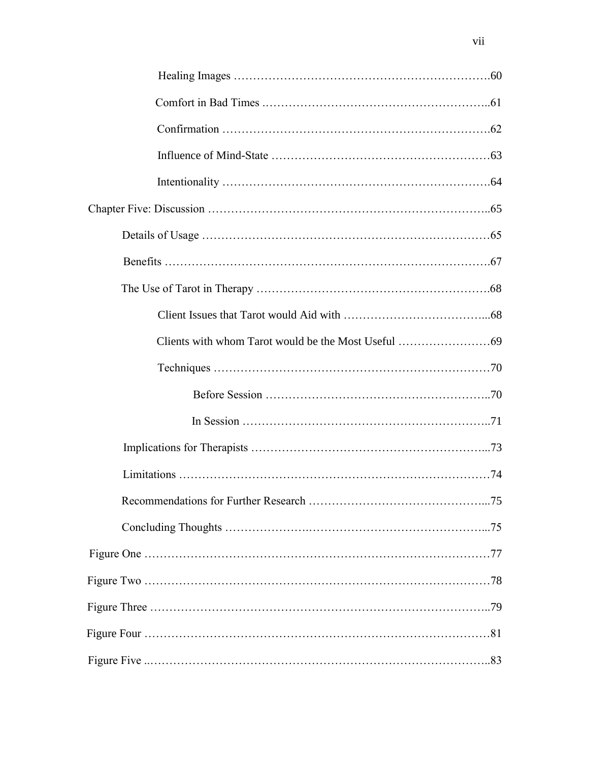Healing Images …………………………………………………………….60

Comfort in Bad Times …………………………………………………..61

Confirmation …………………………………………………………….62

Influence of Mind-State …………………………………………………63

Intentionality …………………………………………………………….64

Chapter Five: Discussion ………………………………………………………………..65

Details of Usage …………………………………………………………………65

Benefits ………………………………………………………………………….67

The Use of Tarot in Therapy ……………………………………………………68

Client Issues that Tarot would Aid with ………………………………...68

Clients with whom Tarot would be the Most Useful ……………………69

Techniques ………………………………………………………………70

Before Session …………………………………………………..70

In Session ………………………………………………………..71

Implications for Therapists ……………………………………………………...73

Limitations ………………………………………………………………………74

Recommendations for Further Research ………………………………………...75

Concluding Thoughts …………………………………………………………...75

Figure One ………………………………………………………………………………77

Figure Two ………………………………………………………………………………78

Figure Three ……………………………………………………………………………..79

Figure Four ………………………………………………………………………………81

Figure Five ..……………………………………………………………………………..83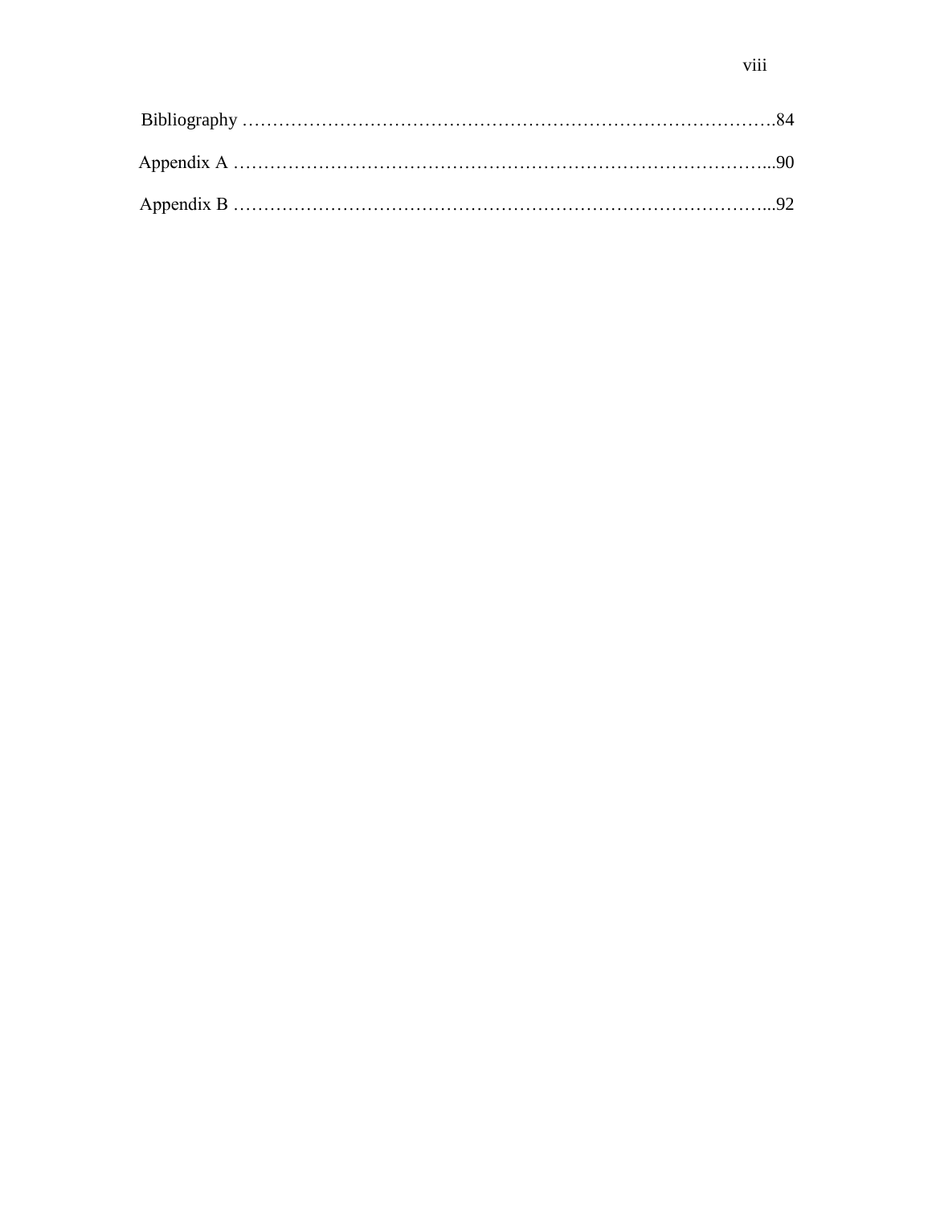Bibliography ………………………………………………………………………………….84

Appendix A ……………………………………………………………………………...90

Appendix B ……………………………………………………………………………...92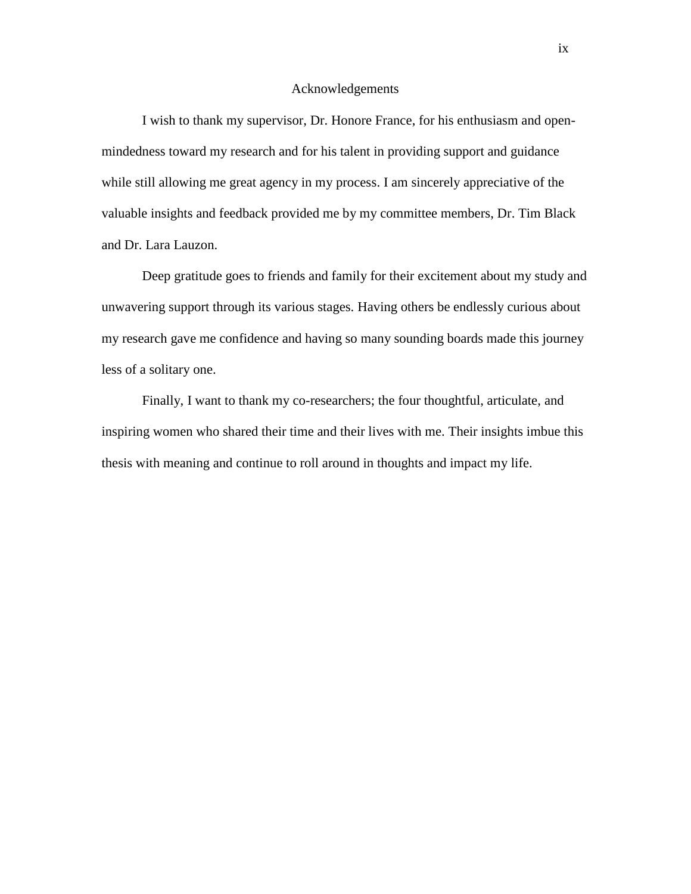# Acknowledgements

I wish to thank my supervisor, Dr. Honore France, for his enthusiasm and open-mindedness toward my research and for his talent in providing support and guidance while still allowing me great agency in my process. I am sincerely appreciative of the valuable insights and feedback provided me by my committee members, Dr. Tim Black and Dr. Lara Lauzon.

Deep gratitude goes to friends and family for their excitement about my study and unwavering support through its various stages. Having others be endlessly curious about my research gave me confidence and having so many sounding boards made this journey less of a solitary one.

Finally, I want to thank my co-researchers; the four thoughtful, articulate, and inspiring women who shared their time and their lives with me. Their insights imbue this thesis with meaning and continue to roll around in thoughts and impact my life.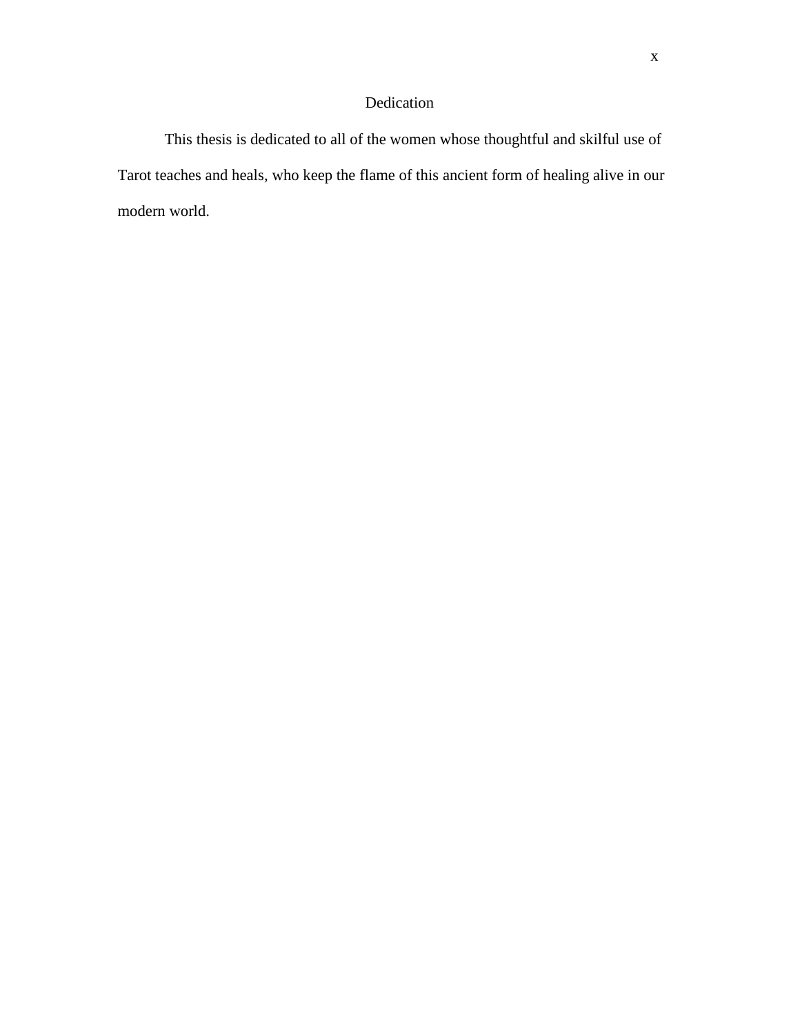# Dedication

This thesis is dedicated to all of the women whose thoughtful and skilful use of Tarot teaches and heals, who keep the flame of this ancient form of healing alive in our modern world.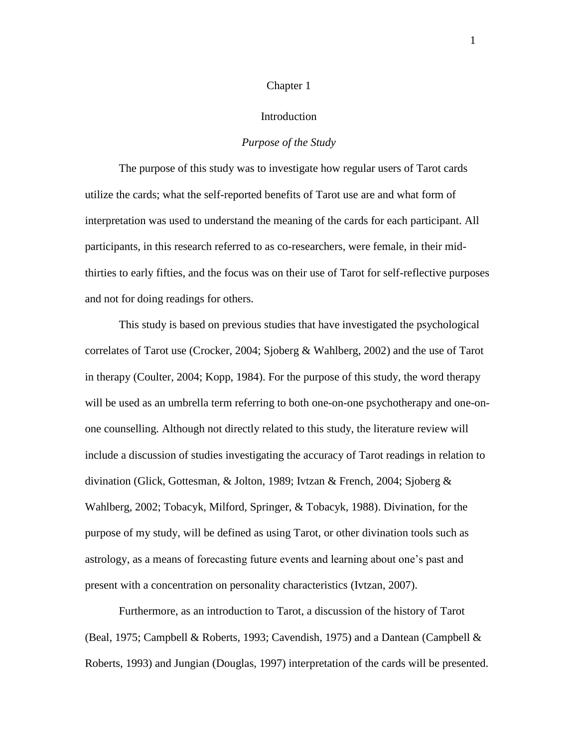# Chapter 1

## Introduction

### *Purpose of the Study*

The purpose of this study was to investigate how regular users of Tarot cards utilize the cards; what the self-reported benefits of Tarot use are and what form of interpretation was used to understand the meaning of the cards for each participant. All participants, in this research referred to as co-researchers, were female, in their mid-thirties to early fifties, and the focus was on their use of Tarot for self-reflective purposes and not for doing readings for others.

This study is based on previous studies that have investigated the psychological correlates of Tarot use (Crocker, 2004; Sjoberg & Wahlberg, 2002) and the use of Tarot in therapy (Coulter, 2004; Kopp, 1984). For the purpose of this study, the word therapy will be used as an umbrella term referring to both one-on-one psychotherapy and one-on-one counselling. Although not directly related to this study, the literature review will include a discussion of studies investigating the accuracy of Tarot readings in relation to divination (Glick, Gottesman, & Jolton, 1989; Ivtzan & French, 2004; Sjoberg & Wahlberg, 2002; Tobacyk, Milford, Springer, & Tobacyk, 1988). Divination, for the purpose of my study, will be defined as using Tarot, or other divination tools such as astrology, as a means of forecasting future events and learning about one's past and present with a concentration on personality characteristics (Ivtzan, 2007).

Furthermore, as an introduction to Tarot, a discussion of the history of Tarot (Beal, 1975; Campbell & Roberts, 1993; Cavendish, 1975) and a Dantean (Campbell & Roberts, 1993) and Jungian (Douglas, 1997) interpretation of the cards will be presented.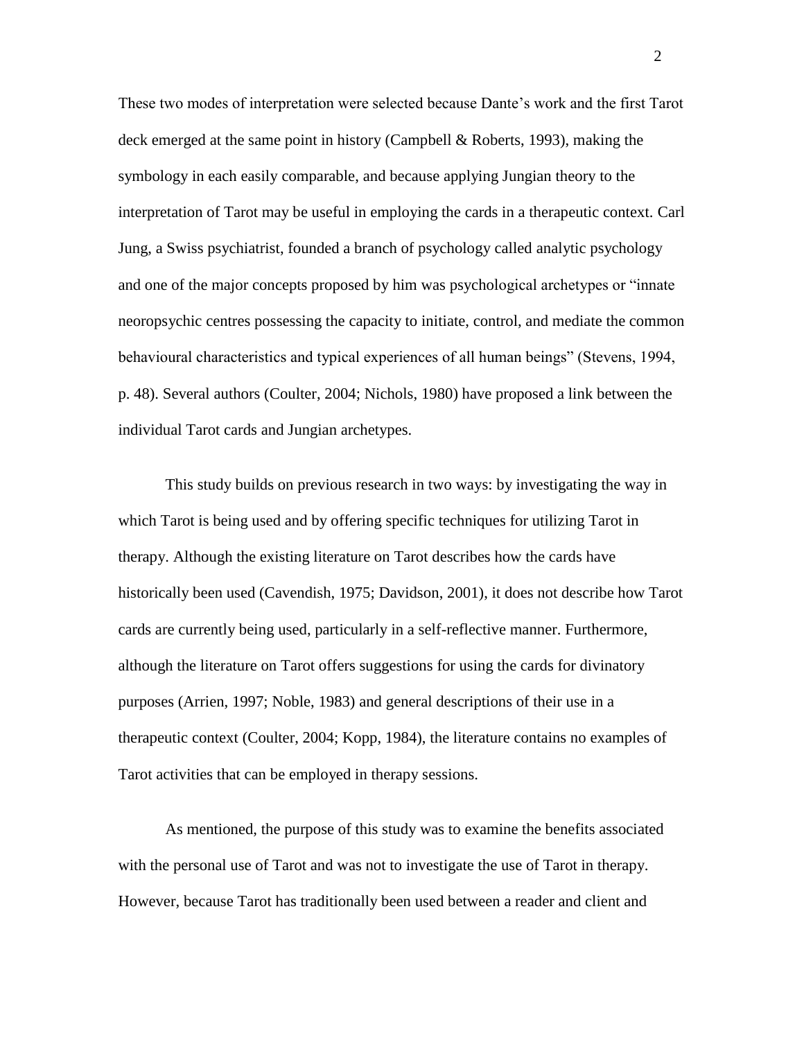These two modes of interpretation were selected because Dante's work and the first Tarot deck emerged at the same point in history (Campbell & Roberts, 1993), making the symbology in each easily comparable, and because applying Jungian theory to the interpretation of Tarot may be useful in employing the cards in a therapeutic context. Carl Jung, a Swiss psychiatrist, founded a branch of psychology called analytic psychology and one of the major concepts proposed by him was psychological archetypes or "innate neoropsychic centres possessing the capacity to initiate, control, and mediate the common behavioural characteristics and typical experiences of all human beings" (Stevens, 1994, p. 48). Several authors (Coulter, 2004; Nichols, 1980) have proposed a link between the individual Tarot cards and Jungian archetypes.

This study builds on previous research in two ways: by investigating the way in which Tarot is being used and by offering specific techniques for utilizing Tarot in therapy. Although the existing literature on Tarot describes how the cards have historically been used (Cavendish, 1975; Davidson, 2001), it does not describe how Tarot cards are currently being used, particularly in a self-reflective manner. Furthermore, although the literature on Tarot offers suggestions for using the cards for divinatory purposes (Arrien, 1997; Noble, 1983) and general descriptions of their use in a therapeutic context (Coulter, 2004; Kopp, 1984), the literature contains no examples of Tarot activities that can be employed in therapy sessions.

As mentioned, the purpose of this study was to examine the benefits associated with the personal use of Tarot and was not to investigate the use of Tarot in therapy. However, because Tarot has traditionally been used between a reader and client and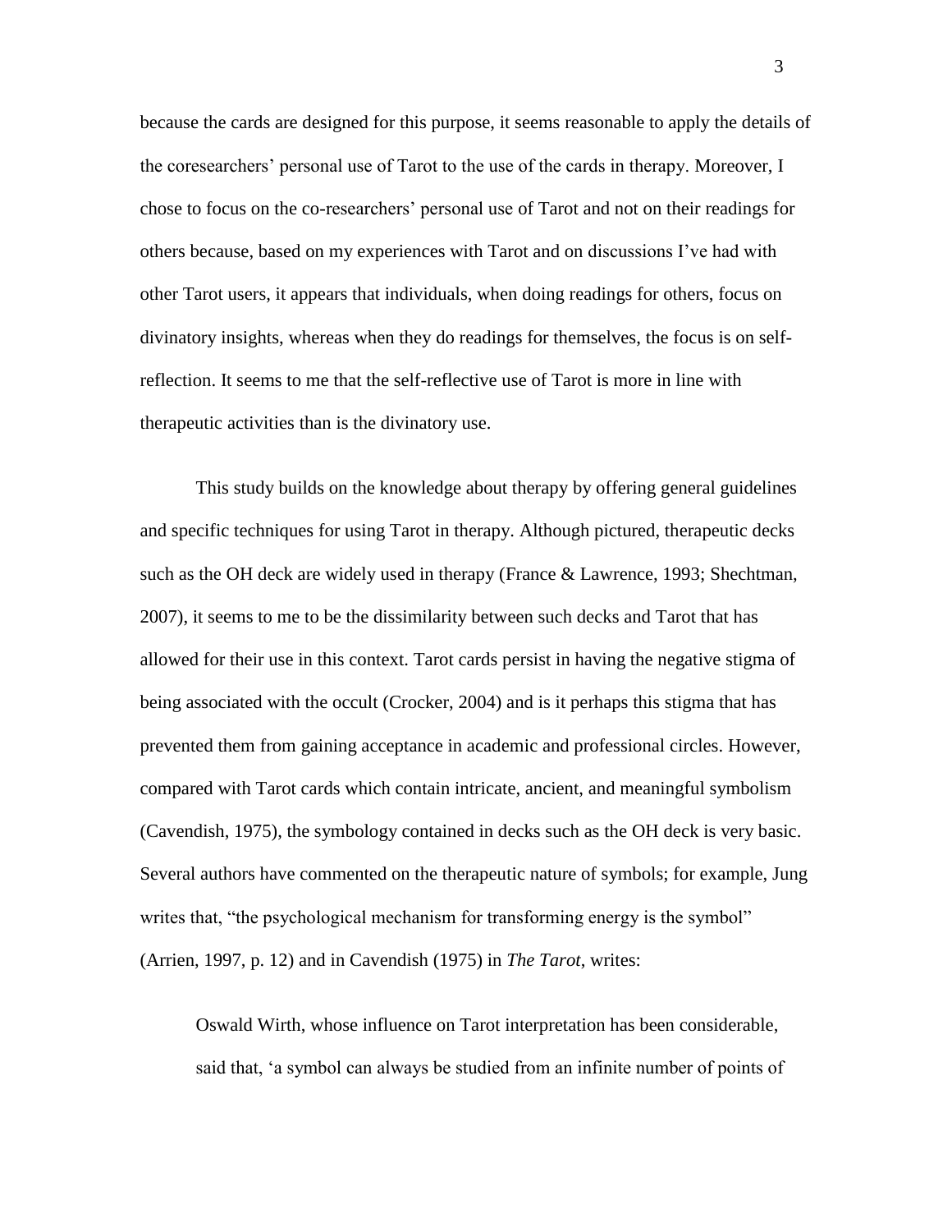because the cards are designed for this purpose, it seems reasonable to apply the details of the coresearchers' personal use of Tarot to the use of the cards in therapy. Moreover, I chose to focus on the co-researchers' personal use of Tarot and not on their readings for others because, based on my experiences with Tarot and on discussions I've had with other Tarot users, it appears that individuals, when doing readings for others, focus on divinatory insights, whereas when they do readings for themselves, the focus is on self-reflection. It seems to me that the self-reflective use of Tarot is more in line with therapeutic activities than is the divinatory use.

This study builds on the knowledge about therapy by offering general guidelines and specific techniques for using Tarot in therapy. Although pictured, therapeutic decks such as the OH deck are widely used in therapy (France & Lawrence, 1993; Shechtman, 2007), it seems to me to be the dissimilarity between such decks and Tarot that has allowed for their use in this context. Tarot cards persist in having the negative stigma of being associated with the occult (Crocker, 2004) and is it perhaps this stigma that has prevented them from gaining acceptance in academic and professional circles. However, compared with Tarot cards which contain intricate, ancient, and meaningful symbolism (Cavendish, 1975), the symbology contained in decks such as the OH deck is very basic. Several authors have commented on the therapeutic nature of symbols; for example, Jung writes that, "the psychological mechanism for transforming energy is the symbol" (Arrien, 1997, p. 12) and in Cavendish (1975) in *The Tarot*, writes:

> Oswald Wirth, whose influence on Tarot interpretation has been considerable, said that, 'a symbol can always be studied from an infinite number of points of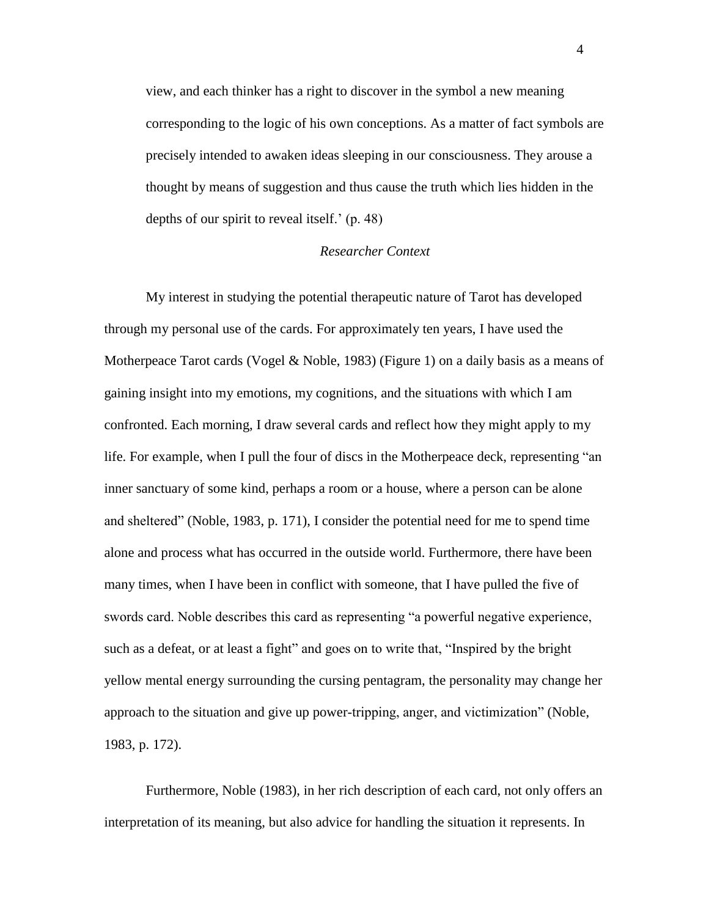view, and each thinker has a right to discover in the symbol a new meaning corresponding to the logic of his own conceptions. As a matter of fact symbols are precisely intended to awaken ideas sleeping in our consciousness. They arouse a thought by means of suggestion and thus cause the truth which lies hidden in the depths of our spirit to reveal itself.' (p. 48)

### *Researcher Context*

My interest in studying the potential therapeutic nature of Tarot has developed through my personal use of the cards. For approximately ten years, I have used the Motherpeace Tarot cards (Vogel & Noble, 1983) (Figure 1) on a daily basis as a means of gaining insight into my emotions, my cognitions, and the situations with which I am confronted. Each morning, I draw several cards and reflect how they might apply to my life. For example, when I pull the four of discs in the Motherpeace deck, representing "an inner sanctuary of some kind, perhaps a room or a house, where a person can be alone and sheltered" (Noble, 1983, p. 171), I consider the potential need for me to spend time alone and process what has occurred in the outside world. Furthermore, there have been many times, when I have been in conflict with someone, that I have pulled the five of swords card. Noble describes this card as representing "a powerful negative experience, such as a defeat, or at least a fight" and goes on to write that, "Inspired by the bright yellow mental energy surrounding the cursing pentagram, the personality may change her approach to the situation and give up power-tripping, anger, and victimization" (Noble, 1983, p. 172).

Furthermore, Noble (1983), in her rich description of each card, not only offers an interpretation of its meaning, but also advice for handling the situation it represents. In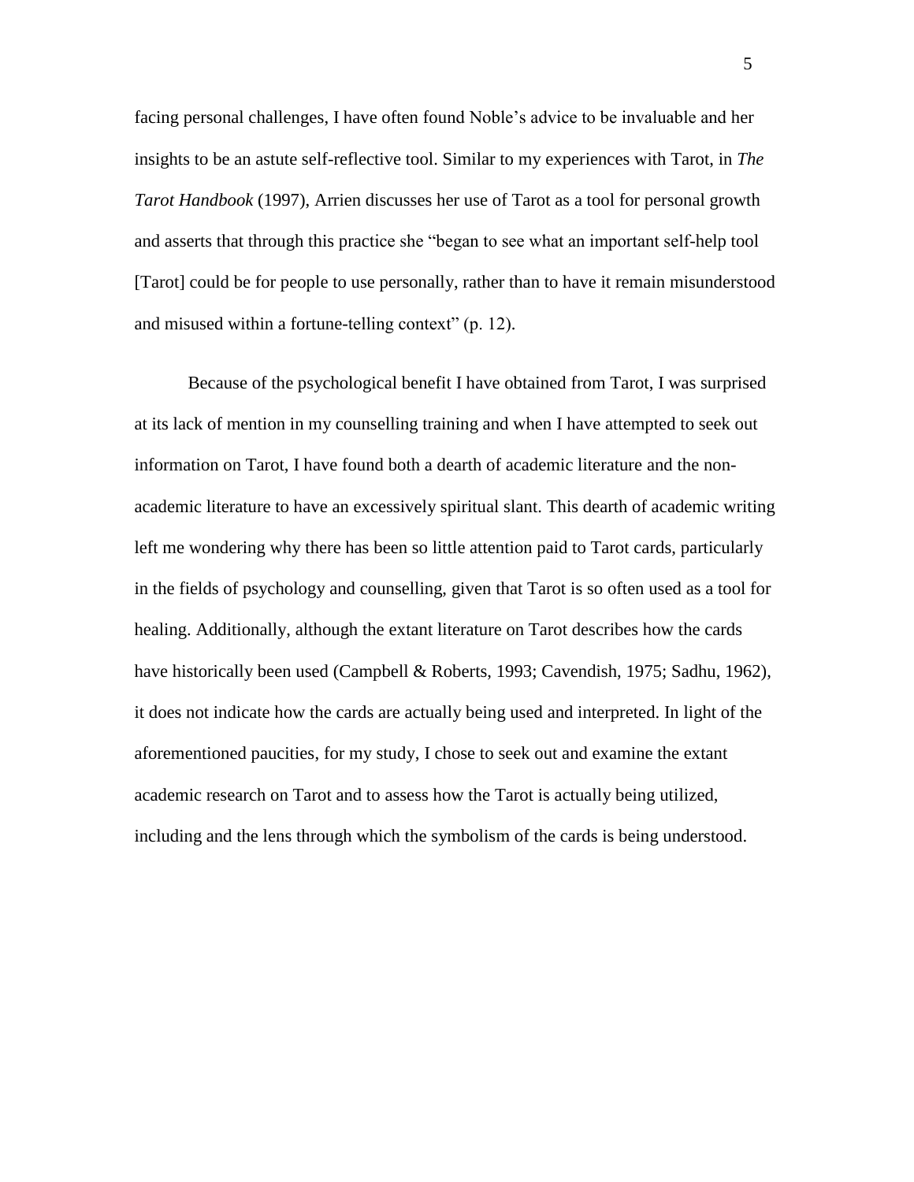facing personal challenges, I have often found Noble's advice to be invaluable and her insights to be an astute self-reflective tool. Similar to my experiences with Tarot, in *The Tarot Handbook* (1997), Arrien discusses her use of Tarot as a tool for personal growth and asserts that through this practice she "began to see what an important self-help tool [Tarot] could be for people to use personally, rather than to have it remain misunderstood and misused within a fortune-telling context" (p. 12).

Because of the psychological benefit I have obtained from Tarot, I was surprised at its lack of mention in my counselling training and when I have attempted to seek out information on Tarot, I have found both a dearth of academic literature and the non-academic literature to have an excessively spiritual slant. This dearth of academic writing left me wondering why there has been so little attention paid to Tarot cards, particularly in the fields of psychology and counselling, given that Tarot is so often used as a tool for healing. Additionally, although the extant literature on Tarot describes how the cards have historically been used (Campbell & Roberts, 1993; Cavendish, 1975; Sadhu, 1962), it does not indicate how the cards are actually being used and interpreted. In light of the aforementioned paucities, for my study, I chose to seek out and examine the extant academic research on Tarot and to assess how the Tarot is actually being utilized, including and the lens through which the symbolism of the cards is being understood.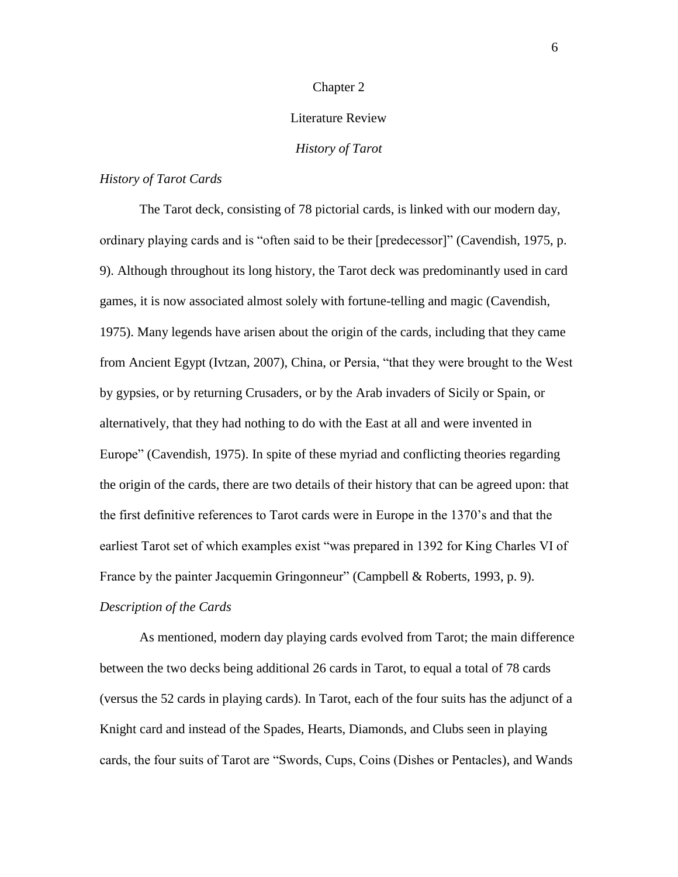# Chapter 2

# Literature Review

## *History of Tarot*

### *History of Tarot Cards*

The Tarot deck, consisting of 78 pictorial cards, is linked with our modern day, ordinary playing cards and is "often said to be their [predecessor]" (Cavendish, 1975, p. 9). Although throughout its long history, the Tarot deck was predominantly used in card games, it is now associated almost solely with fortune-telling and magic (Cavendish, 1975). Many legends have arisen about the origin of the cards, including that they came from Ancient Egypt (Ivtzan, 2007), China, or Persia, "that they were brought to the West by gypsies, or by returning Crusaders, or by the Arab invaders of Sicily or Spain, or alternatively, that they had nothing to do with the East at all and were invented in Europe" (Cavendish, 1975). In spite of these myriad and conflicting theories regarding the origin of the cards, there are two details of their history that can be agreed upon: that the first definitive references to Tarot cards were in Europe in the 1370's and that the earliest Tarot set of which examples exist "was prepared in 1392 for King Charles VI of France by the painter Jacquemin Gringonneur" (Campbell & Roberts, 1993, p. 9).

### *Description of the Cards*

As mentioned, modern day playing cards evolved from Tarot; the main difference between the two decks being additional 26 cards in Tarot, to equal a total of 78 cards (versus the 52 cards in playing cards). In Tarot, each of the four suits has the adjunct of a Knight card and instead of the Spades, Hearts, Diamonds, and Clubs seen in playing cards, the four suits of Tarot are "Swords, Cups, Coins (Dishes or Pentacles), and Wands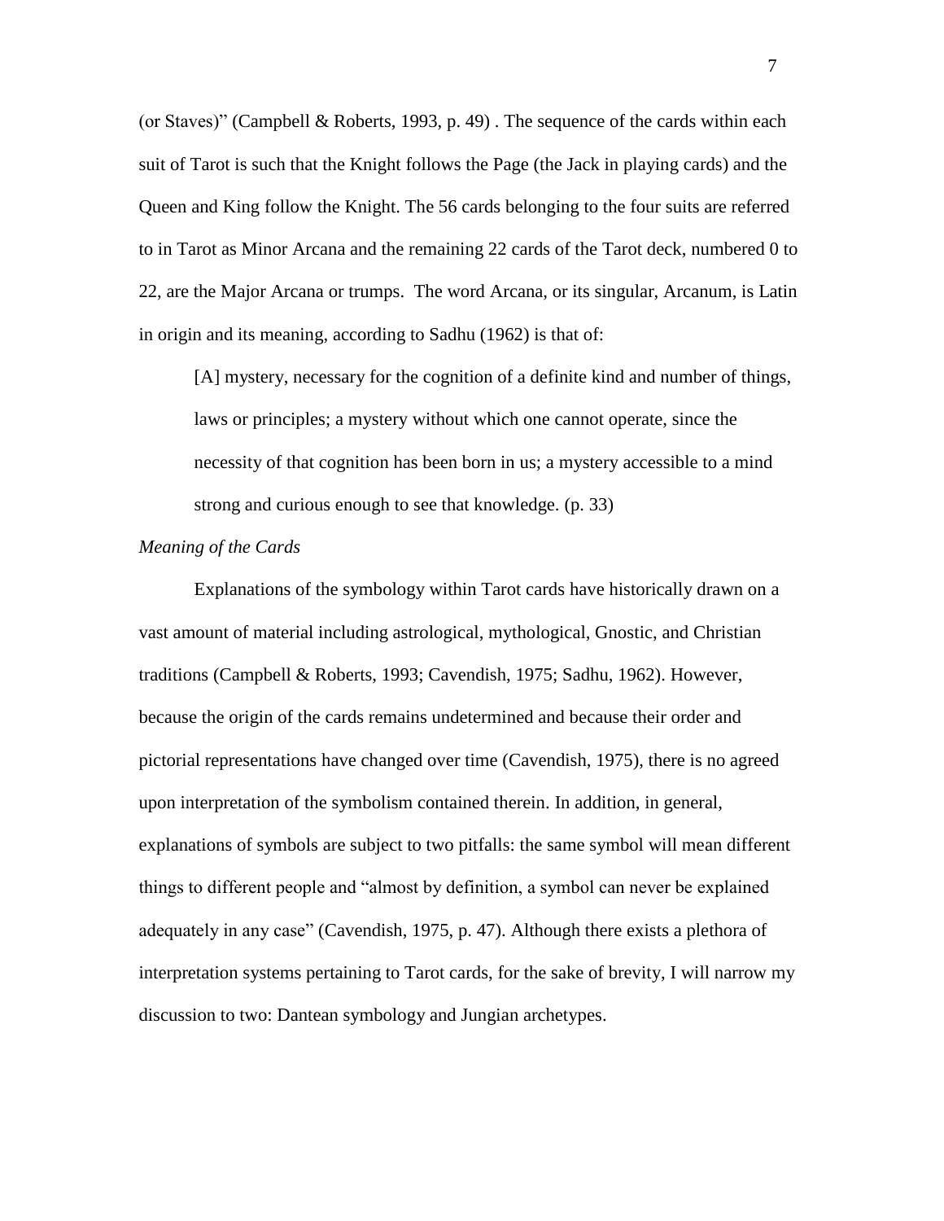(or Staves)" (Campbell & Roberts, 1993, p. 49) . The sequence of the cards within each suit of Tarot is such that the Knight follows the Page (the Jack in playing cards) and the Queen and King follow the Knight. The 56 cards belonging to the four suits are referred to in Tarot as Minor Arcana and the remaining 22 cards of the Tarot deck, numbered 0 to 22, are the Major Arcana or trumps. The word Arcana, or its singular, Arcanum, is Latin in origin and its meaning, according to Sadhu (1962) is that of:

> [A] mystery, necessary for the cognition of a definite kind and number of things, laws or principles; a mystery without which one cannot operate, since the necessity of that cognition has been born in us; a mystery accessible to a mind strong and curious enough to see that knowledge. (p. 33)

### *Meaning of the Cards*

Explanations of the symbology within Tarot cards have historically drawn on a vast amount of material including astrological, mythological, Gnostic, and Christian traditions (Campbell & Roberts, 1993; Cavendish, 1975; Sadhu, 1962). However, because the origin of the cards remains undetermined and because their order and pictorial representations have changed over time (Cavendish, 1975), there is no agreed upon interpretation of the symbolism contained therein. In addition, in general, explanations of symbols are subject to two pitfalls: the same symbol will mean different things to different people and "almost by definition, a symbol can never be explained adequately in any case" (Cavendish, 1975, p. 47). Although there exists a plethora of interpretation systems pertaining to Tarot cards, for the sake of brevity, I will narrow my discussion to two: Dantean symbology and Jungian archetypes.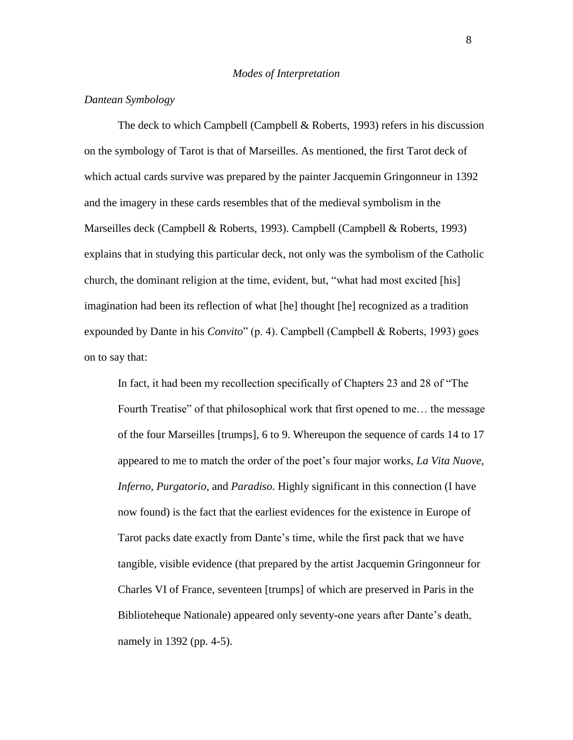## *Modes of Interpretation*

### *Dantean Symbology*

The deck to which Campbell (Campbell & Roberts, 1993) refers in his discussion on the symbology of Tarot is that of Marseilles. As mentioned, the first Tarot deck of which actual cards survive was prepared by the painter Jacquemin Gringonneur in 1392 and the imagery in these cards resembles that of the medieval symbolism in the Marseilles deck (Campbell & Roberts, 1993). Campbell (Campbell & Roberts, 1993) explains that in studying this particular deck, not only was the symbolism of the Catholic church, the dominant religion at the time, evident, but, "what had most excited [his] imagination had been its reflection of what [he] thought [he] recognized as a tradition expounded by Dante in his *Convito*" (p. 4). Campbell (Campbell & Roberts, 1993) goes on to say that:

> In fact, it had been my recollection specifically of Chapters 23 and 28 of "The Fourth Treatise" of that philosophical work that first opened to me… the message of the four Marseilles [trumps], 6 to 9. Whereupon the sequence of cards 14 to 17 appeared to me to match the order of the poet's four major works, *La Vita Nuove, Inferno, Purgatorio*, and *Paradiso*. Highly significant in this connection (I have now found) is the fact that the earliest evidences for the existence in Europe of Tarot packs date exactly from Dante's time, while the first pack that we have tangible, visible evidence (that prepared by the artist Jacquemin Gringonneur for Charles VI of France, seventeen [trumps] of which are preserved in Paris in the Biblioteheque Nationale) appeared only seventy-one years after Dante's death, namely in 1392 (pp. 4-5).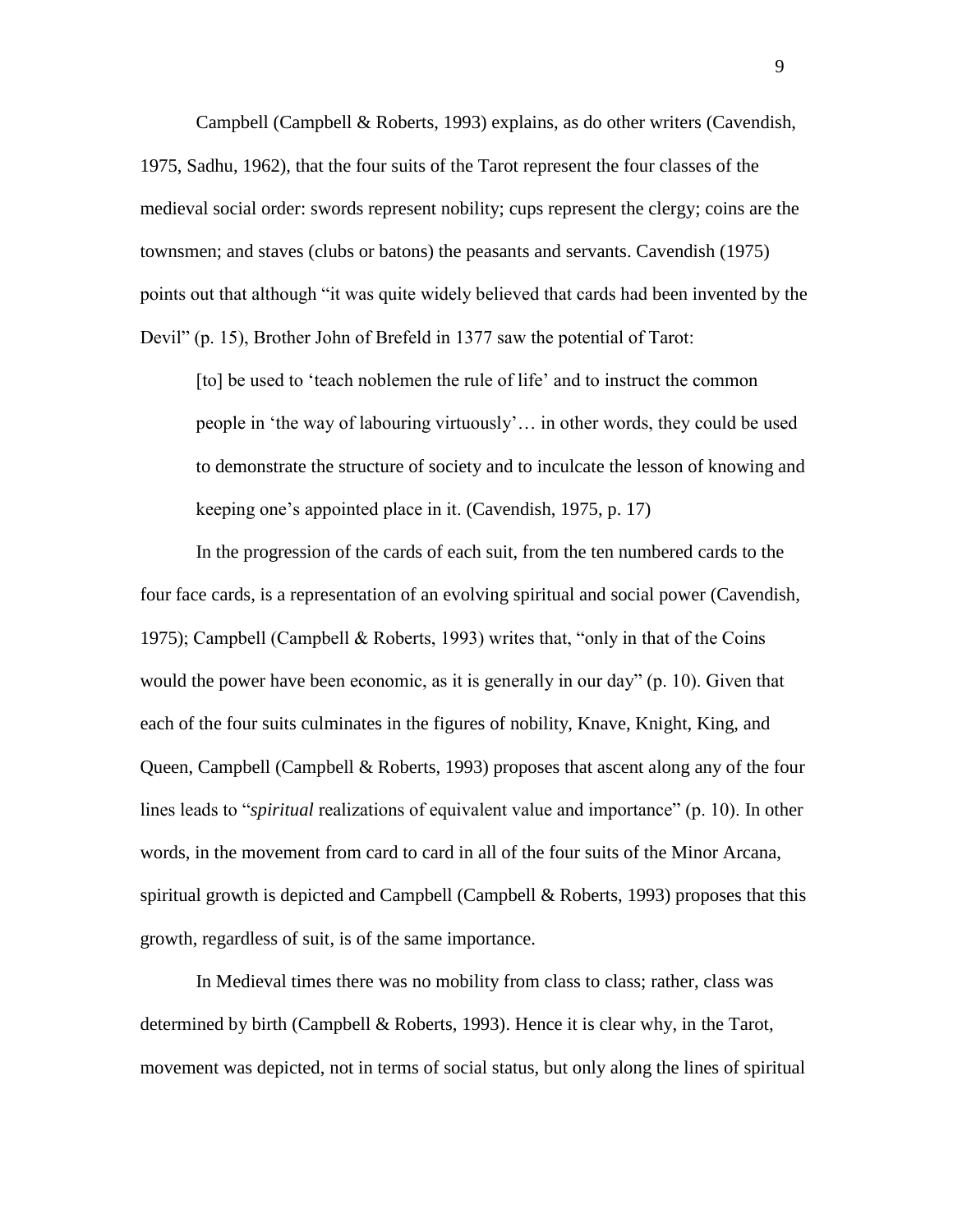Campbell (Campbell & Roberts, 1993) explains, as do other writers (Cavendish, 1975, Sadhu, 1962), that the four suits of the Tarot represent the four classes of the medieval social order: swords represent nobility; cups represent the clergy; coins are the townsmen; and staves (clubs or batons) the peasants and servants. Cavendish (1975) points out that although "it was quite widely believed that cards had been invented by the Devil" (p. 15), Brother John of Brefeld in 1377 saw the potential of Tarot:

> [to] be used to 'teach noblemen the rule of life' and to instruct the common people in 'the way of labouring virtuously'… in other words, they could be used to demonstrate the structure of society and to inculcate the lesson of knowing and keeping one's appointed place in it. (Cavendish, 1975, p. 17)

In the progression of the cards of each suit, from the ten numbered cards to the four face cards, is a representation of an evolving spiritual and social power (Cavendish, 1975); Campbell (Campbell & Roberts, 1993) writes that, "only in that of the Coins would the power have been economic, as it is generally in our day" (p. 10). Given that each of the four suits culminates in the figures of nobility, Knave, Knight, King, and Queen, Campbell (Campbell & Roberts, 1993) proposes that ascent along any of the four lines leads to "*spiritual* realizations of equivalent value and importance" (p. 10). In other words, in the movement from card to card in all of the four suits of the Minor Arcana, spiritual growth is depicted and Campbell (Campbell & Roberts, 1993) proposes that this growth, regardless of suit, is of the same importance.

In Medieval times there was no mobility from class to class; rather, class was determined by birth (Campbell & Roberts, 1993). Hence it is clear why, in the Tarot, movement was depicted, not in terms of social status, but only along the lines of spiritual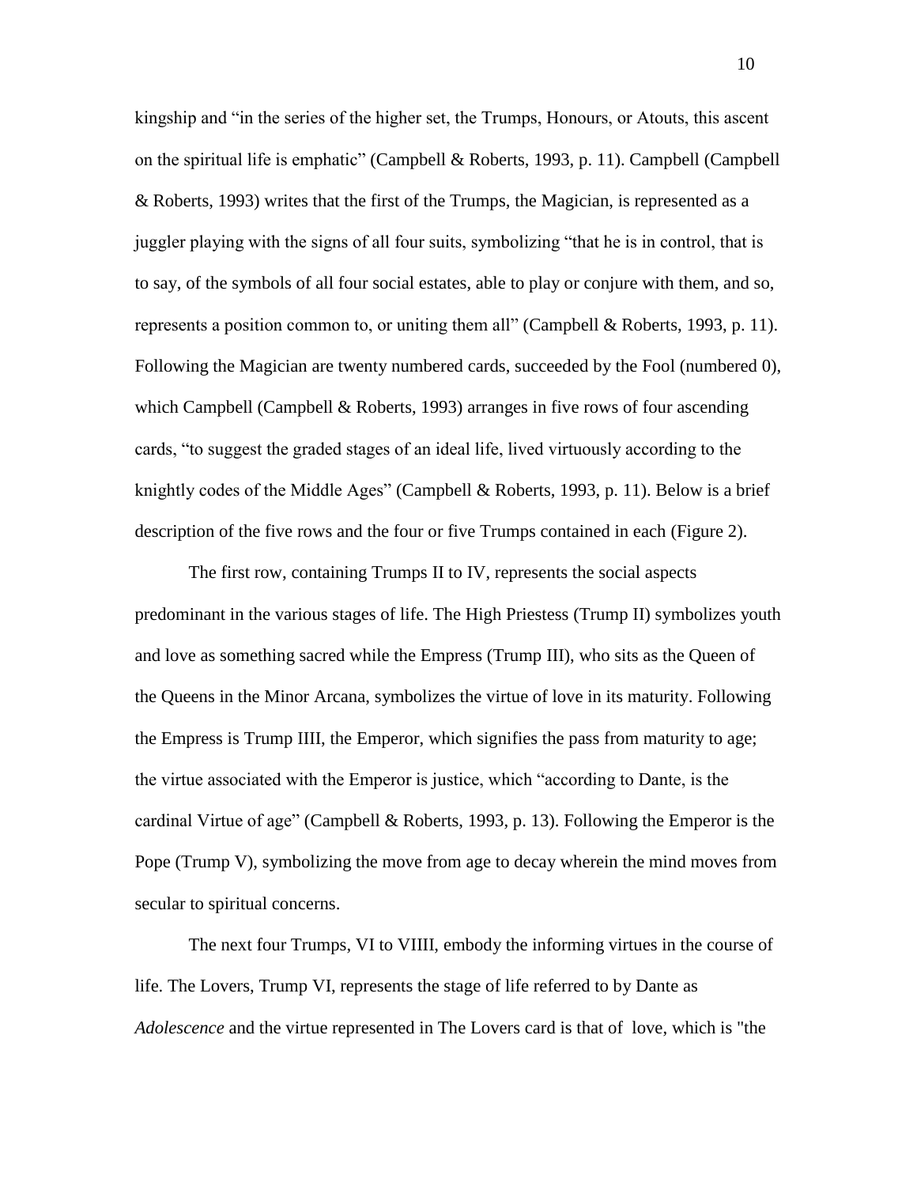kingship and "in the series of the higher set, the Trumps, Honours, or Atouts, this ascent on the spiritual life is emphatic" (Campbell & Roberts, 1993, p. 11). Campbell (Campbell & Roberts, 1993) writes that the first of the Trumps, the Magician, is represented as a juggler playing with the signs of all four suits, symbolizing "that he is in control, that is to say, of the symbols of all four social estates, able to play or conjure with them, and so, represents a position common to, or uniting them all" (Campbell & Roberts, 1993, p. 11). Following the Magician are twenty numbered cards, succeeded by the Fool (numbered 0), which Campbell (Campbell & Roberts, 1993) arranges in five rows of four ascending cards, "to suggest the graded stages of an ideal life, lived virtuously according to the knightly codes of the Middle Ages" (Campbell & Roberts, 1993, p. 11). Below is a brief description of the five rows and the four or five Trumps contained in each (Figure 2).

The first row, containing Trumps II to IV, represents the social aspects predominant in the various stages of life. The High Priestess (Trump II) symbolizes youth and love as something sacred while the Empress (Trump III), who sits as the Queen of the Queens in the Minor Arcana, symbolizes the virtue of love in its maturity. Following the Empress is Trump IIII, the Emperor, which signifies the pass from maturity to age; the virtue associated with the Emperor is justice, which "according to Dante, is the cardinal Virtue of age" (Campbell & Roberts, 1993, p. 13). Following the Emperor is the Pope (Trump V), symbolizing the move from age to decay wherein the mind moves from secular to spiritual concerns.

The next four Trumps, VI to VIIII, embody the informing virtues in the course of life. The Lovers, Trump VI, represents the stage of life referred to by Dante as *Adolescence* and the virtue represented in The Lovers card is that of love, which is "the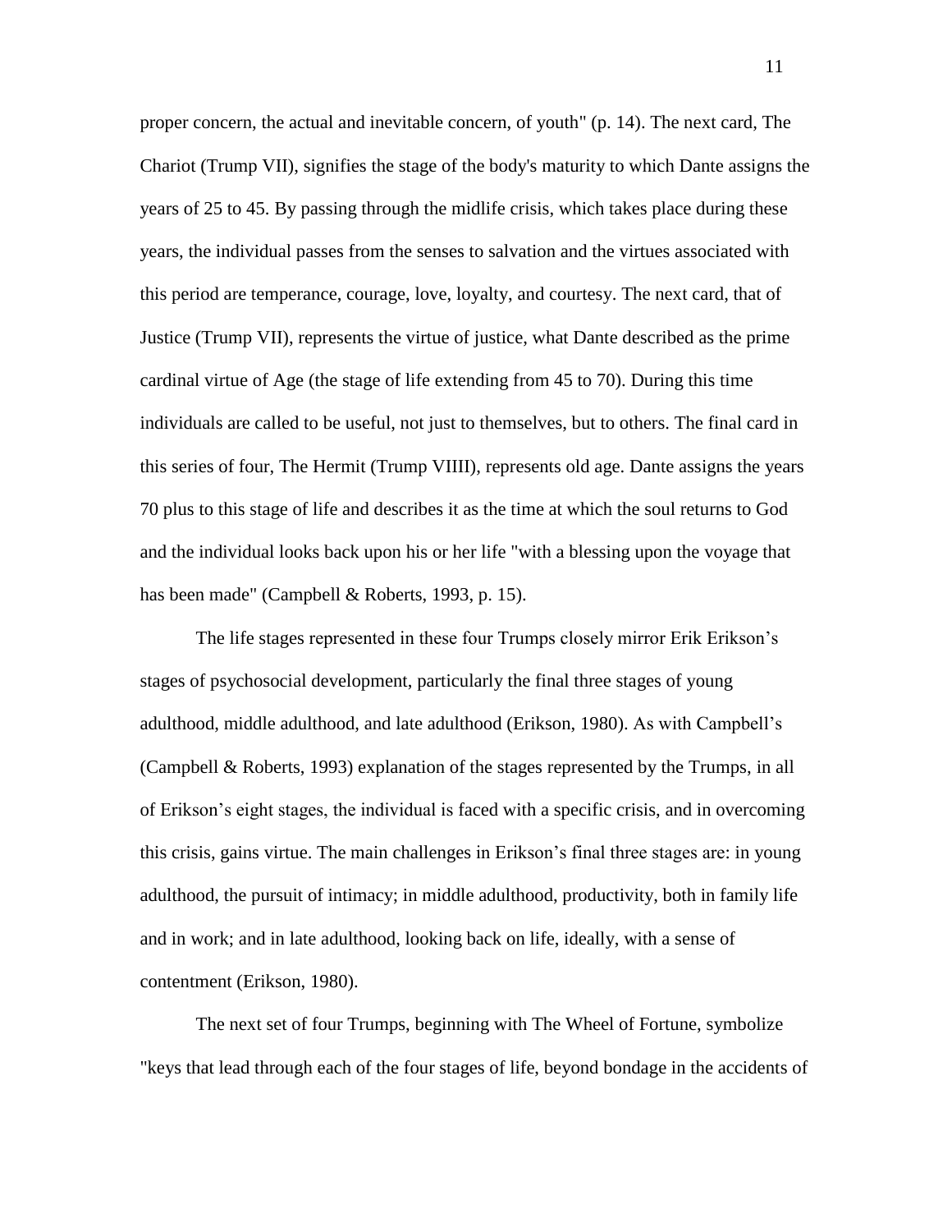proper concern, the actual and inevitable concern, of youth" (p. 14). The next card, The Chariot (Trump VII), signifies the stage of the body's maturity to which Dante assigns the years of 25 to 45. By passing through the midlife crisis, which takes place during these years, the individual passes from the senses to salvation and the virtues associated with this period are temperance, courage, love, loyalty, and courtesy. The next card, that of Justice (Trump VII), represents the virtue of justice, what Dante described as the prime cardinal virtue of Age (the stage of life extending from 45 to 70). During this time individuals are called to be useful, not just to themselves, but to others. The final card in this series of four, The Hermit (Trump VIIII), represents old age. Dante assigns the years 70 plus to this stage of life and describes it as the time at which the soul returns to God and the individual looks back upon his or her life "with a blessing upon the voyage that has been made" (Campbell & Roberts, 1993, p. 15).

The life stages represented in these four Trumps closely mirror Erik Erikson's stages of psychosocial development, particularly the final three stages of young adulthood, middle adulthood, and late adulthood (Erikson, 1980). As with Campbell's (Campbell & Roberts, 1993) explanation of the stages represented by the Trumps, in all of Erikson's eight stages, the individual is faced with a specific crisis, and in overcoming this crisis, gains virtue. The main challenges in Erikson's final three stages are: in young adulthood, the pursuit of intimacy; in middle adulthood, productivity, both in family life and in work; and in late adulthood, looking back on life, ideally, with a sense of contentment (Erikson, 1980).

The next set of four Trumps, beginning with The Wheel of Fortune, symbolize "keys that lead through each of the four stages of life, beyond bondage in the accidents of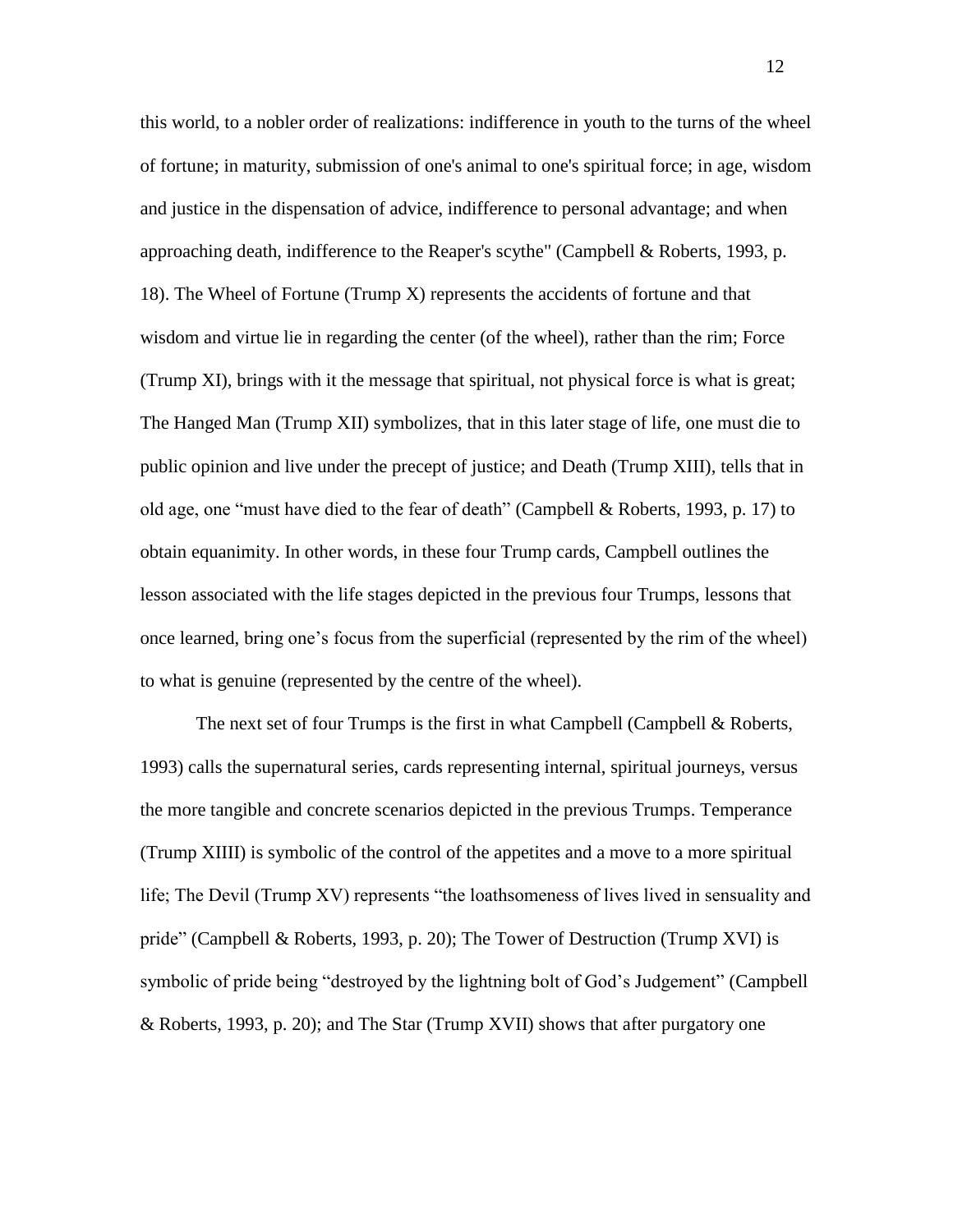this world, to a nobler order of realizations: indifference in youth to the turns of the wheel of fortune; in maturity, submission of one's animal to one's spiritual force; in age, wisdom and justice in the dispensation of advice, indifference to personal advantage; and when approaching death, indifference to the Reaper's scythe" (Campbell & Roberts, 1993, p. 18). The Wheel of Fortune (Trump X) represents the accidents of fortune and that wisdom and virtue lie in regarding the center (of the wheel), rather than the rim; Force (Trump XI), brings with it the message that spiritual, not physical force is what is great; The Hanged Man (Trump XII) symbolizes, that in this later stage of life, one must die to public opinion and live under the precept of justice; and Death (Trump XIII), tells that in old age, one "must have died to the fear of death" (Campbell & Roberts, 1993, p. 17) to obtain equanimity. In other words, in these four Trump cards, Campbell outlines the lesson associated with the life stages depicted in the previous four Trumps, lessons that once learned, bring one's focus from the superficial (represented by the rim of the wheel) to what is genuine (represented by the centre of the wheel).

The next set of four Trumps is the first in what Campbell (Campbell & Roberts, 1993) calls the supernatural series, cards representing internal, spiritual journeys, versus the more tangible and concrete scenarios depicted in the previous Trumps. Temperance (Trump XIIII) is symbolic of the control of the appetites and a move to a more spiritual life; The Devil (Trump XV) represents "the loathsomeness of lives lived in sensuality and pride" (Campbell & Roberts, 1993, p. 20); The Tower of Destruction (Trump XVI) is symbolic of pride being "destroyed by the lightning bolt of God's Judgement" (Campbell & Roberts, 1993, p. 20); and The Star (Trump XVII) shows that after purgatory one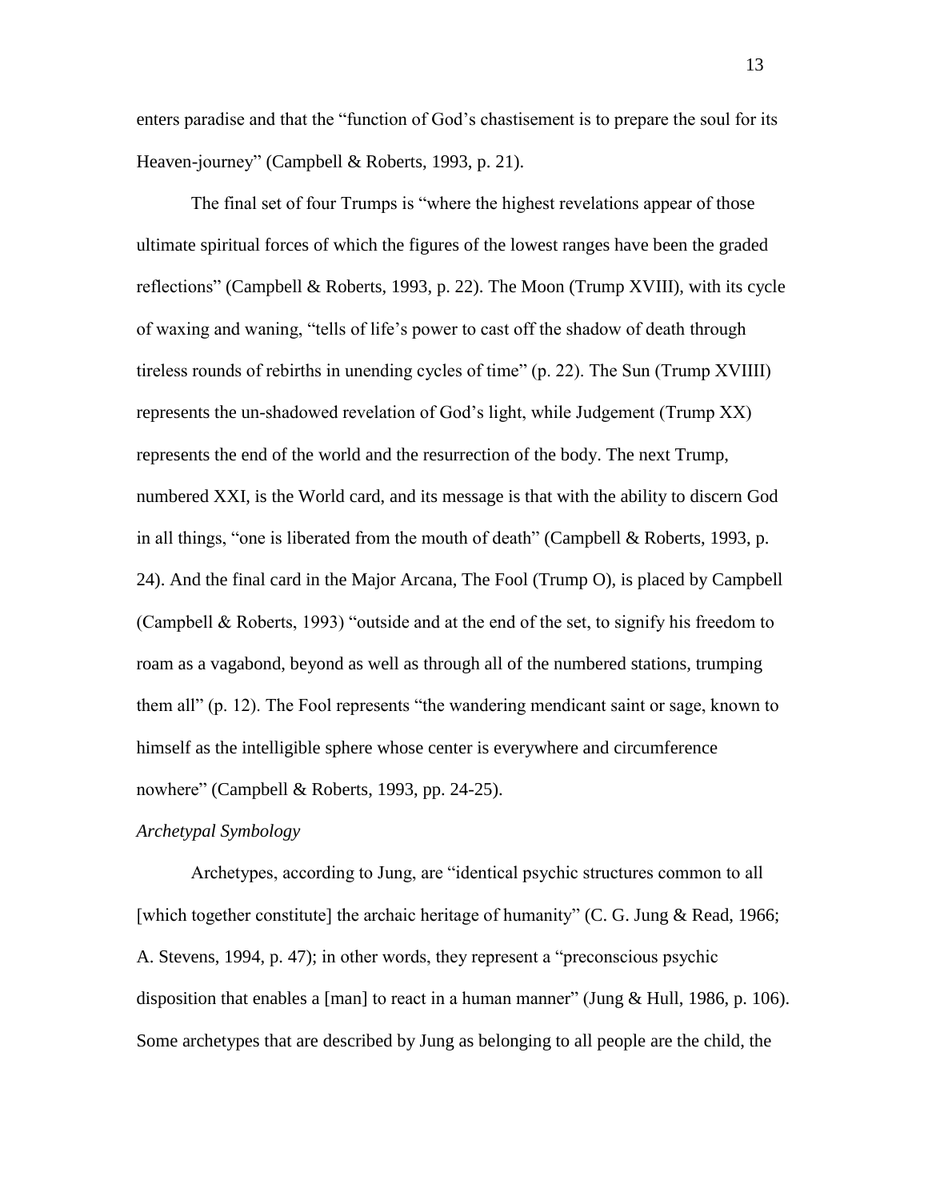enters paradise and that the "function of God's chastisement is to prepare the soul for its Heaven-journey" (Campbell & Roberts, 1993, p. 21).

The final set of four Trumps is "where the highest revelations appear of those ultimate spiritual forces of which the figures of the lowest ranges have been the graded reflections" (Campbell & Roberts, 1993, p. 22). The Moon (Trump XVIII), with its cycle of waxing and waning, "tells of life's power to cast off the shadow of death through tireless rounds of rebirths in unending cycles of time" (p. 22). The Sun (Trump XVIIII) represents the un-shadowed revelation of God's light, while Judgement (Trump XX) represents the end of the world and the resurrection of the body. The next Trump, numbered XXI, is the World card, and its message is that with the ability to discern God in all things, "one is liberated from the mouth of death" (Campbell & Roberts, 1993, p. 24). And the final card in the Major Arcana, The Fool (Trump O), is placed by Campbell (Campbell & Roberts, 1993) "outside and at the end of the set, to signify his freedom to roam as a vagabond, beyond as well as through all of the numbered stations, trumping them all" (p. 12). The Fool represents "the wandering mendicant saint or sage, known to himself as the intelligible sphere whose center is everywhere and circumference nowhere" (Campbell & Roberts, 1993, pp. 24-25).

*Archetypal Symbology*

Archetypes, according to Jung, are "identical psychic structures common to all [which together constitute] the archaic heritage of humanity" (C. G. Jung & Read, 1966; A. Stevens, 1994, p. 47); in other words, they represent a "preconscious psychic disposition that enables a [man] to react in a human manner" (Jung & Hull, 1986, p. 106). Some archetypes that are described by Jung as belonging to all people are the child, the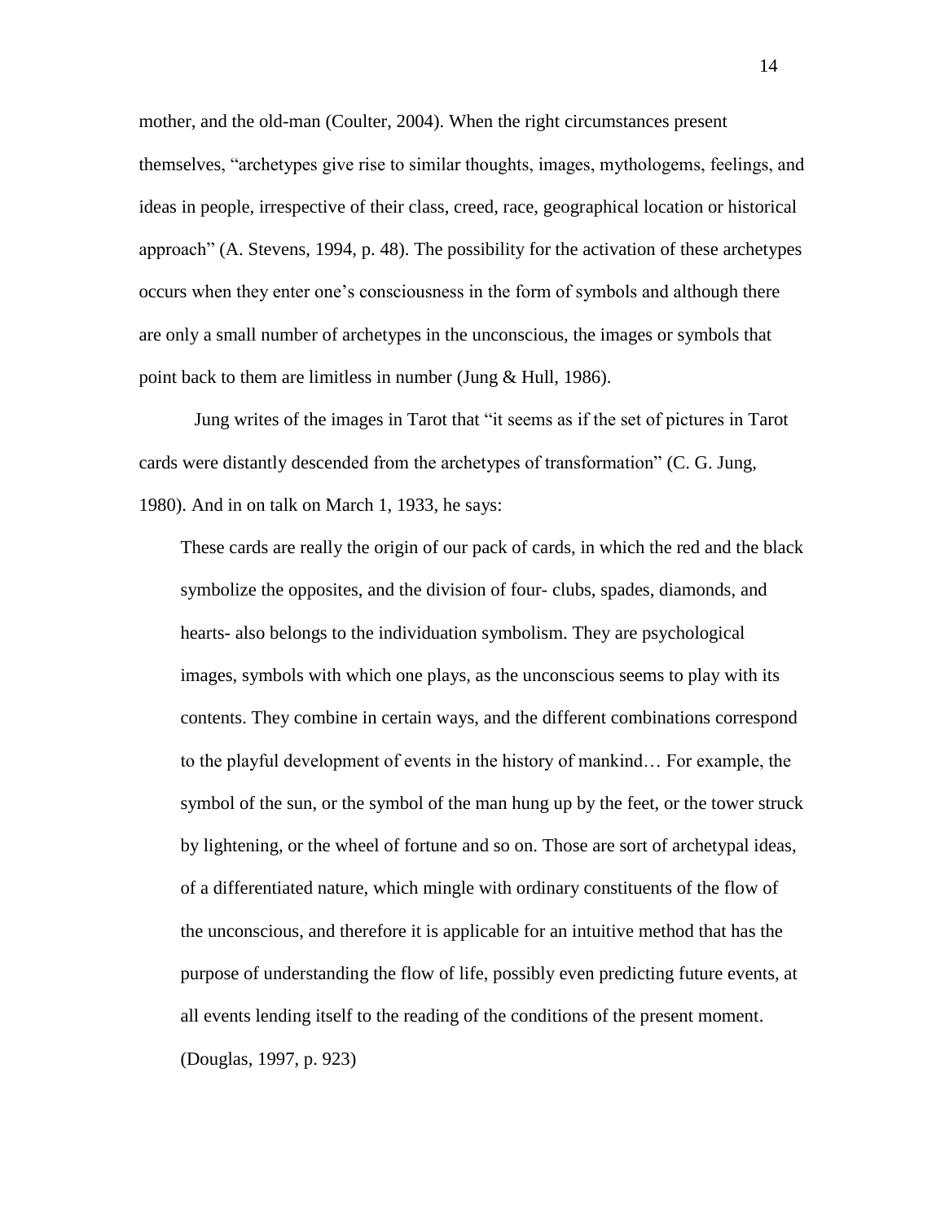mother, and the old-man (Coulter, 2004). When the right circumstances present themselves, "archetypes give rise to similar thoughts, images, mythologems, feelings, and ideas in people, irrespective of their class, creed, race, geographical location or historical approach" (A. Stevens, 1994, p. 48). The possibility for the activation of these archetypes occurs when they enter one's consciousness in the form of symbols and although there are only a small number of archetypes in the unconscious, the images or symbols that point back to them are limitless in number (Jung & Hull, 1986).

Jung writes of the images in Tarot that "it seems as if the set of pictures in Tarot cards were distantly descended from the archetypes of transformation" (C. G. Jung, 1980). And in on talk on March 1, 1933, he says:

> These cards are really the origin of our pack of cards, in which the red and the black symbolize the opposites, and the division of four- clubs, spades, diamonds, and hearts- also belongs to the individuation symbolism. They are psychological images, symbols with which one plays, as the unconscious seems to play with its contents. They combine in certain ways, and the different combinations correspond to the playful development of events in the history of mankind… For example, the symbol of the sun, or the symbol of the man hung up by the feet, or the tower struck by lightening, or the wheel of fortune and so on. Those are sort of archetypal ideas, of a differentiated nature, which mingle with ordinary constituents of the flow of the unconscious, and therefore it is applicable for an intuitive method that has the purpose of understanding the flow of life, possibly even predicting future events, at all events lending itself to the reading of the conditions of the present moment. (Douglas, 1997, p. 923)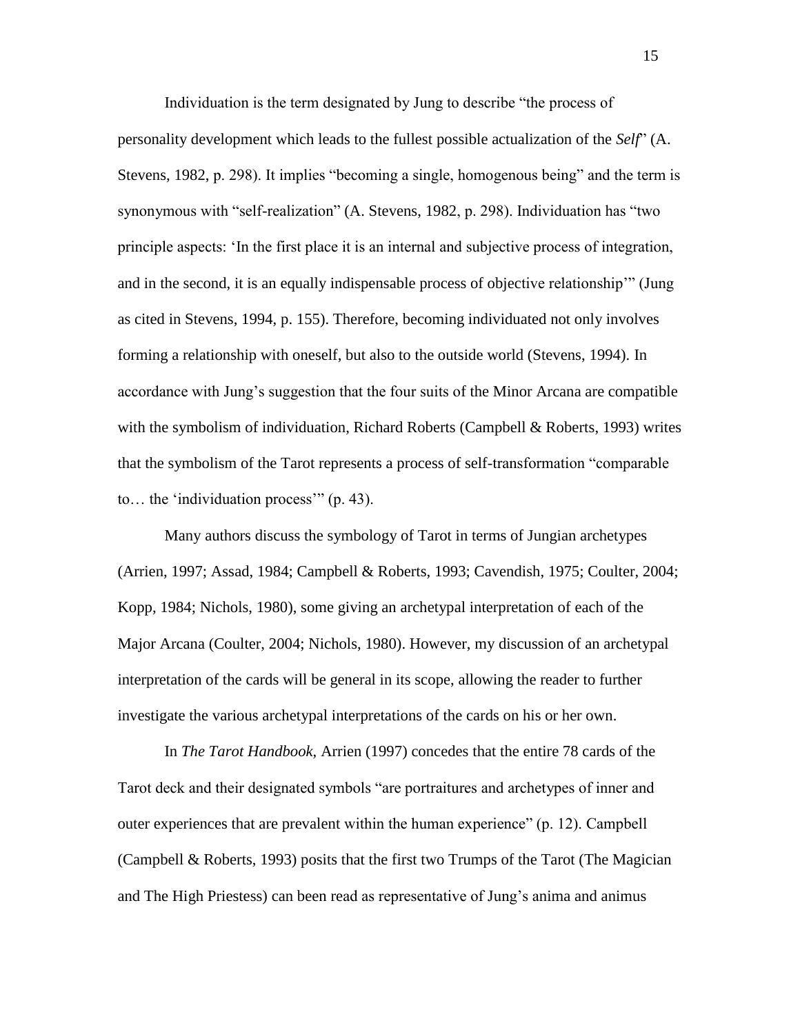Individuation is the term designated by Jung to describe "the process of personality development which leads to the fullest possible actualization of the *Self*" (A. Stevens, 1982, p. 298). It implies "becoming a single, homogenous being" and the term is synonymous with "self-realization" (A. Stevens, 1982, p. 298). Individuation has "two principle aspects: 'In the first place it is an internal and subjective process of integration, and in the second, it is an equally indispensable process of objective relationship'" (Jung as cited in Stevens, 1994, p. 155). Therefore, becoming individuated not only involves forming a relationship with oneself, but also to the outside world (Stevens, 1994). In accordance with Jung's suggestion that the four suits of the Minor Arcana are compatible with the symbolism of individuation, Richard Roberts (Campbell & Roberts, 1993) writes that the symbolism of the Tarot represents a process of self-transformation "comparable to… the 'individuation process'" (p. 43).

Many authors discuss the symbology of Tarot in terms of Jungian archetypes (Arrien, 1997; Assad, 1984; Campbell & Roberts, 1993; Cavendish, 1975; Coulter, 2004; Kopp, 1984; Nichols, 1980), some giving an archetypal interpretation of each of the Major Arcana (Coulter, 2004; Nichols, 1980). However, my discussion of an archetypal interpretation of the cards will be general in its scope, allowing the reader to further investigate the various archetypal interpretations of the cards on his or her own.

In *The Tarot Handbook*, Arrien (1997) concedes that the entire 78 cards of the Tarot deck and their designated symbols "are portraitures and archetypes of inner and outer experiences that are prevalent within the human experience" (p. 12). Campbell (Campbell & Roberts, 1993) posits that the first two Trumps of the Tarot (The Magician and The High Priestess) can been read as representative of Jung's anima and animus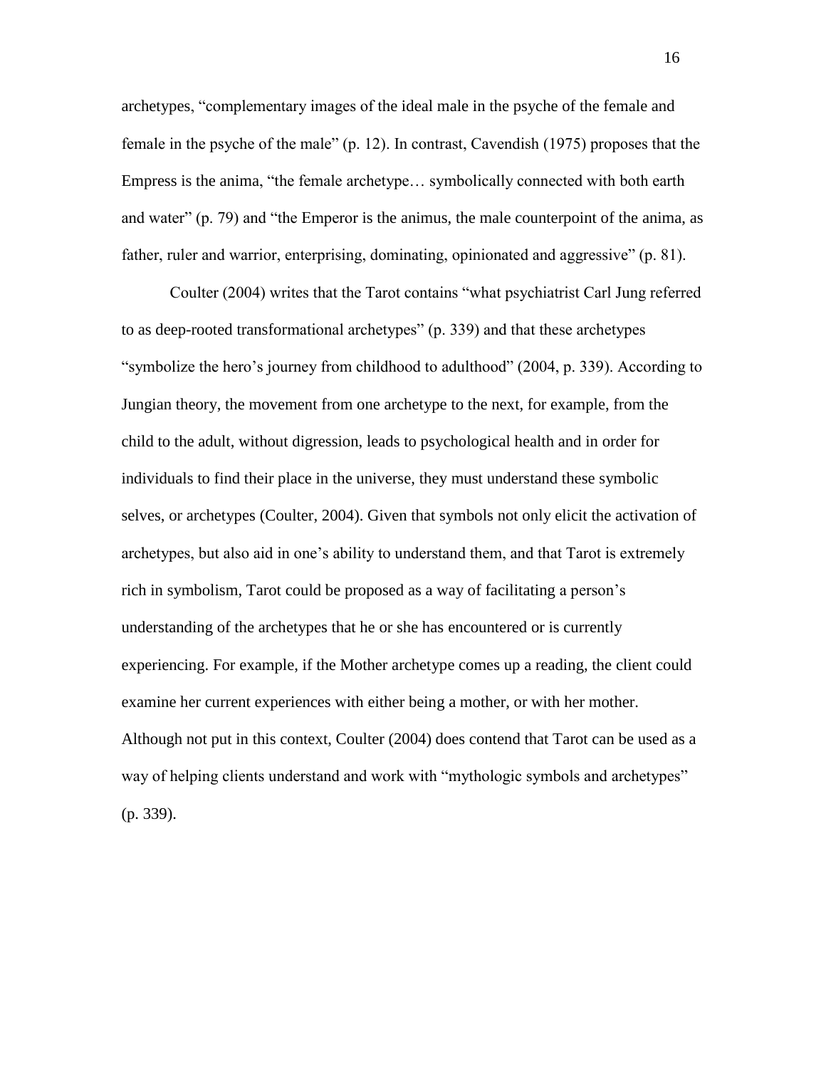archetypes, "complementary images of the ideal male in the psyche of the female and female in the psyche of the male" (p. 12). In contrast, Cavendish (1975) proposes that the Empress is the anima, "the female archetype… symbolically connected with both earth and water" (p. 79) and "the Emperor is the animus, the male counterpoint of the anima, as father, ruler and warrior, enterprising, dominating, opinionated and aggressive" (p. 81).

Coulter (2004) writes that the Tarot contains "what psychiatrist Carl Jung referred to as deep-rooted transformational archetypes" (p. 339) and that these archetypes "symbolize the hero's journey from childhood to adulthood" (2004, p. 339). According to Jungian theory, the movement from one archetype to the next, for example, from the child to the adult, without digression, leads to psychological health and in order for individuals to find their place in the universe, they must understand these symbolic selves, or archetypes (Coulter, 2004). Given that symbols not only elicit the activation of archetypes, but also aid in one's ability to understand them, and that Tarot is extremely rich in symbolism, Tarot could be proposed as a way of facilitating a person's understanding of the archetypes that he or she has encountered or is currently experiencing. For example, if the Mother archetype comes up a reading, the client could examine her current experiences with either being a mother, or with her mother. Although not put in this context, Coulter (2004) does contend that Tarot can be used as a way of helping clients understand and work with "mythologic symbols and archetypes" (p. 339).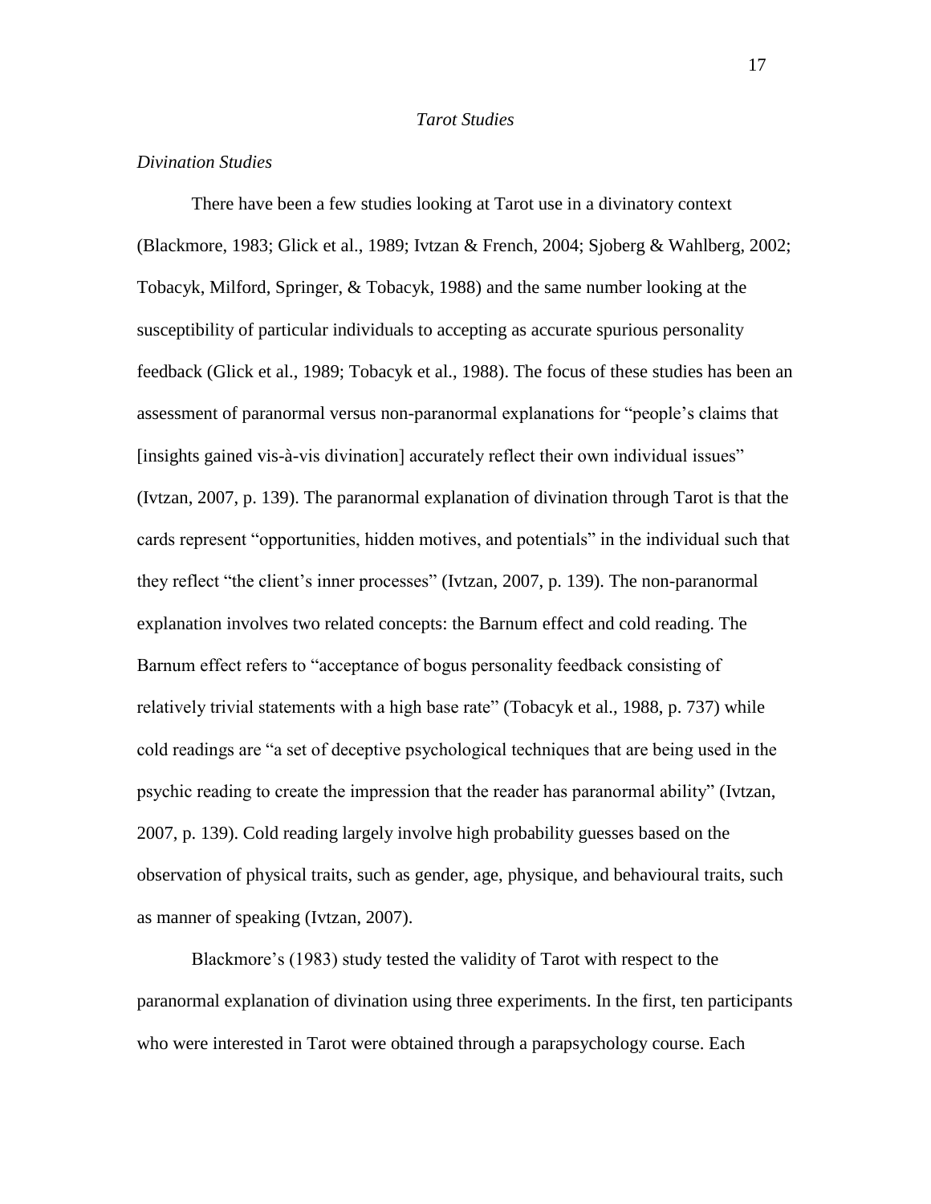*Tarot Studies*

*Divination Studies*

There have been a few studies looking at Tarot use in a divinatory context (Blackmore, 1983; Glick et al., 1989; Ivtzan & French, 2004; Sjoberg & Wahlberg, 2002; Tobacyk, Milford, Springer, & Tobacyk, 1988) and the same number looking at the susceptibility of particular individuals to accepting as accurate spurious personality feedback (Glick et al., 1989; Tobacyk et al., 1988). The focus of these studies has been an assessment of paranormal versus non-paranormal explanations for "people's claims that [insights gained vis-à-vis divination] accurately reflect their own individual issues" (Ivtzan, 2007, p. 139). The paranormal explanation of divination through Tarot is that the cards represent "opportunities, hidden motives, and potentials" in the individual such that they reflect "the client's inner processes" (Ivtzan, 2007, p. 139). The non-paranormal explanation involves two related concepts: the Barnum effect and cold reading. The Barnum effect refers to "acceptance of bogus personality feedback consisting of relatively trivial statements with a high base rate" (Tobacyk et al., 1988, p. 737) while cold readings are "a set of deceptive psychological techniques that are being used in the psychic reading to create the impression that the reader has paranormal ability" (Ivtzan, 2007, p. 139). Cold reading largely involve high probability guesses based on the observation of physical traits, such as gender, age, physique, and behavioural traits, such as manner of speaking (Ivtzan, 2007).

Blackmore's (1983) study tested the validity of Tarot with respect to the paranormal explanation of divination using three experiments. In the first, ten participants who were interested in Tarot were obtained through a parapsychology course. Each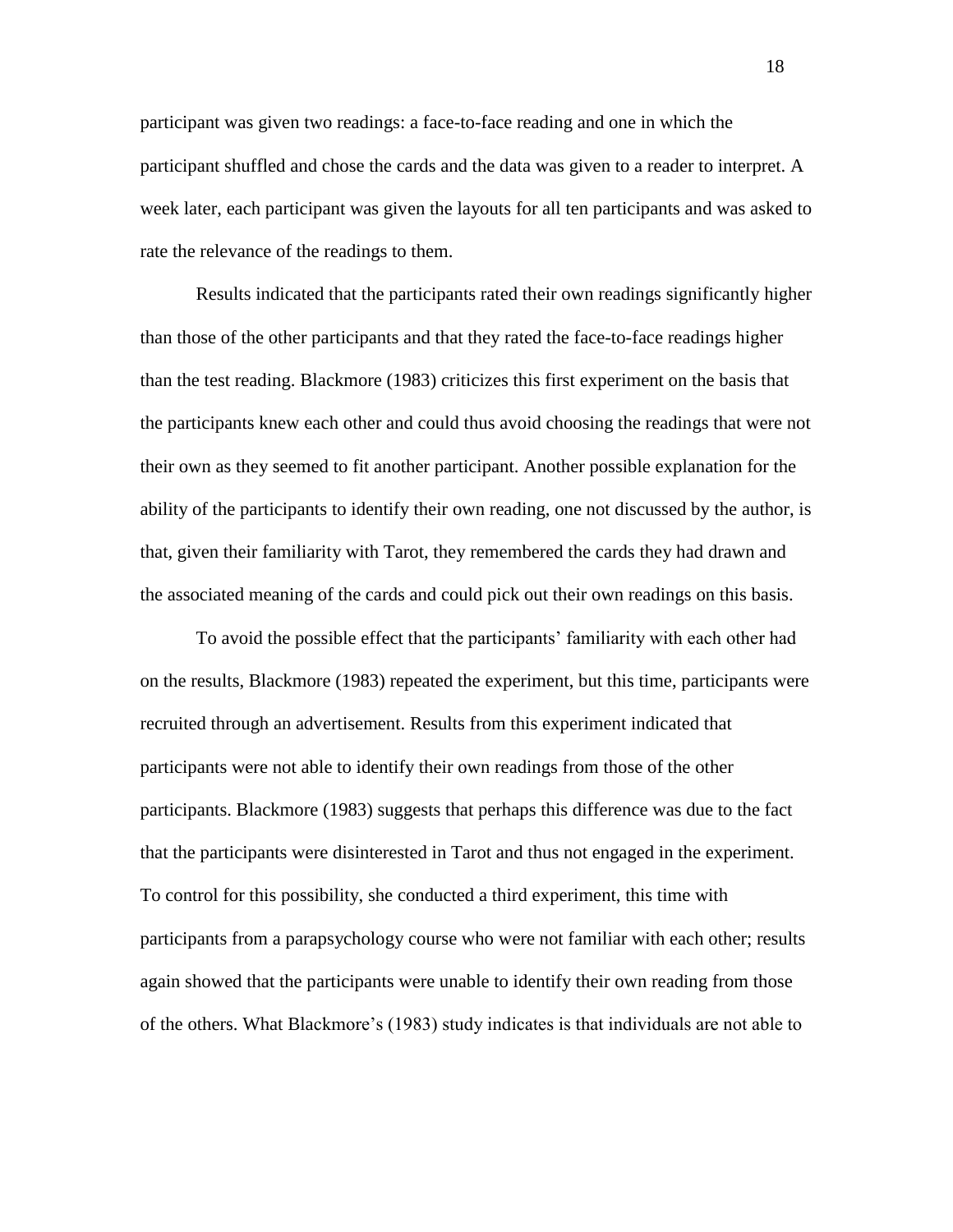participant was given two readings: a face-to-face reading and one in which the participant shuffled and chose the cards and the data was given to a reader to interpret. A week later, each participant was given the layouts for all ten participants and was asked to rate the relevance of the readings to them.

Results indicated that the participants rated their own readings significantly higher than those of the other participants and that they rated the face-to-face readings higher than the test reading. Blackmore (1983) criticizes this first experiment on the basis that the participants knew each other and could thus avoid choosing the readings that were not their own as they seemed to fit another participant. Another possible explanation for the ability of the participants to identify their own reading, one not discussed by the author, is that, given their familiarity with Tarot, they remembered the cards they had drawn and the associated meaning of the cards and could pick out their own readings on this basis.

To avoid the possible effect that the participants' familiarity with each other had on the results, Blackmore (1983) repeated the experiment, but this time, participants were recruited through an advertisement. Results from this experiment indicated that participants were not able to identify their own readings from those of the other participants. Blackmore (1983) suggests that perhaps this difference was due to the fact that the participants were disinterested in Tarot and thus not engaged in the experiment. To control for this possibility, she conducted a third experiment, this time with participants from a parapsychology course who were not familiar with each other; results again showed that the participants were unable to identify their own reading from those of the others. What Blackmore's (1983) study indicates is that individuals are not able to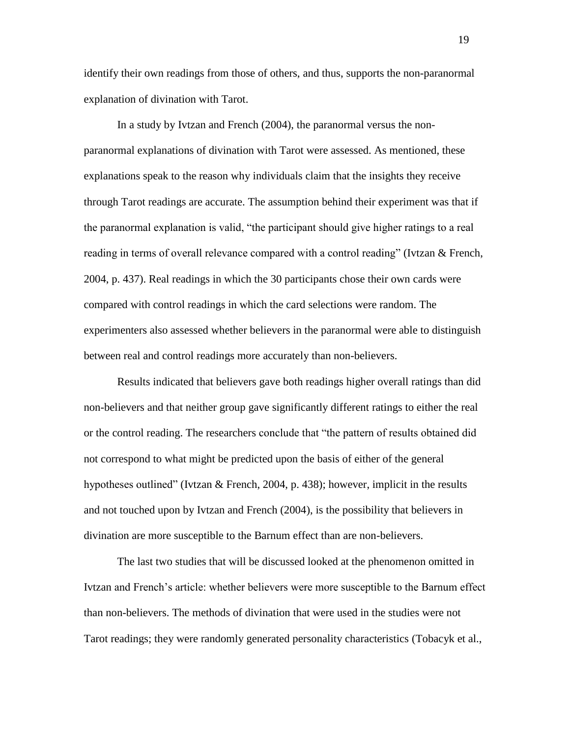identify their own readings from those of others, and thus, supports the non-paranormal explanation of divination with Tarot.

In a study by Ivtzan and French (2004), the paranormal versus the non-paranormal explanations of divination with Tarot were assessed. As mentioned, these explanations speak to the reason why individuals claim that the insights they receive through Tarot readings are accurate. The assumption behind their experiment was that if the paranormal explanation is valid, "the participant should give higher ratings to a real reading in terms of overall relevance compared with a control reading" (Ivtzan & French, 2004, p. 437). Real readings in which the 30 participants chose their own cards were compared with control readings in which the card selections were random. The experimenters also assessed whether believers in the paranormal were able to distinguish between real and control readings more accurately than non-believers.

Results indicated that believers gave both readings higher overall ratings than did non-believers and that neither group gave significantly different ratings to either the real or the control reading. The researchers conclude that "the pattern of results obtained did not correspond to what might be predicted upon the basis of either of the general hypotheses outlined" (Ivtzan & French, 2004, p. 438); however, implicit in the results and not touched upon by Ivtzan and French (2004), is the possibility that believers in divination are more susceptible to the Barnum effect than are non-believers.

The last two studies that will be discussed looked at the phenomenon omitted in Ivtzan and French's article: whether believers were more susceptible to the Barnum effect than non-believers. The methods of divination that were used in the studies were not Tarot readings; they were randomly generated personality characteristics (Tobacyk et al.,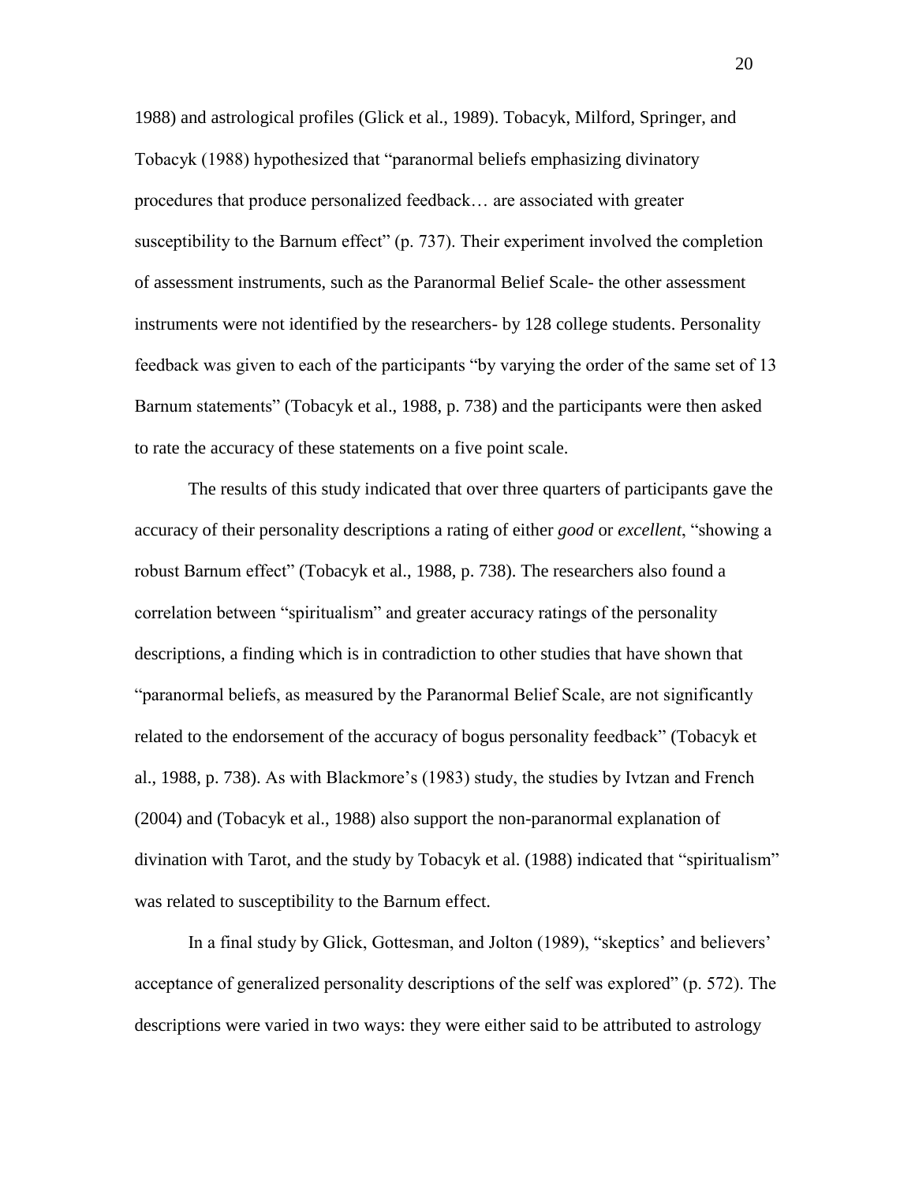1988) and astrological profiles (Glick et al., 1989). Tobacyk, Milford, Springer, and Tobacyk (1988) hypothesized that "paranormal beliefs emphasizing divinatory procedures that produce personalized feedback… are associated with greater susceptibility to the Barnum effect" (p. 737). Their experiment involved the completion of assessment instruments, such as the Paranormal Belief Scale- the other assessment instruments were not identified by the researchers- by 128 college students. Personality feedback was given to each of the participants "by varying the order of the same set of 13 Barnum statements" (Tobacyk et al., 1988, p. 738) and the participants were then asked to rate the accuracy of these statements on a five point scale.

The results of this study indicated that over three quarters of participants gave the accuracy of their personality descriptions a rating of either *good* or *excellent*, "showing a robust Barnum effect" (Tobacyk et al., 1988, p. 738). The researchers also found a correlation between "spiritualism" and greater accuracy ratings of the personality descriptions, a finding which is in contradiction to other studies that have shown that "paranormal beliefs, as measured by the Paranormal Belief Scale, are not significantly related to the endorsement of the accuracy of bogus personality feedback" (Tobacyk et al., 1988, p. 738). As with Blackmore's (1983) study, the studies by Ivtzan and French (2004) and (Tobacyk et al., 1988) also support the non-paranormal explanation of divination with Tarot, and the study by Tobacyk et al. (1988) indicated that "spiritualism" was related to susceptibility to the Barnum effect.

In a final study by Glick, Gottesman, and Jolton (1989), "skeptics' and believers' acceptance of generalized personality descriptions of the self was explored" (p. 572). The descriptions were varied in two ways: they were either said to be attributed to astrology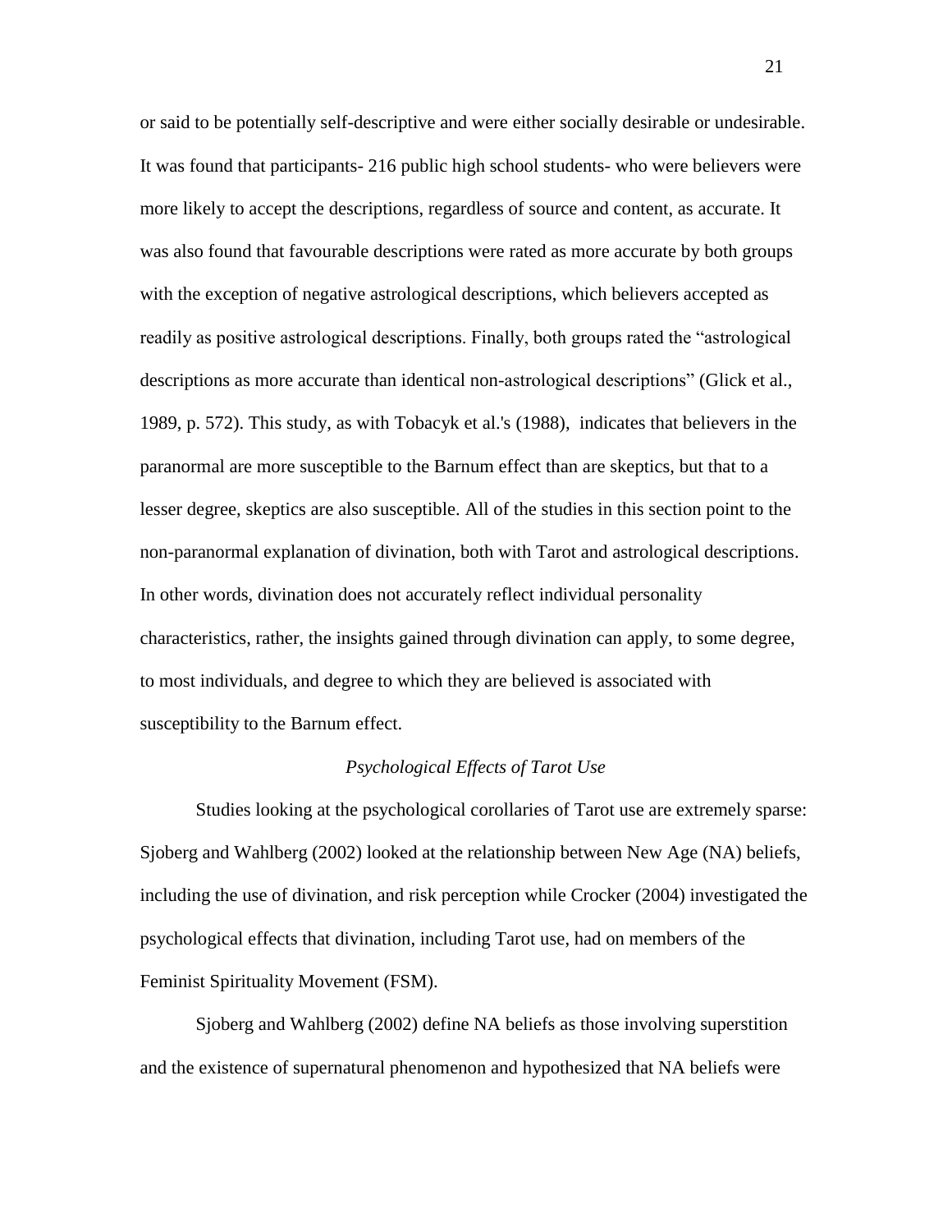or said to be potentially self-descriptive and were either socially desirable or undesirable. It was found that participants- 216 public high school students- who were believers were more likely to accept the descriptions, regardless of source and content, as accurate. It was also found that favourable descriptions were rated as more accurate by both groups with the exception of negative astrological descriptions, which believers accepted as readily as positive astrological descriptions. Finally, both groups rated the "astrological descriptions as more accurate than identical non-astrological descriptions" (Glick et al., 1989, p. 572). This study, as with Tobacyk et al.'s (1988), indicates that believers in the paranormal are more susceptible to the Barnum effect than are skeptics, but that to a lesser degree, skeptics are also susceptible. All of the studies in this section point to the non-paranormal explanation of divination, both with Tarot and astrological descriptions. In other words, divination does not accurately reflect individual personality characteristics, rather, the insights gained through divination can apply, to some degree, to most individuals, and degree to which they are believed is associated with susceptibility to the Barnum effect.

### *Psychological Effects of Tarot Use*

Studies looking at the psychological corollaries of Tarot use are extremely sparse: Sjoberg and Wahlberg (2002) looked at the relationship between New Age (NA) beliefs, including the use of divination, and risk perception while Crocker (2004) investigated the psychological effects that divination, including Tarot use, had on members of the Feminist Spirituality Movement (FSM).

Sjoberg and Wahlberg (2002) define NA beliefs as those involving superstition and the existence of supernatural phenomenon and hypothesized that NA beliefs were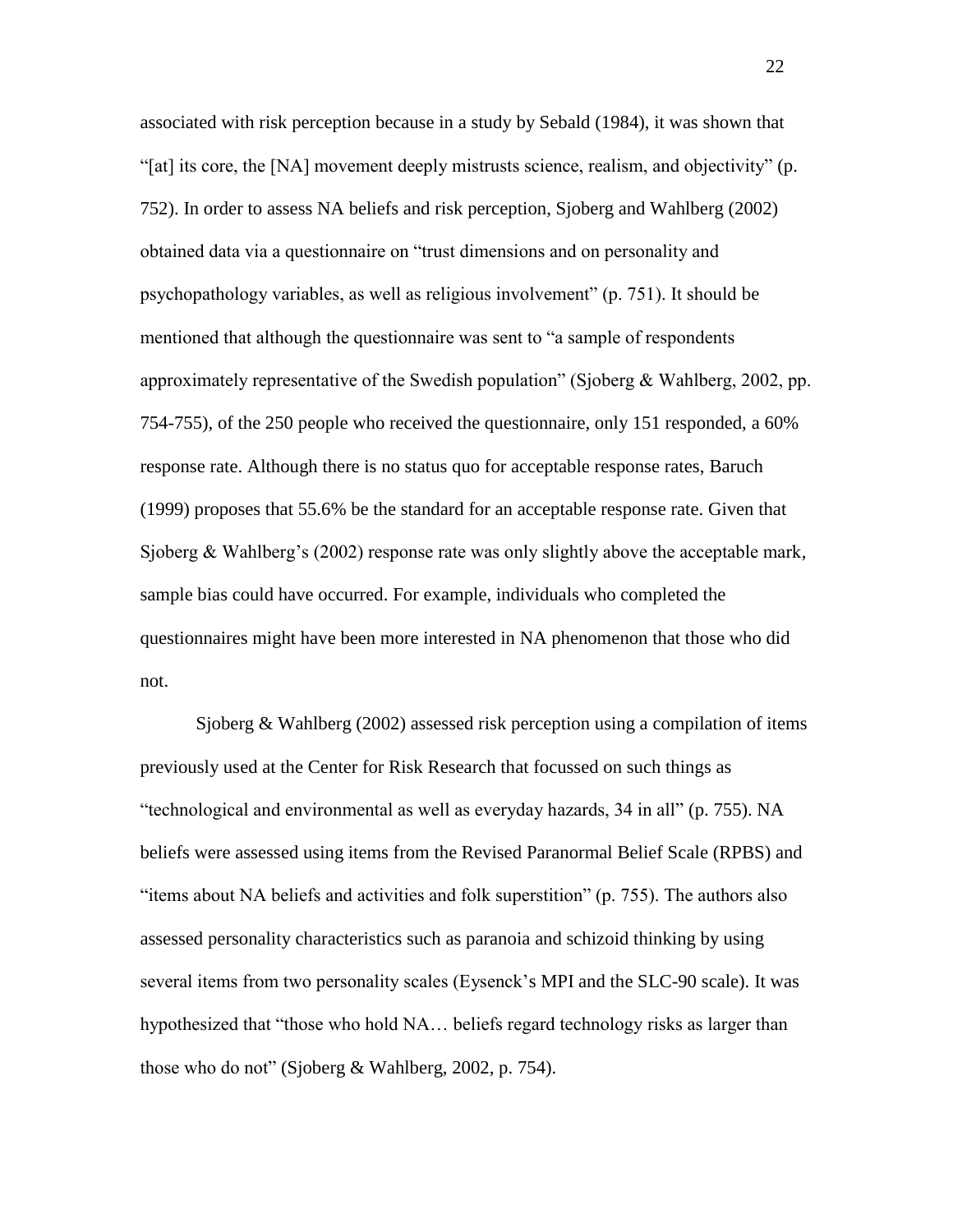associated with risk perception because in a study by Sebald (1984), it was shown that "[at] its core, the [NA] movement deeply mistrusts science, realism, and objectivity" (p. 752). In order to assess NA beliefs and risk perception, Sjoberg and Wahlberg (2002) obtained data via a questionnaire on "trust dimensions and on personality and psychopathology variables, as well as religious involvement" (p. 751). It should be mentioned that although the questionnaire was sent to "a sample of respondents approximately representative of the Swedish population" (Sjoberg & Wahlberg, 2002, pp. 754-755), of the 250 people who received the questionnaire, only 151 responded, a 60% response rate. Although there is no status quo for acceptable response rates, Baruch (1999) proposes that 55.6% be the standard for an acceptable response rate. Given that Sjoberg & Wahlberg's (2002) response rate was only slightly above the acceptable mark, sample bias could have occurred. For example, individuals who completed the questionnaires might have been more interested in NA phenomenon that those who did not.

Sjoberg & Wahlberg (2002) assessed risk perception using a compilation of items previously used at the Center for Risk Research that focussed on such things as "technological and environmental as well as everyday hazards, 34 in all" (p. 755). NA beliefs were assessed using items from the Revised Paranormal Belief Scale (RPBS) and "items about NA beliefs and activities and folk superstition" (p. 755). The authors also assessed personality characteristics such as paranoia and schizoid thinking by using several items from two personality scales (Eysenck's MPI and the SLC-90 scale). It was hypothesized that "those who hold NA… beliefs regard technology risks as larger than those who do not" (Sjoberg & Wahlberg, 2002, p. 754).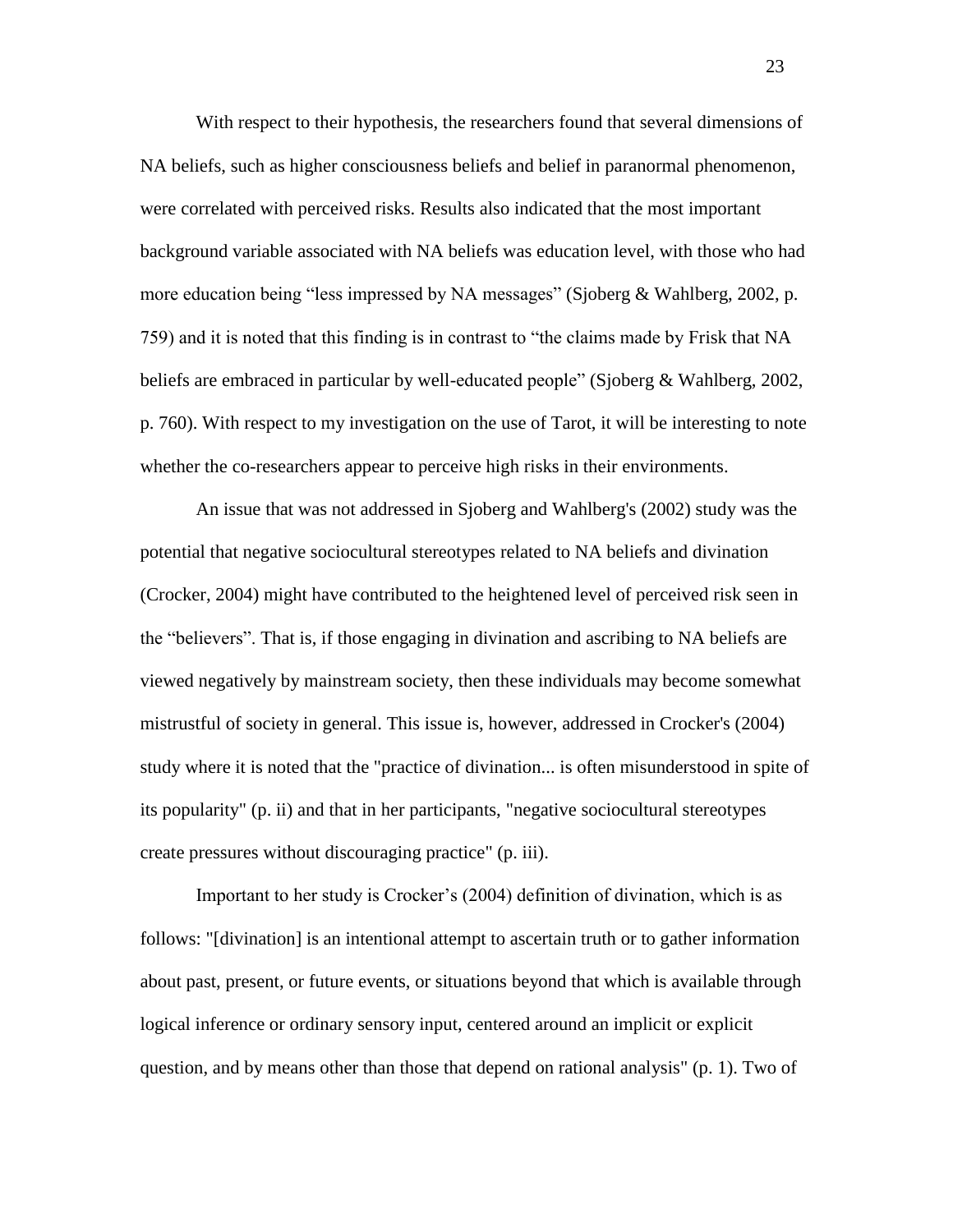With respect to their hypothesis, the researchers found that several dimensions of NA beliefs, such as higher consciousness beliefs and belief in paranormal phenomenon, were correlated with perceived risks. Results also indicated that the most important background variable associated with NA beliefs was education level, with those who had more education being "less impressed by NA messages" (Sjoberg & Wahlberg, 2002, p. 759) and it is noted that this finding is in contrast to "the claims made by Frisk that NA beliefs are embraced in particular by well-educated people" (Sjoberg & Wahlberg, 2002, p. 760). With respect to my investigation on the use of Tarot, it will be interesting to note whether the co-researchers appear to perceive high risks in their environments.

An issue that was not addressed in Sjoberg and Wahlberg's (2002) study was the potential that negative sociocultural stereotypes related to NA beliefs and divination (Crocker, 2004) might have contributed to the heightened level of perceived risk seen in the "believers". That is, if those engaging in divination and ascribing to NA beliefs are viewed negatively by mainstream society, then these individuals may become somewhat mistrustful of society in general. This issue is, however, addressed in Crocker's (2004) study where it is noted that the "practice of divination... is often misunderstood in spite of its popularity" (p. ii) and that in her participants, "negative sociocultural stereotypes create pressures without discouraging practice" (p. iii).

Important to her study is Crocker's (2004) definition of divination, which is as follows: "[divination] is an intentional attempt to ascertain truth or to gather information about past, present, or future events, or situations beyond that which is available through logical inference or ordinary sensory input, centered around an implicit or explicit question, and by means other than those that depend on rational analysis" (p. 1). Two of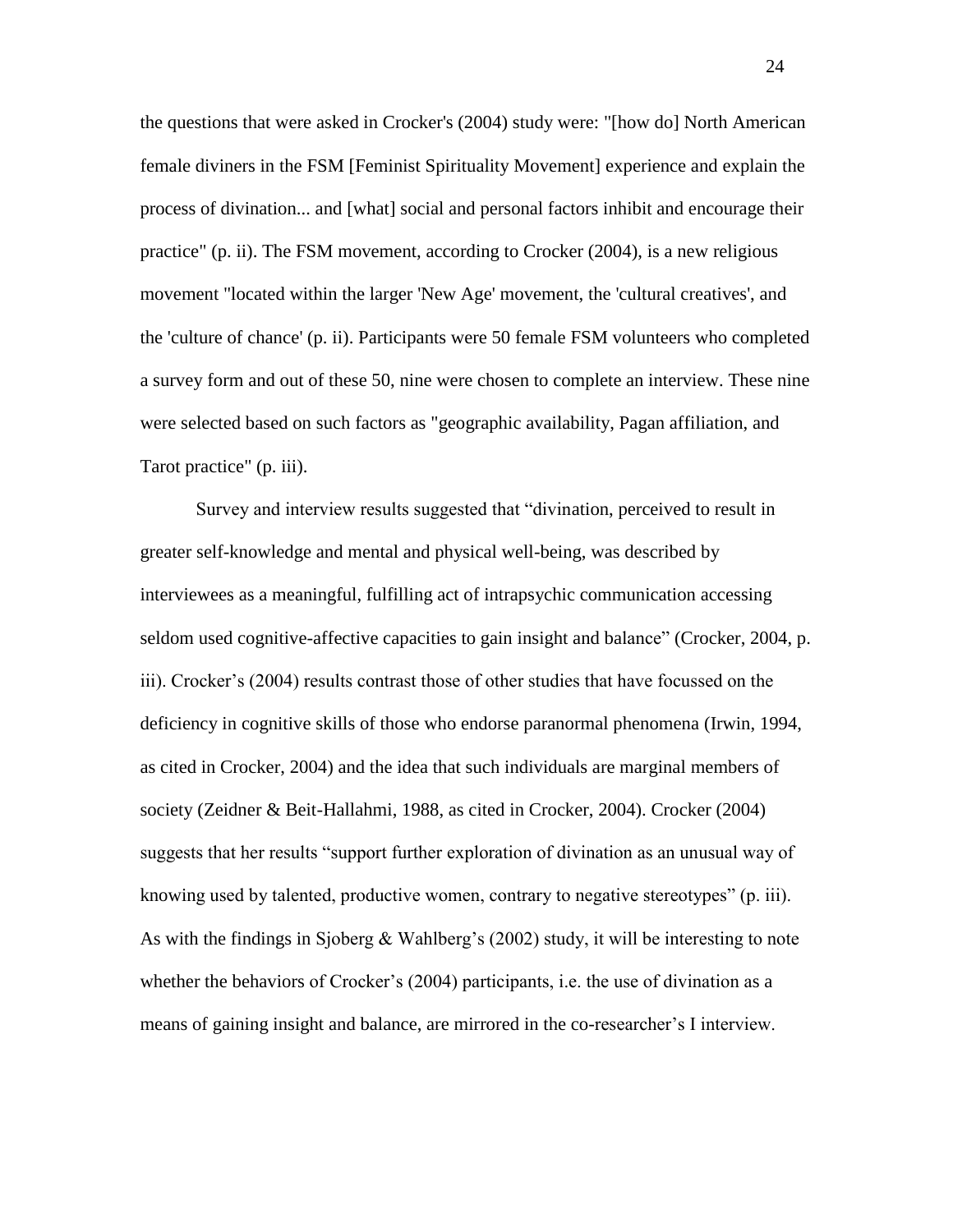the questions that were asked in Crocker's (2004) study were: "[how do] North American female diviners in the FSM [Feminist Spirituality Movement] experience and explain the process of divination... and [what] social and personal factors inhibit and encourage their practice" (p. ii). The FSM movement, according to Crocker (2004), is a new religious movement "located within the larger 'New Age' movement, the 'cultural creatives', and the 'culture of chance' (p. ii). Participants were 50 female FSM volunteers who completed a survey form and out of these 50, nine were chosen to complete an interview. These nine were selected based on such factors as "geographic availability, Pagan affiliation, and Tarot practice" (p. iii).

Survey and interview results suggested that "divination, perceived to result in greater self-knowledge and mental and physical well-being, was described by interviewees as a meaningful, fulfilling act of intrapsychic communication accessing seldom used cognitive-affective capacities to gain insight and balance" (Crocker, 2004, p. iii). Crocker's (2004) results contrast those of other studies that have focussed on the deficiency in cognitive skills of those who endorse paranormal phenomena (Irwin, 1994, as cited in Crocker, 2004) and the idea that such individuals are marginal members of society (Zeidner & Beit-Hallahmi, 1988, as cited in Crocker, 2004). Crocker (2004) suggests that her results "support further exploration of divination as an unusual way of knowing used by talented, productive women, contrary to negative stereotypes" (p. iii). As with the findings in Sjoberg & Wahlberg's (2002) study, it will be interesting to note whether the behaviors of Crocker's (2004) participants, i.e. the use of divination as a means of gaining insight and balance, are mirrored in the co-researcher's I interview.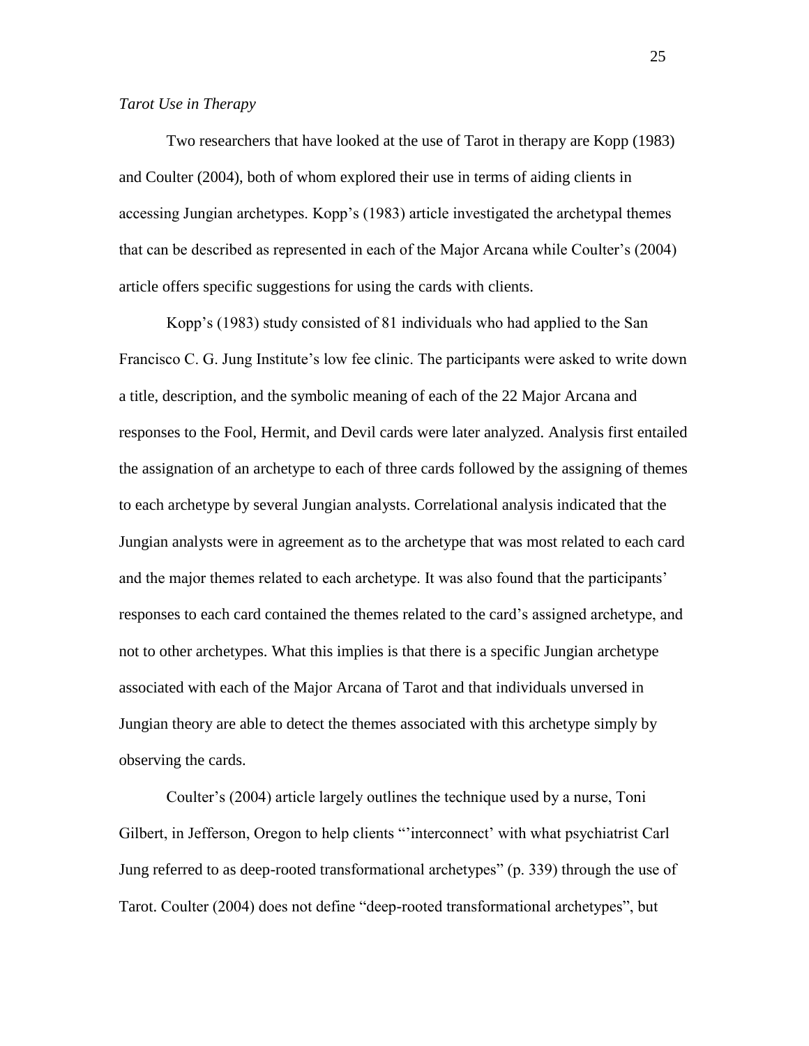*Tarot Use in Therapy*

Two researchers that have looked at the use of Tarot in therapy are Kopp (1983) and Coulter (2004), both of whom explored their use in terms of aiding clients in accessing Jungian archetypes. Kopp's (1983) article investigated the archetypal themes that can be described as represented in each of the Major Arcana while Coulter's (2004) article offers specific suggestions for using the cards with clients.

Kopp's (1983) study consisted of 81 individuals who had applied to the San Francisco C. G. Jung Institute's low fee clinic. The participants were asked to write down a title, description, and the symbolic meaning of each of the 22 Major Arcana and responses to the Fool, Hermit, and Devil cards were later analyzed. Analysis first entailed the assignation of an archetype to each of three cards followed by the assigning of themes to each archetype by several Jungian analysts. Correlational analysis indicated that the Jungian analysts were in agreement as to the archetype that was most related to each card and the major themes related to each archetype. It was also found that the participants' responses to each card contained the themes related to the card's assigned archetype, and not to other archetypes. What this implies is that there is a specific Jungian archetype associated with each of the Major Arcana of Tarot and that individuals unversed in Jungian theory are able to detect the themes associated with this archetype simply by observing the cards.

Coulter's (2004) article largely outlines the technique used by a nurse, Toni Gilbert, in Jefferson, Oregon to help clients "'interconnect' with what psychiatrist Carl Jung referred to as deep-rooted transformational archetypes" (p. 339) through the use of Tarot. Coulter (2004) does not define "deep-rooted transformational archetypes", but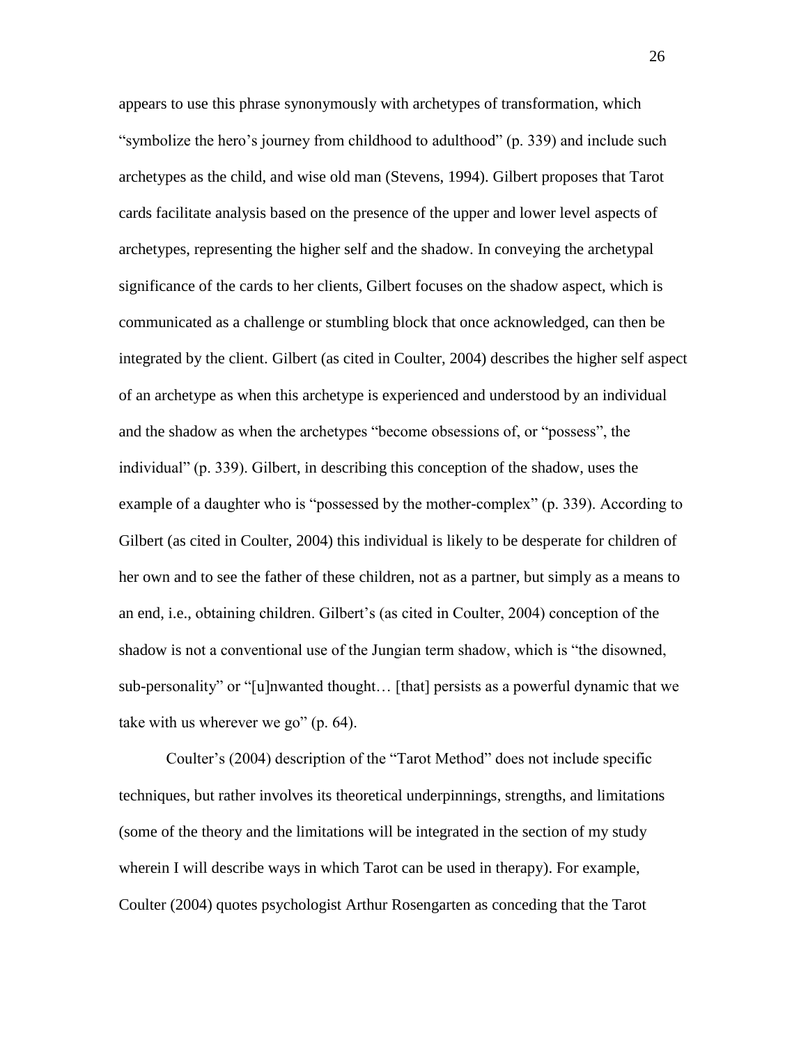appears to use this phrase synonymously with archetypes of transformation, which "symbolize the hero's journey from childhood to adulthood" (p. 339) and include such archetypes as the child, and wise old man (Stevens, 1994). Gilbert proposes that Tarot cards facilitate analysis based on the presence of the upper and lower level aspects of archetypes, representing the higher self and the shadow. In conveying the archetypal significance of the cards to her clients, Gilbert focuses on the shadow aspect, which is communicated as a challenge or stumbling block that once acknowledged, can then be integrated by the client. Gilbert (as cited in Coulter, 2004) describes the higher self aspect of an archetype as when this archetype is experienced and understood by an individual and the shadow as when the archetypes "become obsessions of, or "possess", the individual" (p. 339). Gilbert, in describing this conception of the shadow, uses the example of a daughter who is "possessed by the mother-complex" (p. 339). According to Gilbert (as cited in Coulter, 2004) this individual is likely to be desperate for children of her own and to see the father of these children, not as a partner, but simply as a means to an end, i.e., obtaining children. Gilbert's (as cited in Coulter, 2004) conception of the shadow is not a conventional use of the Jungian term shadow, which is "the disowned, sub-personality" or "[u]nwanted thought… [that] persists as a powerful dynamic that we take with us wherever we go" (p. 64).

Coulter's (2004) description of the "Tarot Method" does not include specific techniques, but rather involves its theoretical underpinnings, strengths, and limitations (some of the theory and the limitations will be integrated in the section of my study wherein I will describe ways in which Tarot can be used in therapy). For example, Coulter (2004) quotes psychologist Arthur Rosengarten as conceding that the Tarot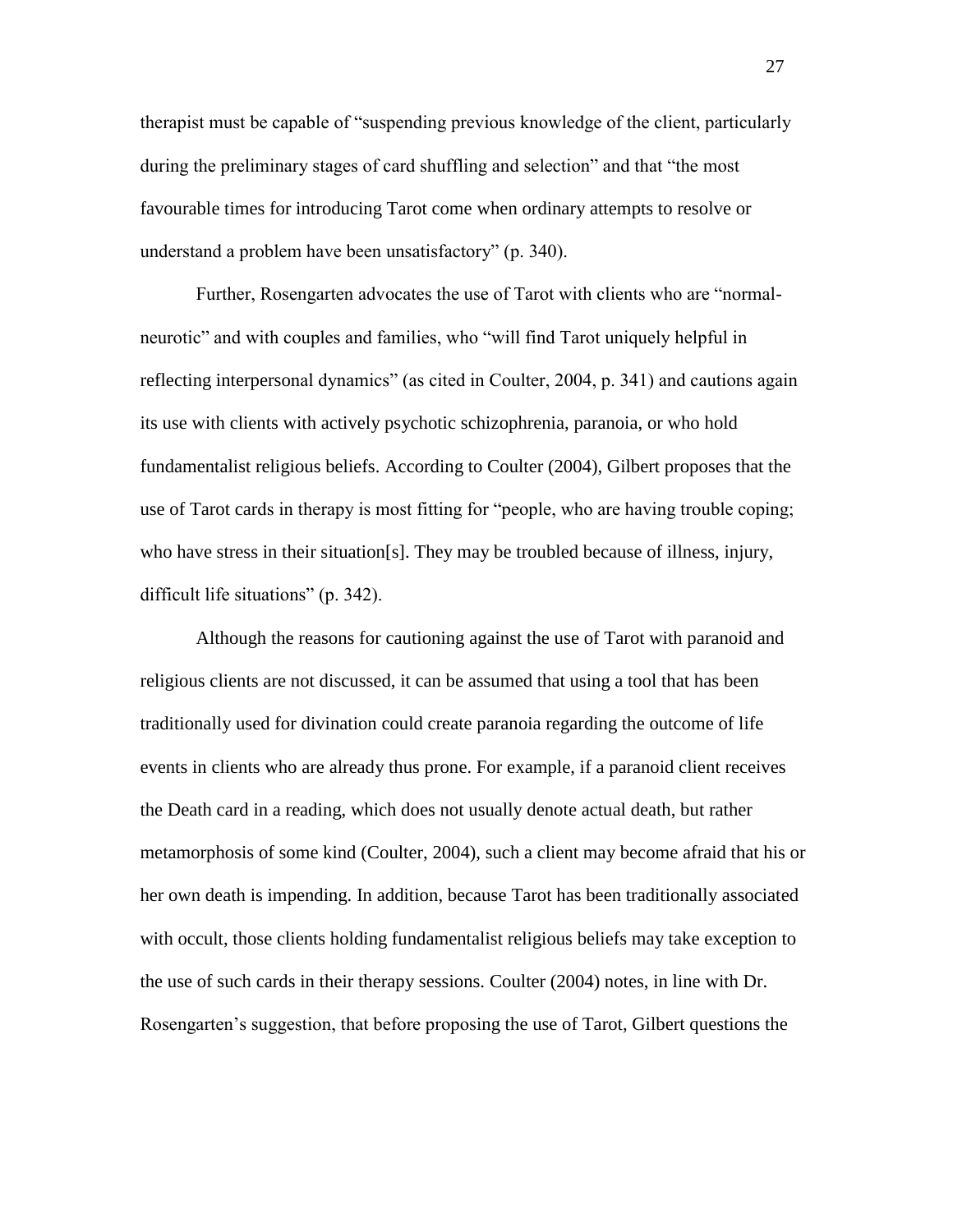therapist must be capable of "suspending previous knowledge of the client, particularly during the preliminary stages of card shuffling and selection" and that "the most favourable times for introducing Tarot come when ordinary attempts to resolve or understand a problem have been unsatisfactory" (p. 340).

Further, Rosengarten advocates the use of Tarot with clients who are "normal-neurotic" and with couples and families, who "will find Tarot uniquely helpful in reflecting interpersonal dynamics" (as cited in Coulter, 2004, p. 341) and cautions again its use with clients with actively psychotic schizophrenia, paranoia, or who hold fundamentalist religious beliefs. According to Coulter (2004), Gilbert proposes that the use of Tarot cards in therapy is most fitting for "people, who are having trouble coping; who have stress in their situation[s]. They may be troubled because of illness, injury, difficult life situations" (p. 342).

Although the reasons for cautioning against the use of Tarot with paranoid and religious clients are not discussed, it can be assumed that using a tool that has been traditionally used for divination could create paranoia regarding the outcome of life events in clients who are already thus prone. For example, if a paranoid client receives the Death card in a reading, which does not usually denote actual death, but rather metamorphosis of some kind (Coulter, 2004), such a client may become afraid that his or her own death is impending. In addition, because Tarot has been traditionally associated with occult, those clients holding fundamentalist religious beliefs may take exception to the use of such cards in their therapy sessions. Coulter (2004) notes, in line with Dr. Rosengarten's suggestion, that before proposing the use of Tarot, Gilbert questions the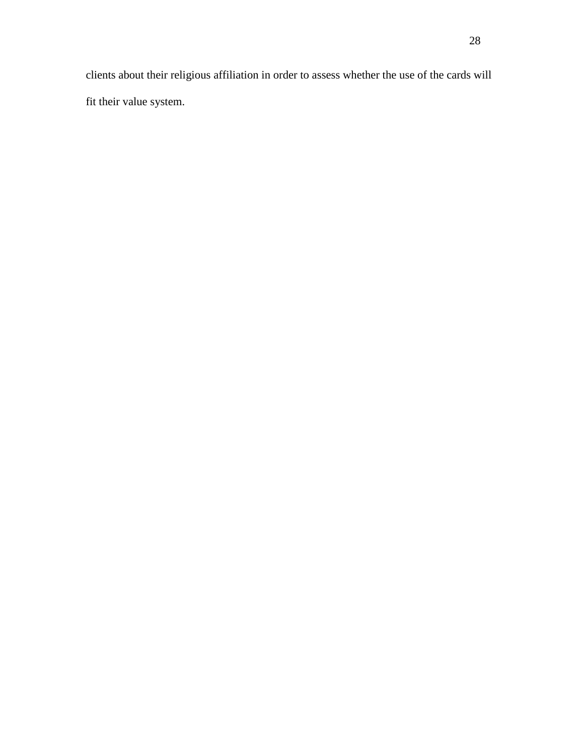clients about their religious affiliation in order to assess whether the use of the cards will fit their value system.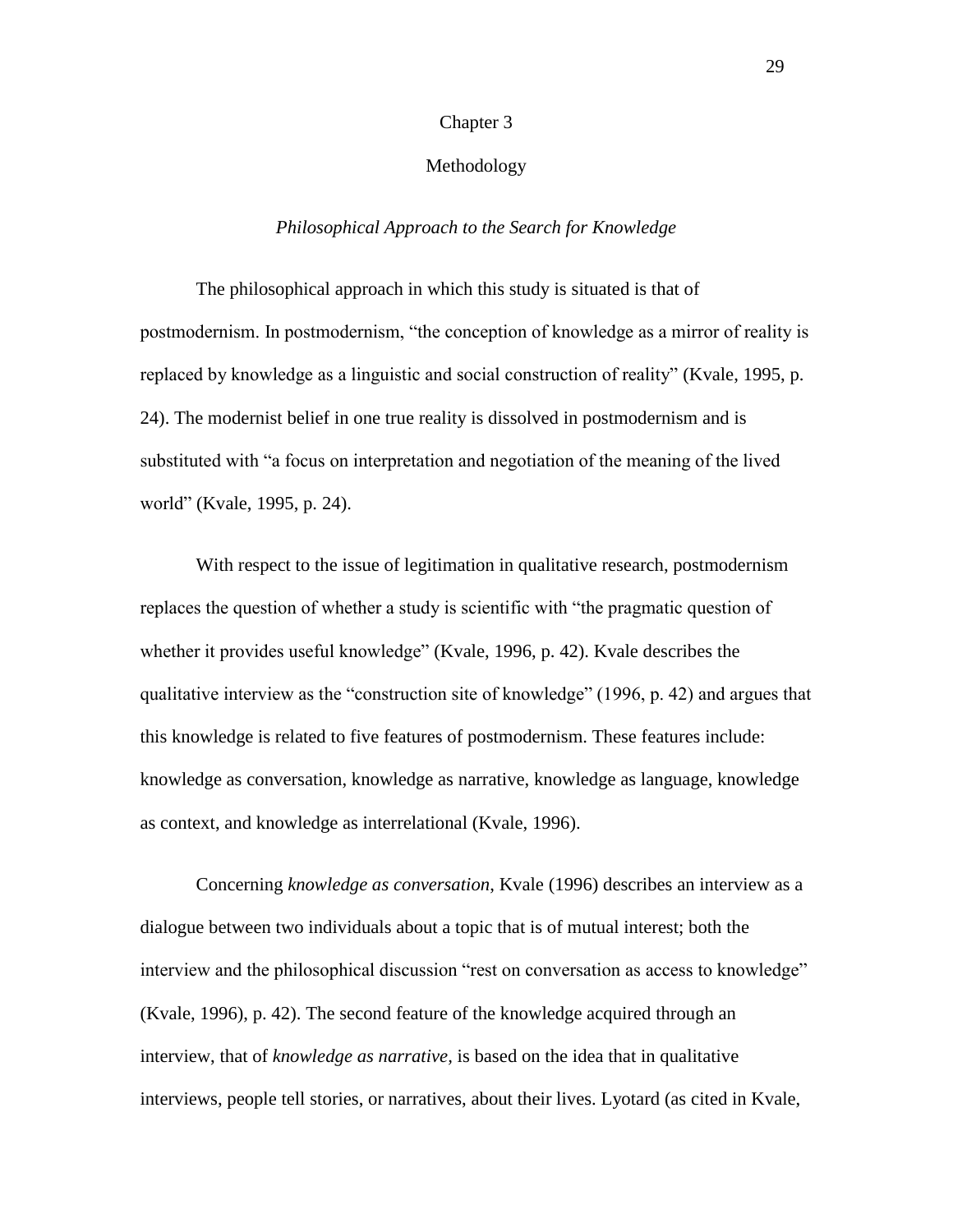# Chapter 3

# Methodology

### *Philosophical Approach to the Search for Knowledge*

The philosophical approach in which this study is situated is that of postmodernism. In postmodernism, "the conception of knowledge as a mirror of reality is replaced by knowledge as a linguistic and social construction of reality" (Kvale, 1995, p. 24). The modernist belief in one true reality is dissolved in postmodernism and is substituted with "a focus on interpretation and negotiation of the meaning of the lived world" (Kvale, 1995, p. 24).

With respect to the issue of legitimation in qualitative research, postmodernism replaces the question of whether a study is scientific with "the pragmatic question of whether it provides useful knowledge" (Kvale, 1996, p. 42). Kvale describes the qualitative interview as the "construction site of knowledge" (1996, p. 42) and argues that this knowledge is related to five features of postmodernism. These features include: knowledge as conversation, knowledge as narrative, knowledge as language, knowledge as context, and knowledge as interrelational (Kvale, 1996).

Concerning *knowledge as conversation*, Kvale (1996) describes an interview as a dialogue between two individuals about a topic that is of mutual interest; both the interview and the philosophical discussion "rest on conversation as access to knowledge" (Kvale, 1996), p. 42). The second feature of the knowledge acquired through an interview, that of *knowledge as narrative,* is based on the idea that in qualitative interviews, people tell stories, or narratives, about their lives. Lyotard (as cited in Kvale,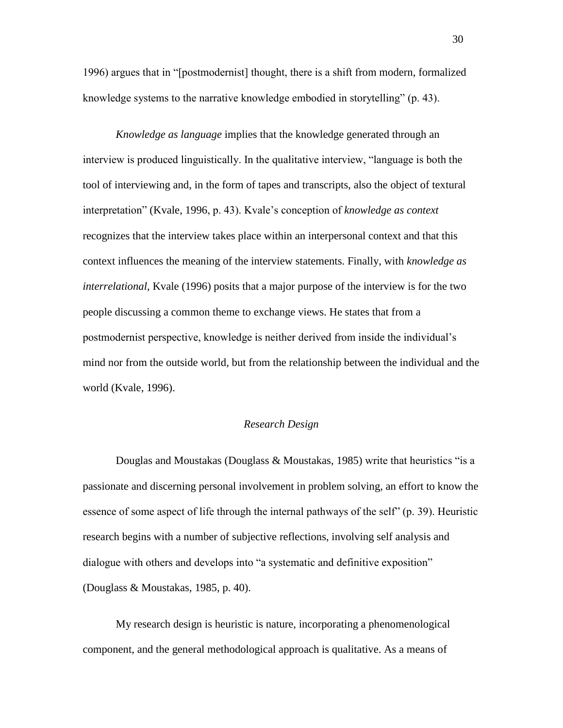1996) argues that in "[postmodernist] thought, there is a shift from modern, formalized knowledge systems to the narrative knowledge embodied in storytelling" (p. 43).

*Knowledge as language* implies that the knowledge generated through an interview is produced linguistically. In the qualitative interview, "language is both the tool of interviewing and, in the form of tapes and transcripts, also the object of textural interpretation" (Kvale, 1996, p. 43). Kvale's conception of *knowledge as context* recognizes that the interview takes place within an interpersonal context and that this context influences the meaning of the interview statements. Finally, with *knowledge as interrelational*, Kvale (1996) posits that a major purpose of the interview is for the two people discussing a common theme to exchange views. He states that from a postmodernist perspective, knowledge is neither derived from inside the individual's mind nor from the outside world, but from the relationship between the individual and the world (Kvale, 1996).

## *Research Design*

Douglas and Moustakas (Douglass & Moustakas, 1985) write that heuristics "is a passionate and discerning personal involvement in problem solving, an effort to know the essence of some aspect of life through the internal pathways of the self" (p. 39). Heuristic research begins with a number of subjective reflections, involving self analysis and dialogue with others and develops into "a systematic and definitive exposition" (Douglass & Moustakas, 1985, p. 40).

My research design is heuristic is nature, incorporating a phenomenological component, and the general methodological approach is qualitative. As a means of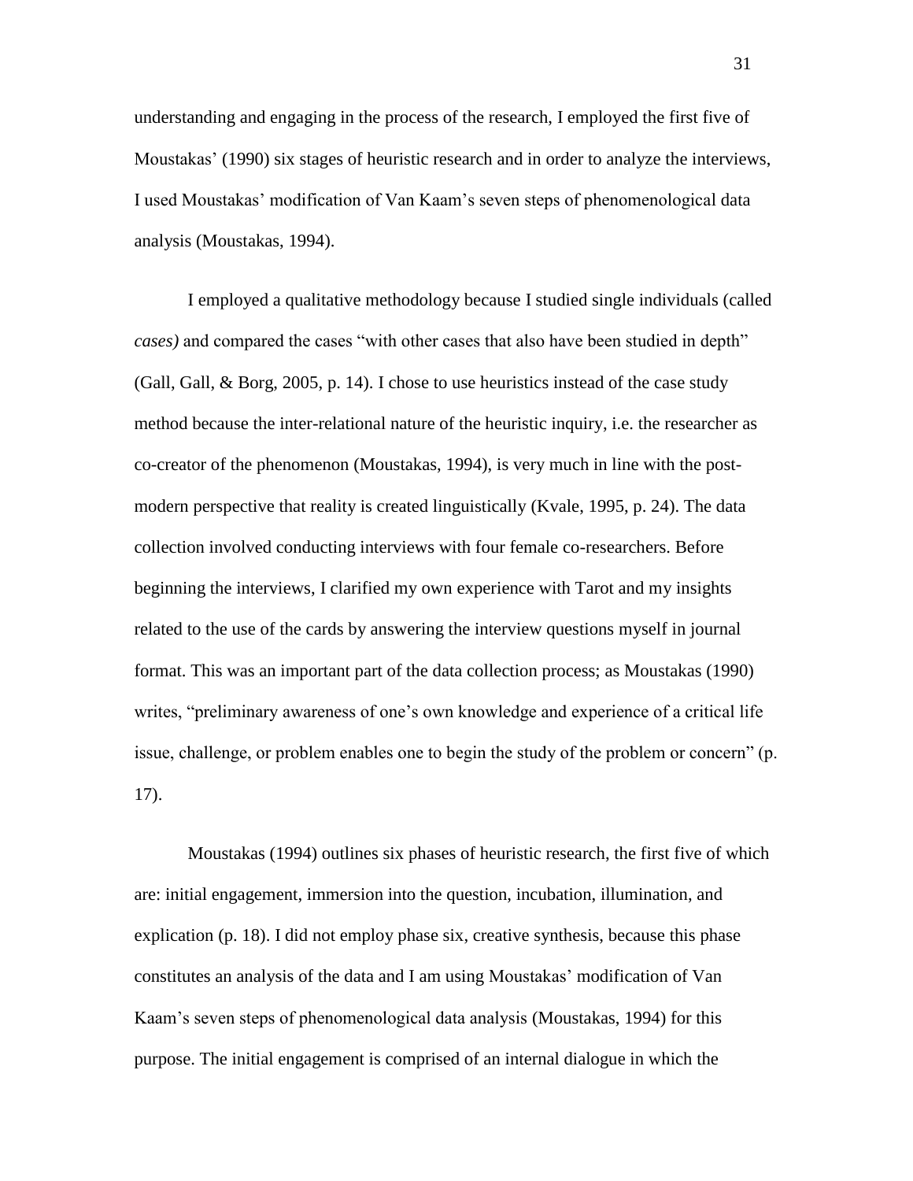understanding and engaging in the process of the research, I employed the first five of Moustakas' (1990) six stages of heuristic research and in order to analyze the interviews, I used Moustakas' modification of Van Kaam's seven steps of phenomenological data analysis (Moustakas, 1994).

I employed a qualitative methodology because I studied single individuals (called *cases)* and compared the cases "with other cases that also have been studied in depth" (Gall, Gall, & Borg, 2005, p. 14). I chose to use heuristics instead of the case study method because the inter-relational nature of the heuristic inquiry, i.e. the researcher as co-creator of the phenomenon (Moustakas, 1994), is very much in line with the post-modern perspective that reality is created linguistically (Kvale, 1995, p. 24). The data collection involved conducting interviews with four female co-researchers. Before beginning the interviews, I clarified my own experience with Tarot and my insights related to the use of the cards by answering the interview questions myself in journal format. This was an important part of the data collection process; as Moustakas (1990) writes, "preliminary awareness of one's own knowledge and experience of a critical life issue, challenge, or problem enables one to begin the study of the problem or concern" (p. 17).

Moustakas (1994) outlines six phases of heuristic research, the first five of which are: initial engagement, immersion into the question, incubation, illumination, and explication (p. 18). I did not employ phase six, creative synthesis, because this phase constitutes an analysis of the data and I am using Moustakas' modification of Van Kaam's seven steps of phenomenological data analysis (Moustakas, 1994) for this purpose. The initial engagement is comprised of an internal dialogue in which the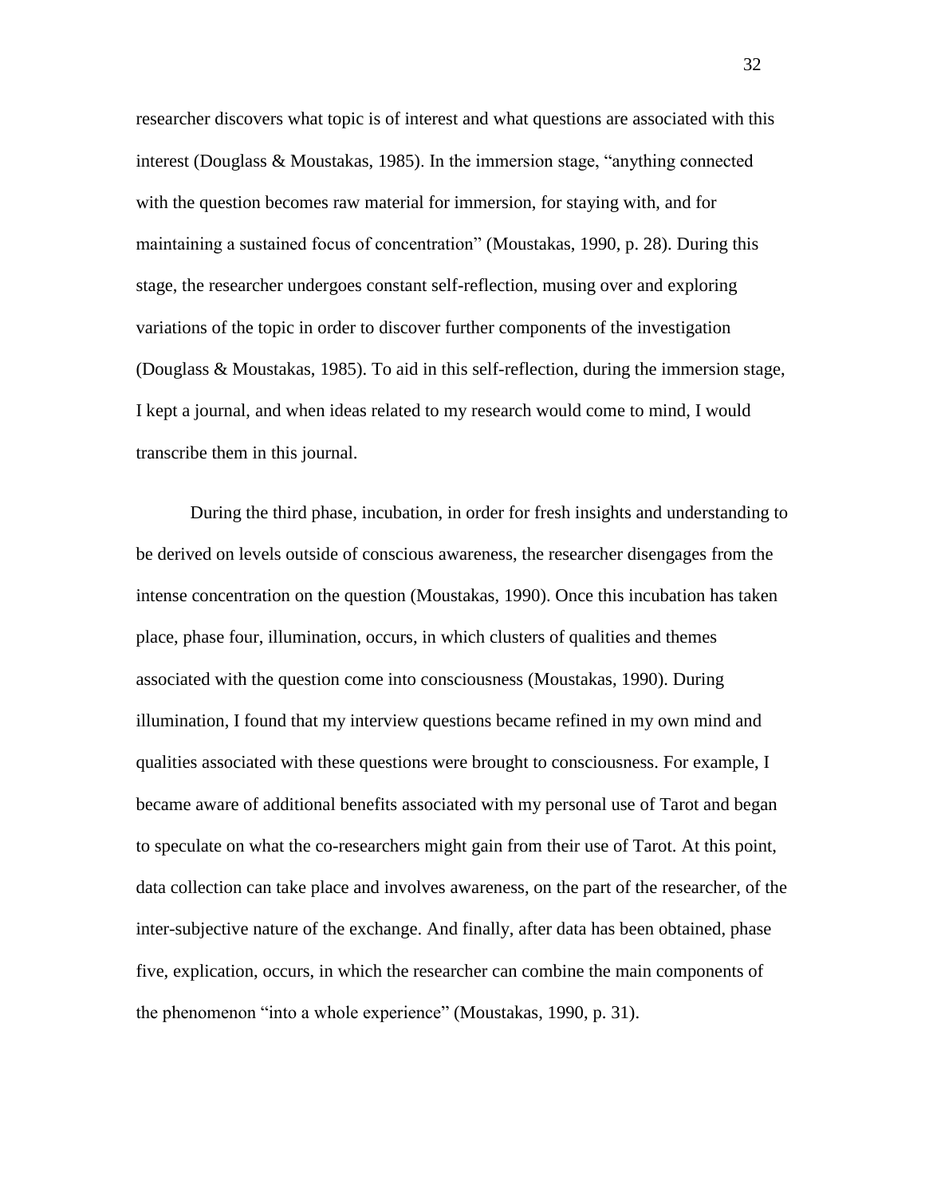researcher discovers what topic is of interest and what questions are associated with this interest (Douglass & Moustakas, 1985). In the immersion stage, "anything connected with the question becomes raw material for immersion, for staying with, and for maintaining a sustained focus of concentration" (Moustakas, 1990, p. 28). During this stage, the researcher undergoes constant self-reflection, musing over and exploring variations of the topic in order to discover further components of the investigation (Douglass & Moustakas, 1985). To aid in this self-reflection, during the immersion stage, I kept a journal, and when ideas related to my research would come to mind, I would transcribe them in this journal.

During the third phase, incubation, in order for fresh insights and understanding to be derived on levels outside of conscious awareness, the researcher disengages from the intense concentration on the question (Moustakas, 1990). Once this incubation has taken place, phase four, illumination, occurs, in which clusters of qualities and themes associated with the question come into consciousness (Moustakas, 1990). During illumination, I found that my interview questions became refined in my own mind and qualities associated with these questions were brought to consciousness. For example, I became aware of additional benefits associated with my personal use of Tarot and began to speculate on what the co-researchers might gain from their use of Tarot. At this point, data collection can take place and involves awareness, on the part of the researcher, of the inter-subjective nature of the exchange. And finally, after data has been obtained, phase five, explication, occurs, in which the researcher can combine the main components of the phenomenon "into a whole experience" (Moustakas, 1990, p. 31).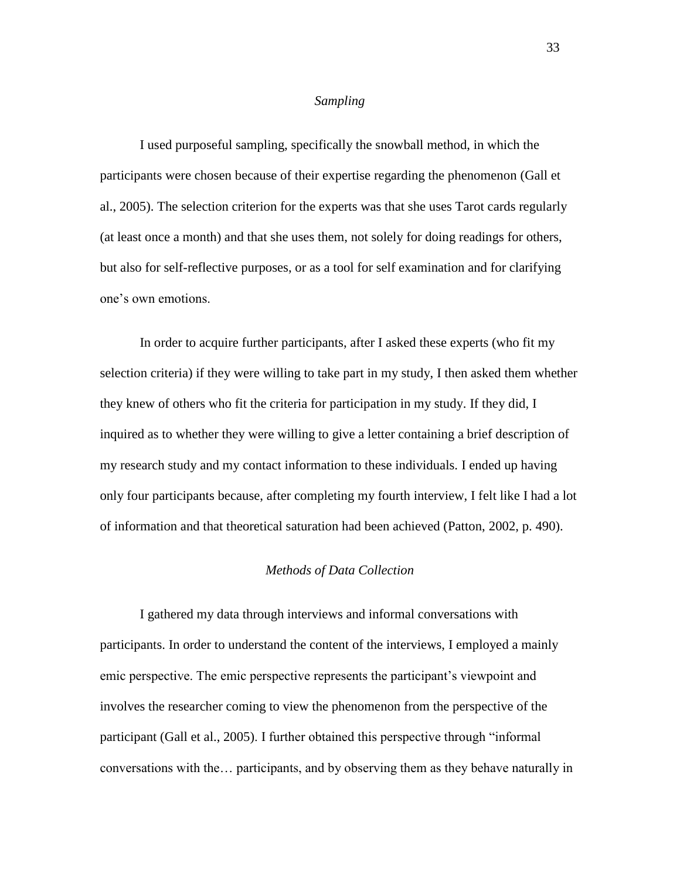### *Sampling*

I used purposeful sampling, specifically the snowball method, in which the participants were chosen because of their expertise regarding the phenomenon (Gall et al., 2005). The selection criterion for the experts was that she uses Tarot cards regularly (at least once a month) and that she uses them, not solely for doing readings for others, but also for self-reflective purposes, or as a tool for self examination and for clarifying one's own emotions.

In order to acquire further participants, after I asked these experts (who fit my selection criteria) if they were willing to take part in my study, I then asked them whether they knew of others who fit the criteria for participation in my study. If they did, I inquired as to whether they were willing to give a letter containing a brief description of my research study and my contact information to these individuals. I ended up having only four participants because, after completing my fourth interview, I felt like I had a lot of information and that theoretical saturation had been achieved (Patton, 2002, p. 490).

### *Methods of Data Collection*

I gathered my data through interviews and informal conversations with participants. In order to understand the content of the interviews, I employed a mainly emic perspective. The emic perspective represents the participant's viewpoint and involves the researcher coming to view the phenomenon from the perspective of the participant (Gall et al., 2005). I further obtained this perspective through "informal conversations with the… participants, and by observing them as they behave naturally in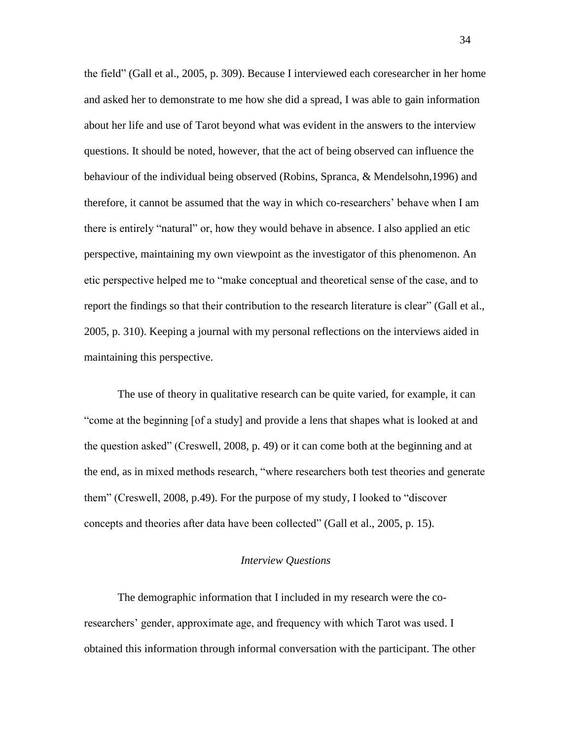the field" (Gall et al., 2005, p. 309). Because I interviewed each coresearcher in her home and asked her to demonstrate to me how she did a spread, I was able to gain information about her life and use of Tarot beyond what was evident in the answers to the interview questions. It should be noted, however, that the act of being observed can influence the behaviour of the individual being observed (Robins, Spranca, & Mendelsohn,1996) and therefore, it cannot be assumed that the way in which co-researchers' behave when I am there is entirely "natural" or, how they would behave in absence. I also applied an etic perspective, maintaining my own viewpoint as the investigator of this phenomenon. An etic perspective helped me to "make conceptual and theoretical sense of the case, and to report the findings so that their contribution to the research literature is clear" (Gall et al., 2005, p. 310). Keeping a journal with my personal reflections on the interviews aided in maintaining this perspective.

The use of theory in qualitative research can be quite varied, for example, it can "come at the beginning [of a study] and provide a lens that shapes what is looked at and the question asked" (Creswell, 2008, p. 49) or it can come both at the beginning and at the end, as in mixed methods research, "where researchers both test theories and generate them" (Creswell, 2008, p.49). For the purpose of my study, I looked to "discover concepts and theories after data have been collected" (Gall et al., 2005, p. 15).

### *Interview Questions*

The demographic information that I included in my research were the co-researchers' gender, approximate age, and frequency with which Tarot was used. I obtained this information through informal conversation with the participant. The other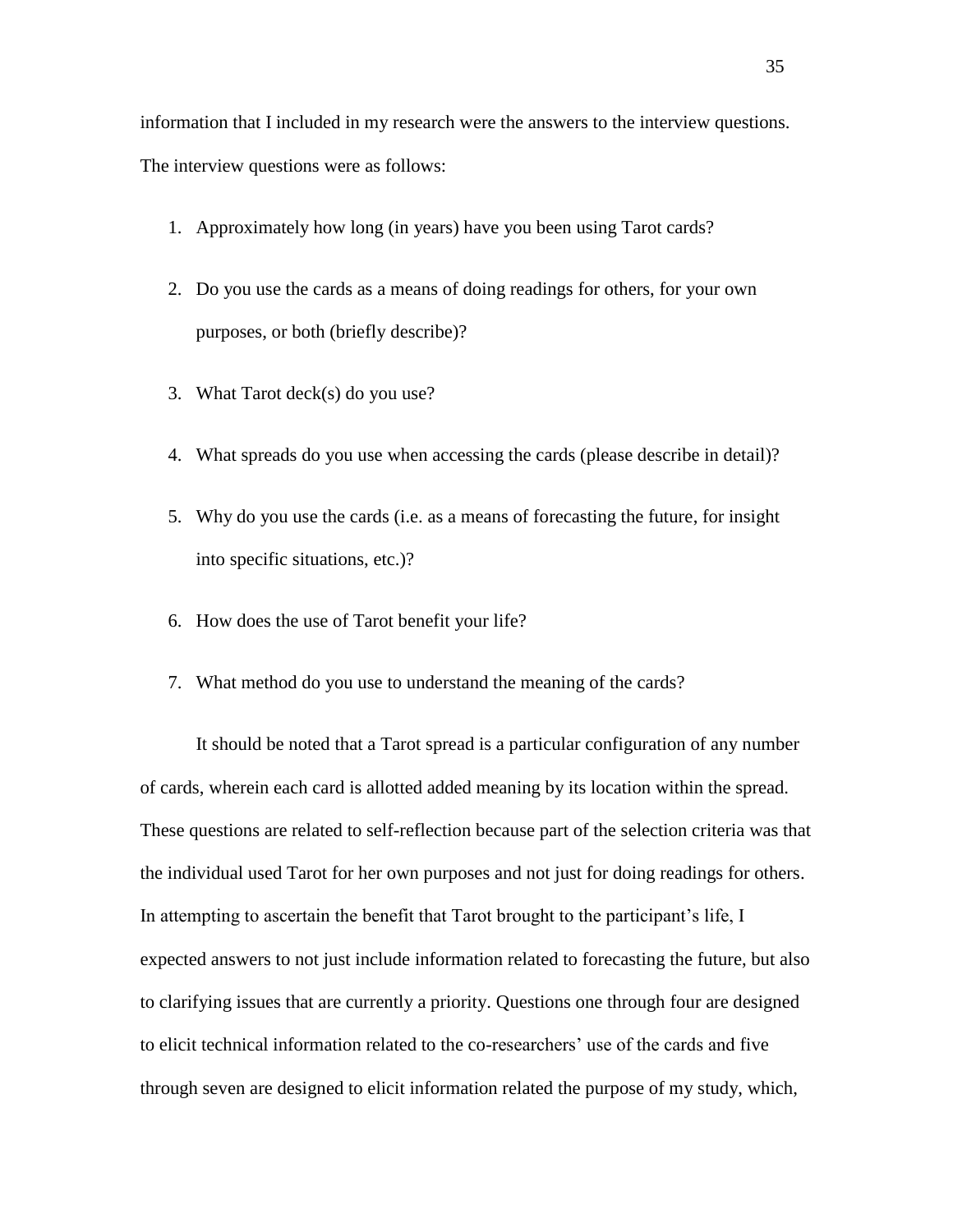information that I included in my research were the answers to the interview questions. The interview questions were as follows:

1. Approximately how long (in years) have you been using Tarot cards?
2. Do you use the cards as a means of doing readings for others, for your own purposes, or both (briefly describe)?
3. What Tarot deck(s) do you use?
4. What spreads do you use when accessing the cards (please describe in detail)?
5. Why do you use the cards (i.e. as a means of forecasting the future, for insight into specific situations, etc.)?
6. How does the use of Tarot benefit your life?
7. What method do you use to understand the meaning of the cards?

It should be noted that a Tarot spread is a particular configuration of any number of cards, wherein each card is allotted added meaning by its location within the spread. These questions are related to self-reflection because part of the selection criteria was that the individual used Tarot for her own purposes and not just for doing readings for others. In attempting to ascertain the benefit that Tarot brought to the participant's life, I expected answers to not just include information related to forecasting the future, but also to clarifying issues that are currently a priority. Questions one through four are designed to elicit technical information related to the co-researchers' use of the cards and five through seven are designed to elicit information related the purpose of my study, which,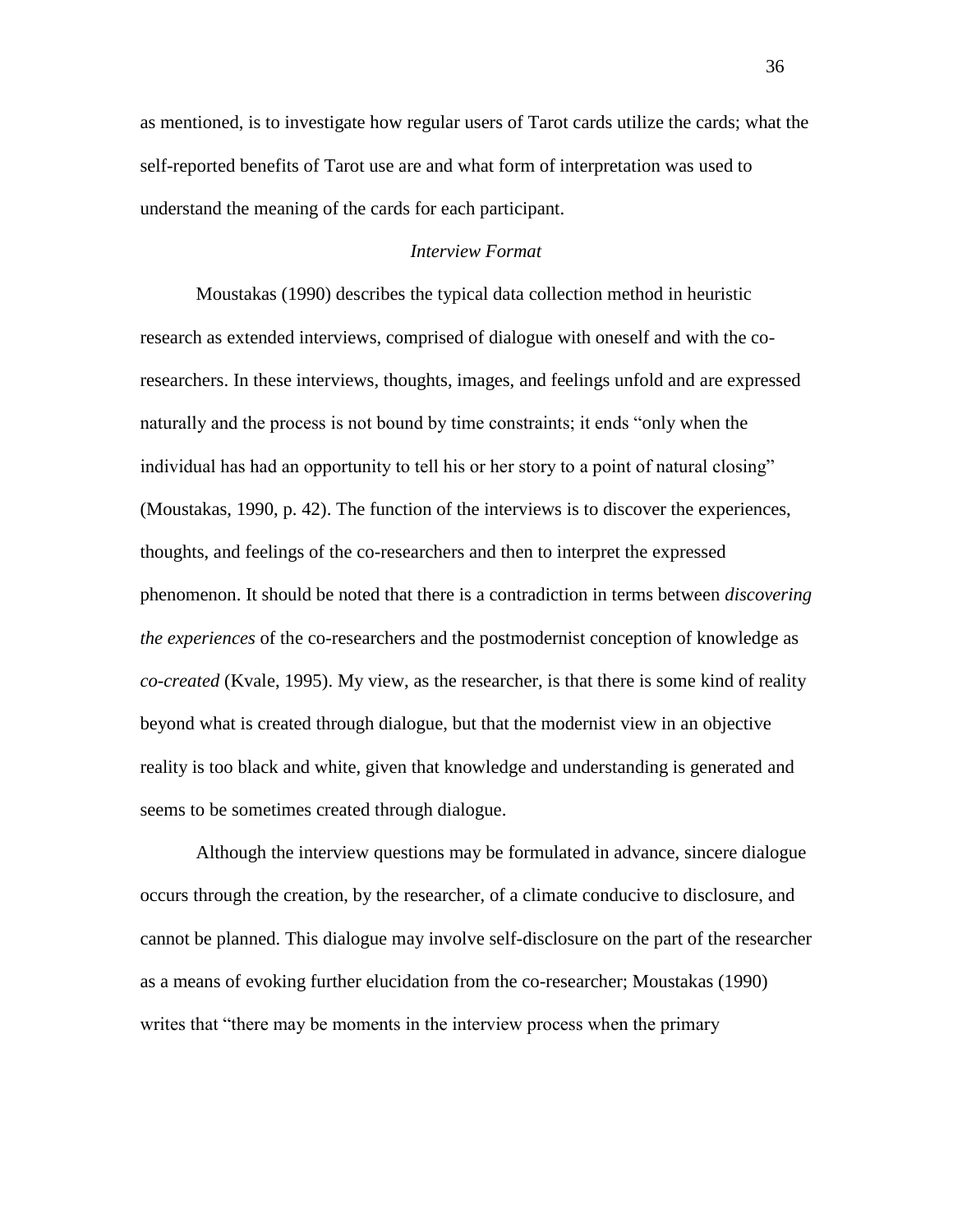as mentioned, is to investigate how regular users of Tarot cards utilize the cards; what the self-reported benefits of Tarot use are and what form of interpretation was used to understand the meaning of the cards for each participant.

### *Interview Format*

Moustakas (1990) describes the typical data collection method in heuristic research as extended interviews, comprised of dialogue with oneself and with the co-researchers. In these interviews, thoughts, images, and feelings unfold and are expressed naturally and the process is not bound by time constraints; it ends "only when the individual has had an opportunity to tell his or her story to a point of natural closing" (Moustakas, 1990, p. 42). The function of the interviews is to discover the experiences, thoughts, and feelings of the co-researchers and then to interpret the expressed phenomenon. It should be noted that there is a contradiction in terms between *discovering the experiences* of the co-researchers and the postmodernist conception of knowledge as *co-created* (Kvale, 1995). My view, as the researcher, is that there is some kind of reality beyond what is created through dialogue, but that the modernist view in an objective reality is too black and white, given that knowledge and understanding is generated and seems to be sometimes created through dialogue.

Although the interview questions may be formulated in advance, sincere dialogue occurs through the creation, by the researcher, of a climate conducive to disclosure, and cannot be planned. This dialogue may involve self-disclosure on the part of the researcher as a means of evoking further elucidation from the co-researcher; Moustakas (1990) writes that "there may be moments in the interview process when the primary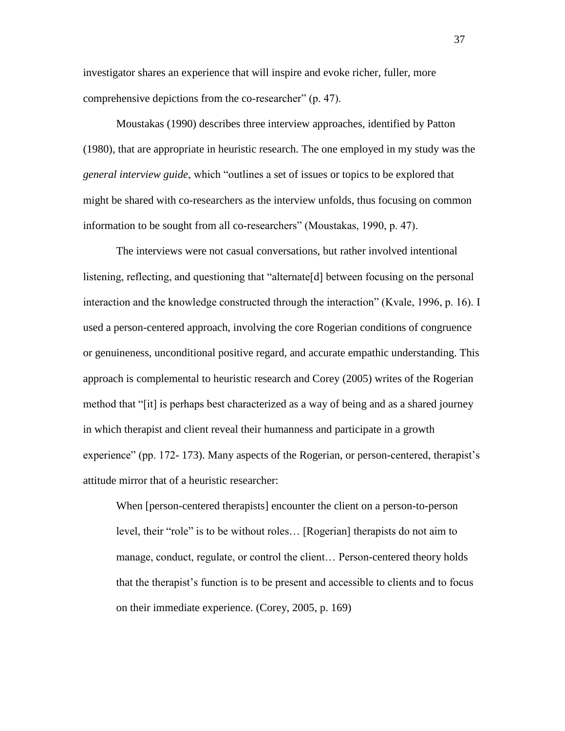investigator shares an experience that will inspire and evoke richer, fuller, more comprehensive depictions from the co-researcher" (p. 47).

Moustakas (1990) describes three interview approaches, identified by Patton (1980), that are appropriate in heuristic research. The one employed in my study was the *general interview guide*, which "outlines a set of issues or topics to be explored that might be shared with co-researchers as the interview unfolds, thus focusing on common information to be sought from all co-researchers" (Moustakas, 1990, p. 47).

The interviews were not casual conversations, but rather involved intentional listening, reflecting, and questioning that "alternate[d] between focusing on the personal interaction and the knowledge constructed through the interaction" (Kvale, 1996, p. 16). I used a person-centered approach, involving the core Rogerian conditions of congruence or genuineness, unconditional positive regard, and accurate empathic understanding. This approach is complemental to heuristic research and Corey (2005) writes of the Rogerian method that "[it] is perhaps best characterized as a way of being and as a shared journey in which therapist and client reveal their humanness and participate in a growth experience" (pp. 172- 173). Many aspects of the Rogerian, or person-centered, therapist's attitude mirror that of a heuristic researcher:

> When [person-centered therapists] encounter the client on a person-to-person level, their "role" is to be without roles… [Rogerian] therapists do not aim to manage, conduct, regulate, or control the client… Person-centered theory holds that the therapist's function is to be present and accessible to clients and to focus on their immediate experience. (Corey, 2005, p. 169)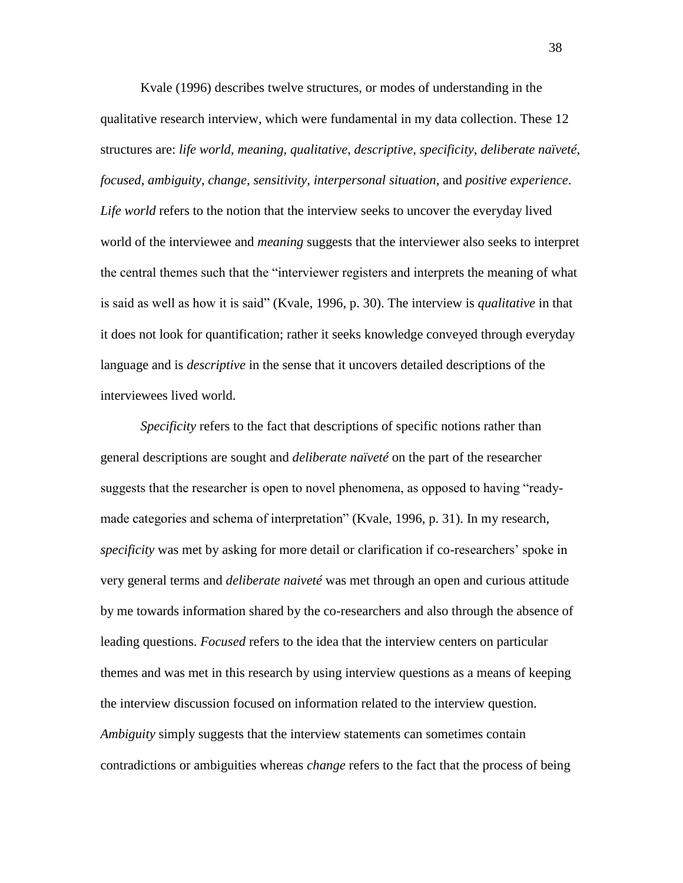Kvale (1996) describes twelve structures, or modes of understanding in the qualitative research interview, which were fundamental in my data collection. These 12 structures are: *life world*, *meaning*, *qualitative*, *descriptive*, *specificity*, *deliberate naïveté*, *focused*, *ambiguity*, *change*, *sensitivity*, *interpersonal situation*, and *positive experience*. *Life world* refers to the notion that the interview seeks to uncover the everyday lived world of the interviewee and *meaning* suggests that the interviewer also seeks to interpret the central themes such that the "interviewer registers and interprets the meaning of what is said as well as how it is said" (Kvale, 1996, p. 30). The interview is *qualitative* in that it does not look for quantification; rather it seeks knowledge conveyed through everyday language and is *descriptive* in the sense that it uncovers detailed descriptions of the interviewees lived world.

*Specificity* refers to the fact that descriptions of specific notions rather than general descriptions are sought and *deliberate naïveté* on the part of the researcher suggests that the researcher is open to novel phenomena, as opposed to having "ready-made categories and schema of interpretation" (Kvale, 1996, p. 31). In my research, *specificity* was met by asking for more detail or clarification if co-researchers' spoke in very general terms and *deliberate naiveté* was met through an open and curious attitude by me towards information shared by the co-researchers and also through the absence of leading questions. *Focused* refers to the idea that the interview centers on particular themes and was met in this research by using interview questions as a means of keeping the interview discussion focused on information related to the interview question. *Ambiguity* simply suggests that the interview statements can sometimes contain contradictions or ambiguities whereas *change* refers to the fact that the process of being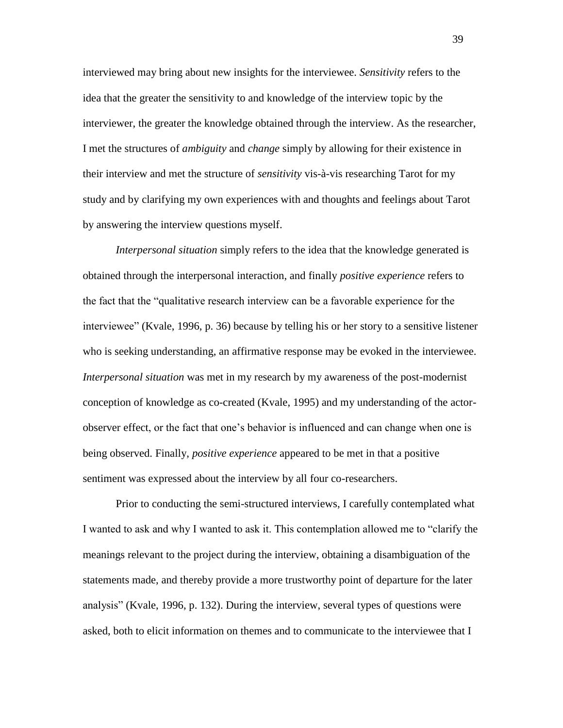interviewed may bring about new insights for the interviewee. *Sensitivity* refers to the idea that the greater the sensitivity to and knowledge of the interview topic by the interviewer, the greater the knowledge obtained through the interview. As the researcher, I met the structures of *ambiguity* and *change* simply by allowing for their existence in their interview and met the structure of *sensitivity* vis-à-vis researching Tarot for my study and by clarifying my own experiences with and thoughts and feelings about Tarot by answering the interview questions myself.

*Interpersonal situation* simply refers to the idea that the knowledge generated is obtained through the interpersonal interaction, and finally *positive experience* refers to the fact that the "qualitative research interview can be a favorable experience for the interviewee" (Kvale, 1996, p. 36) because by telling his or her story to a sensitive listener who is seeking understanding, an affirmative response may be evoked in the interviewee. *Interpersonal situation* was met in my research by my awareness of the post-modernist conception of knowledge as co-created (Kvale, 1995) and my understanding of the actor-observer effect, or the fact that one's behavior is influenced and can change when one is being observed. Finally, *positive experience* appeared to be met in that a positive sentiment was expressed about the interview by all four co-researchers.

Prior to conducting the semi-structured interviews, I carefully contemplated what I wanted to ask and why I wanted to ask it. This contemplation allowed me to "clarify the meanings relevant to the project during the interview, obtaining a disambiguation of the statements made, and thereby provide a more trustworthy point of departure for the later analysis" (Kvale, 1996, p. 132). During the interview, several types of questions were asked, both to elicit information on themes and to communicate to the interviewee that I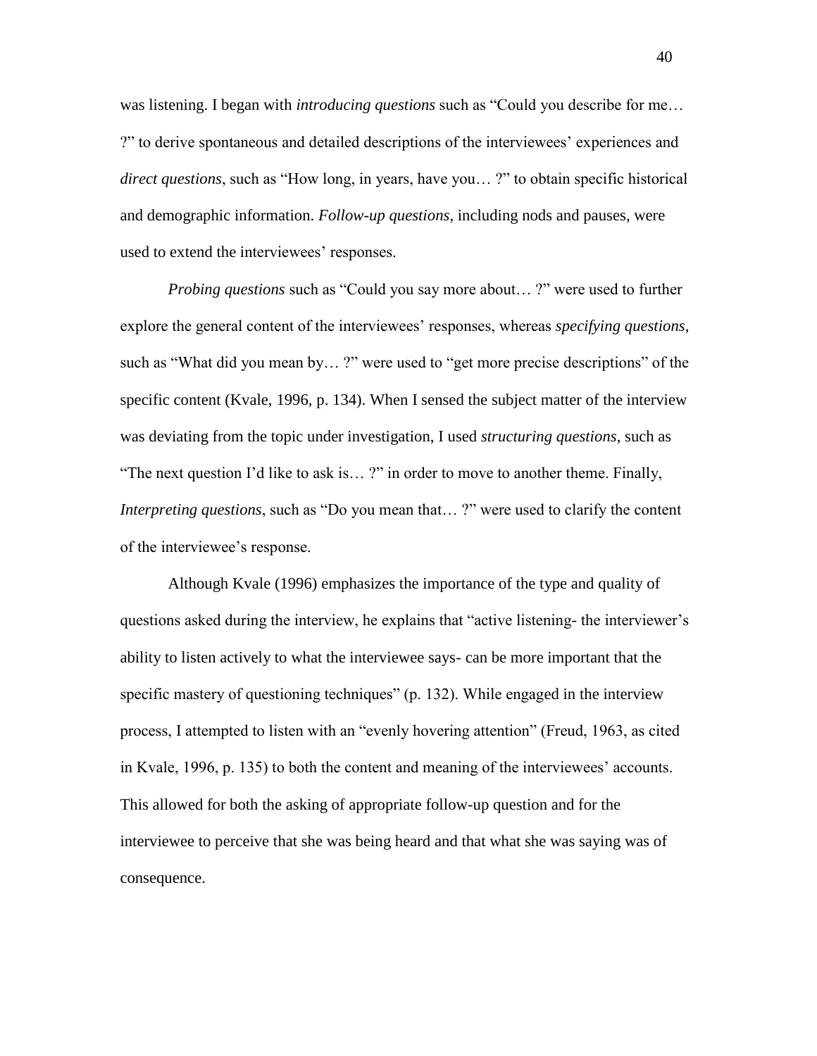was listening. I began with *introducing questions* such as "Could you describe for me… ?" to derive spontaneous and detailed descriptions of the interviewees' experiences and *direct questions*, such as "How long, in years, have you… ?" to obtain specific historical and demographic information. *Follow-up questions*, including nods and pauses, were used to extend the interviewees' responses.

*Probing questions* such as "Could you say more about… ?" were used to further explore the general content of the interviewees' responses, whereas *specifying questions*, such as "What did you mean by… ?" were used to "get more precise descriptions" of the specific content (Kvale, 1996, p. 134). When I sensed the subject matter of the interview was deviating from the topic under investigation, I used *structuring questions*, such as "The next question I'd like to ask is… ?" in order to move to another theme. Finally, *Interpreting questions*, such as "Do you mean that… ?" were used to clarify the content of the interviewee's response.

Although Kvale (1996) emphasizes the importance of the type and quality of questions asked during the interview, he explains that "active listening- the interviewer's ability to listen actively to what the interviewee says- can be more important that the specific mastery of questioning techniques" (p. 132). While engaged in the interview process, I attempted to listen with an "evenly hovering attention" (Freud, 1963, as cited in Kvale, 1996, p. 135) to both the content and meaning of the interviewees' accounts. This allowed for both the asking of appropriate follow-up question and for the interviewee to perceive that she was being heard and that what she was saying was of consequence.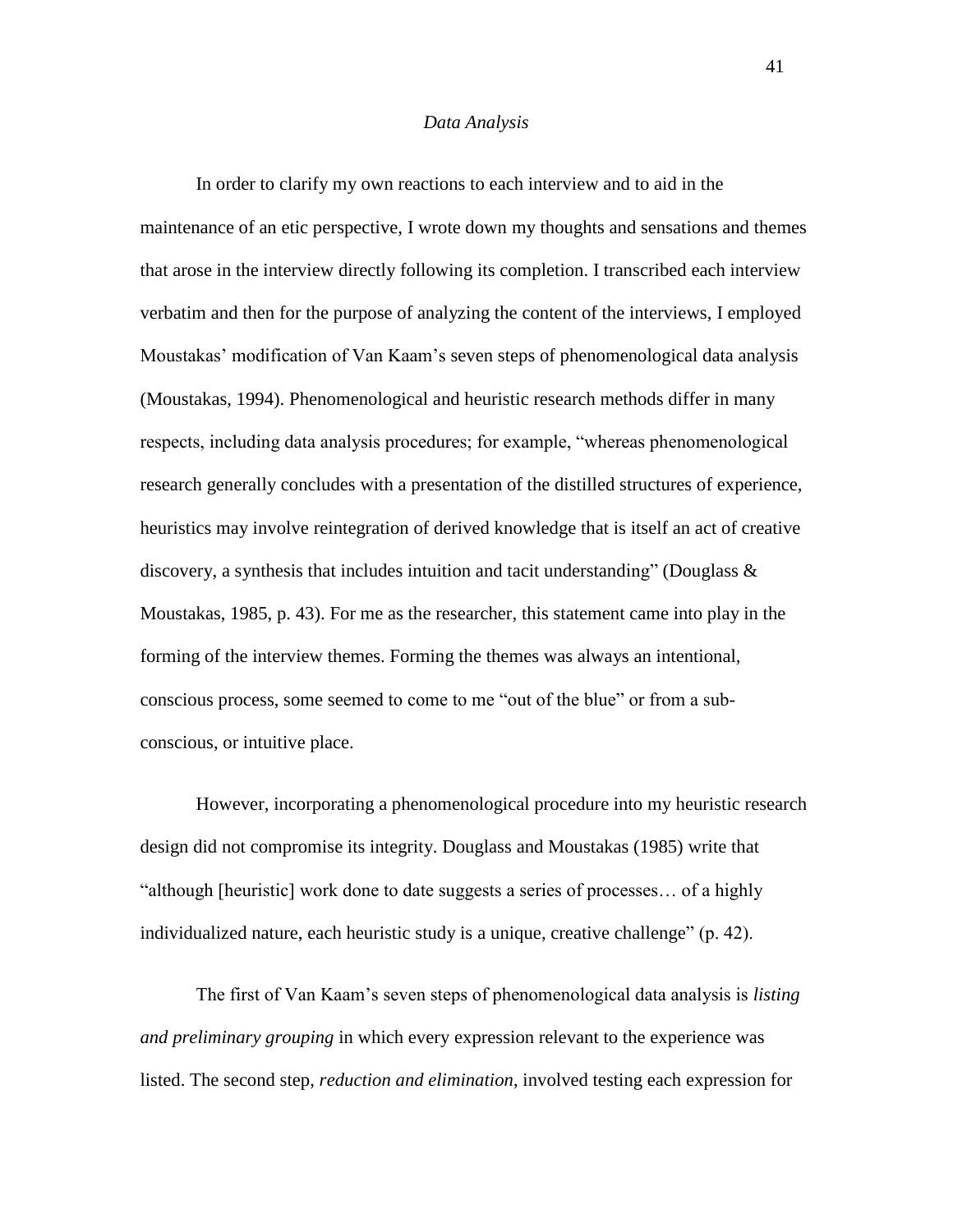*Data Analysis*

In order to clarify my own reactions to each interview and to aid in the maintenance of an etic perspective, I wrote down my thoughts and sensations and themes that arose in the interview directly following its completion. I transcribed each interview verbatim and then for the purpose of analyzing the content of the interviews, I employed Moustakas' modification of Van Kaam's seven steps of phenomenological data analysis (Moustakas, 1994). Phenomenological and heuristic research methods differ in many respects, including data analysis procedures; for example, "whereas phenomenological research generally concludes with a presentation of the distilled structures of experience, heuristics may involve reintegration of derived knowledge that is itself an act of creative discovery, a synthesis that includes intuition and tacit understanding" (Douglass & Moustakas, 1985, p. 43). For me as the researcher, this statement came into play in the forming of the interview themes. Forming the themes was always an intentional, conscious process, some seemed to come to me "out of the blue" or from a sub-conscious, or intuitive place.

However, incorporating a phenomenological procedure into my heuristic research design did not compromise its integrity. Douglass and Moustakas (1985) write that "although [heuristic] work done to date suggests a series of processes… of a highly individualized nature, each heuristic study is a unique, creative challenge" (p. 42).

The first of Van Kaam's seven steps of phenomenological data analysis is *listing and preliminary grouping* in which every expression relevant to the experience was listed. The second step, *reduction and elimination*, involved testing each expression for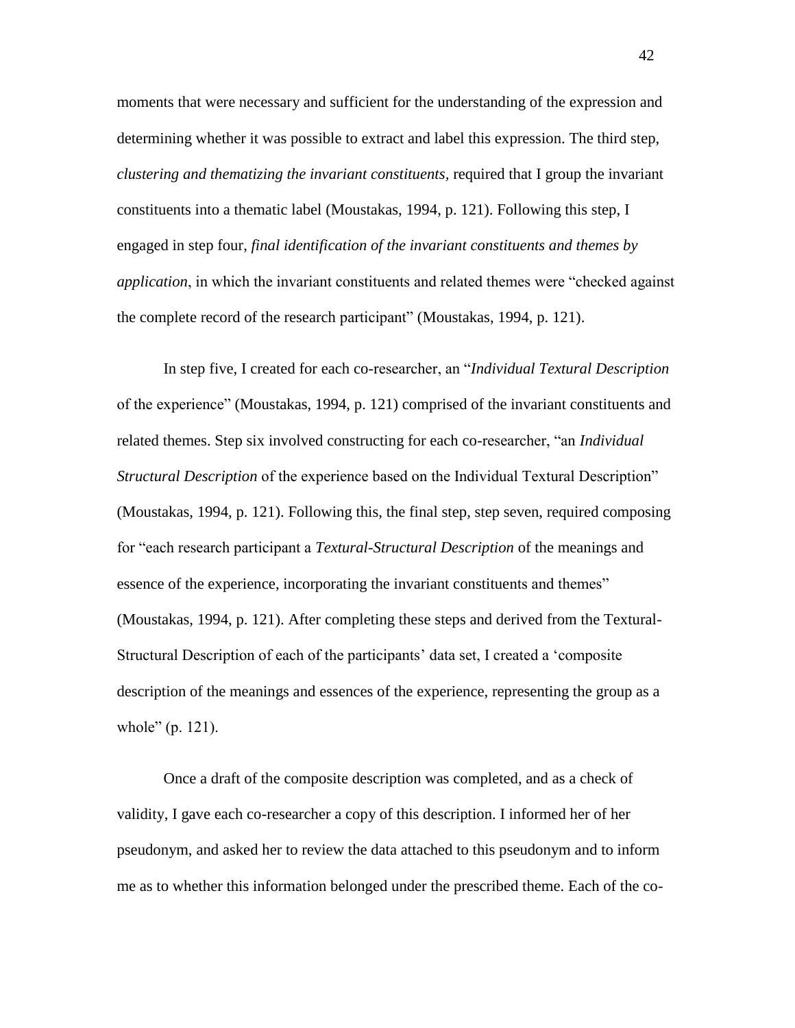moments that were necessary and sufficient for the understanding of the expression and determining whether it was possible to extract and label this expression. The third step, *clustering and thematizing the invariant constituents*, required that I group the invariant constituents into a thematic label (Moustakas, 1994, p. 121). Following this step, I engaged in step four, *final identification of the invariant constituents and themes by application*, in which the invariant constituents and related themes were "checked against the complete record of the research participant" (Moustakas, 1994, p. 121).

In step five, I created for each co-researcher, an "*Individual Textural Description* of the experience" (Moustakas, 1994, p. 121) comprised of the invariant constituents and related themes. Step six involved constructing for each co-researcher, "an *Individual Structural Description* of the experience based on the Individual Textural Description" (Moustakas, 1994, p. 121). Following this, the final step, step seven, required composing for "each research participant a *Textural-Structural Description* of the meanings and essence of the experience, incorporating the invariant constituents and themes" (Moustakas, 1994, p. 121). After completing these steps and derived from the Textural-Structural Description of each of the participants' data set, I created a 'composite description of the meanings and essences of the experience, representing the group as a whole" (p. 121).

Once a draft of the composite description was completed, and as a check of validity, I gave each co-researcher a copy of this description. I informed her of her pseudonym, and asked her to review the data attached to this pseudonym and to inform me as to whether this information belonged under the prescribed theme. Each of the co-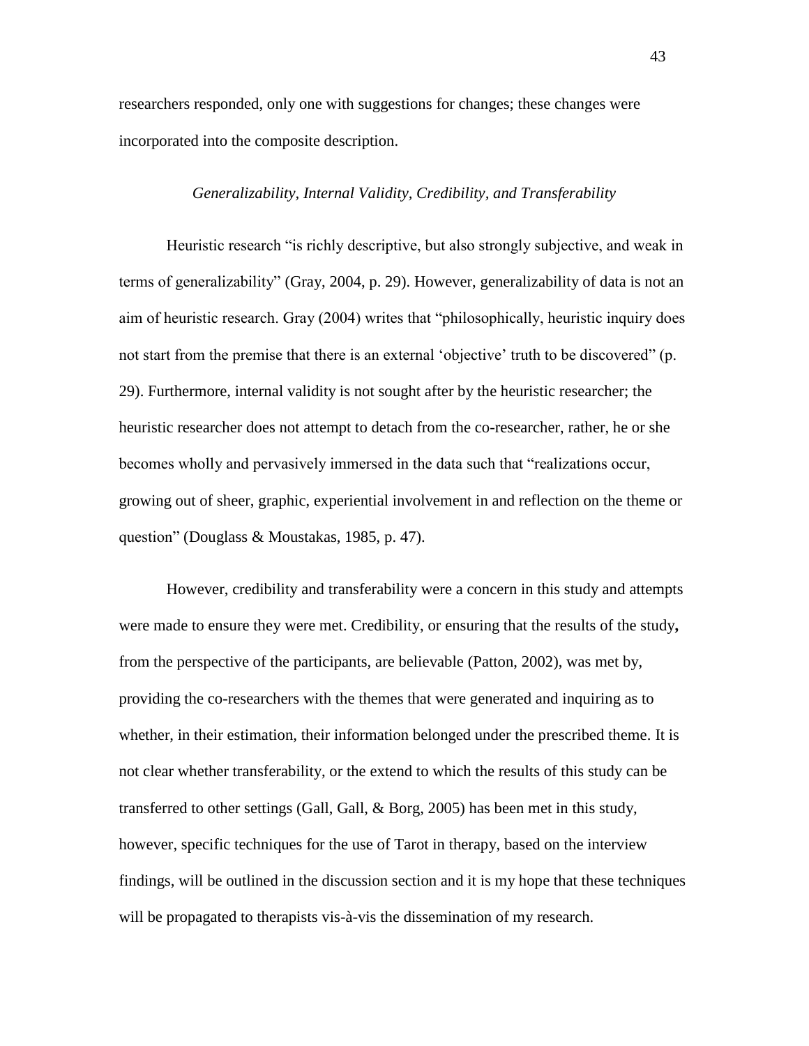researchers responded, only one with suggestions for changes; these changes were incorporated into the composite description.

### *Generalizability, Internal Validity, Credibility, and Transferability*

Heuristic research "is richly descriptive, but also strongly subjective, and weak in terms of generalizability" (Gray, 2004, p. 29). However, generalizability of data is not an aim of heuristic research. Gray (2004) writes that "philosophically, heuristic inquiry does not start from the premise that there is an external 'objective' truth to be discovered" (p. 29). Furthermore, internal validity is not sought after by the heuristic researcher; the heuristic researcher does not attempt to detach from the co-researcher, rather, he or she becomes wholly and pervasively immersed in the data such that "realizations occur, growing out of sheer, graphic, experiential involvement in and reflection on the theme or question" (Douglass & Moustakas, 1985, p. 47).

However, credibility and transferability were a concern in this study and attempts were made to ensure they were met. Credibility, or ensuring that the results of the study**,** from the perspective of the participants, are believable (Patton, 2002), was met by, providing the co-researchers with the themes that were generated and inquiring as to whether, in their estimation, their information belonged under the prescribed theme. It is not clear whether transferability, or the extend to which the results of this study can be transferred to other settings (Gall, Gall, & Borg, 2005) has been met in this study, however, specific techniques for the use of Tarot in therapy, based on the interview findings, will be outlined in the discussion section and it is my hope that these techniques will be propagated to therapists vis-à-vis the dissemination of my research.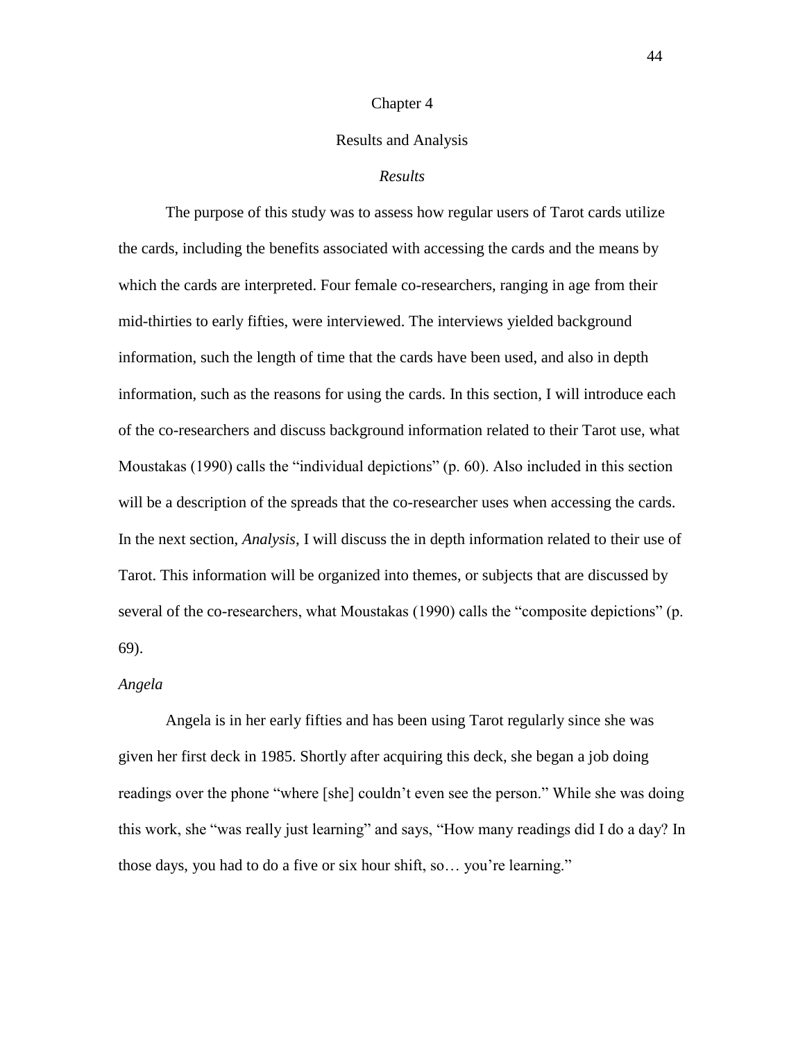# Chapter 4

## Results and Analysis

### *Results*

The purpose of this study was to assess how regular users of Tarot cards utilize the cards, including the benefits associated with accessing the cards and the means by which the cards are interpreted. Four female co-researchers, ranging in age from their mid-thirties to early fifties, were interviewed. The interviews yielded background information, such the length of time that the cards have been used, and also in depth information, such as the reasons for using the cards. In this section, I will introduce each of the co-researchers and discuss background information related to their Tarot use, what Moustakas (1990) calls the "individual depictions" (p. 60). Also included in this section will be a description of the spreads that the co-researcher uses when accessing the cards. In the next section, *Analysis,* I will discuss the in depth information related to their use of Tarot. This information will be organized into themes, or subjects that are discussed by several of the co-researchers, what Moustakas (1990) calls the "composite depictions" (p. 69).

*Angela*

Angela is in her early fifties and has been using Tarot regularly since she was given her first deck in 1985. Shortly after acquiring this deck, she began a job doing readings over the phone "where [she] couldn't even see the person." While she was doing this work, she "was really just learning" and says, "How many readings did I do a day? In those days, you had to do a five or six hour shift, so… you're learning."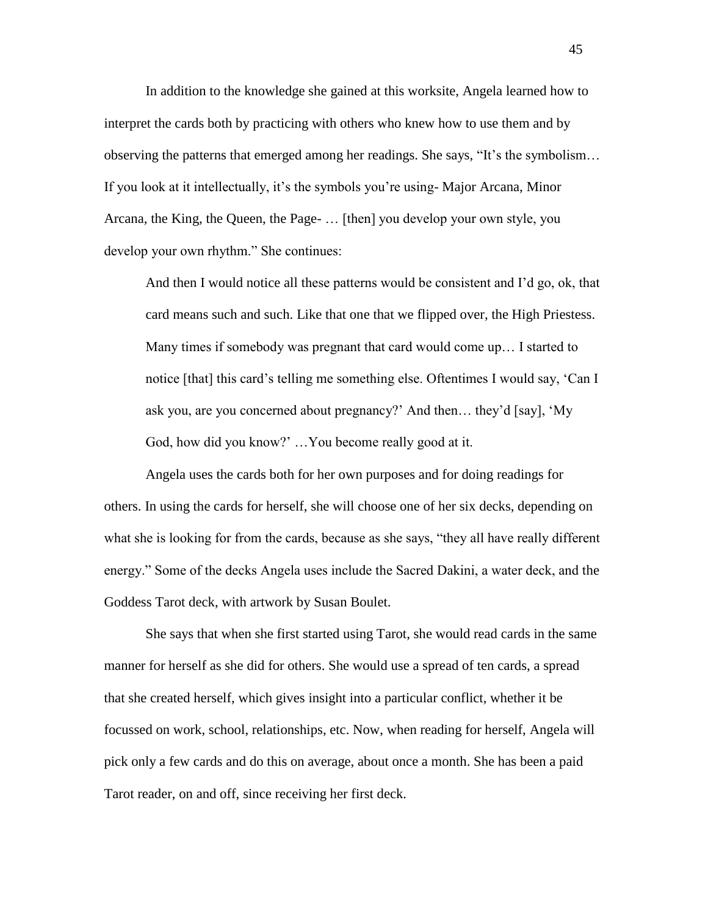In addition to the knowledge she gained at this worksite, Angela learned how to interpret the cards both by practicing with others who knew how to use them and by observing the patterns that emerged among her readings. She says, "It's the symbolism… If you look at it intellectually, it's the symbols you're using- Major Arcana, Minor Arcana, the King, the Queen, the Page- … [then] you develop your own style, you develop your own rhythm." She continues:

> And then I would notice all these patterns would be consistent and I'd go, ok, that card means such and such. Like that one that we flipped over, the High Priestess. Many times if somebody was pregnant that card would come up… I started to notice [that] this card's telling me something else. Oftentimes I would say, 'Can I ask you, are you concerned about pregnancy?' And then… they'd [say], 'My God, how did you know?' …You become really good at it.

Angela uses the cards both for her own purposes and for doing readings for others. In using the cards for herself, she will choose one of her six decks, depending on what she is looking for from the cards, because as she says, "they all have really different energy." Some of the decks Angela uses include the Sacred Dakini, a water deck, and the Goddess Tarot deck, with artwork by Susan Boulet.

She says that when she first started using Tarot, she would read cards in the same manner for herself as she did for others. She would use a spread of ten cards, a spread that she created herself, which gives insight into a particular conflict, whether it be focussed on work, school, relationships, etc. Now, when reading for herself, Angela will pick only a few cards and do this on average, about once a month. She has been a paid Tarot reader, on and off, since receiving her first deck.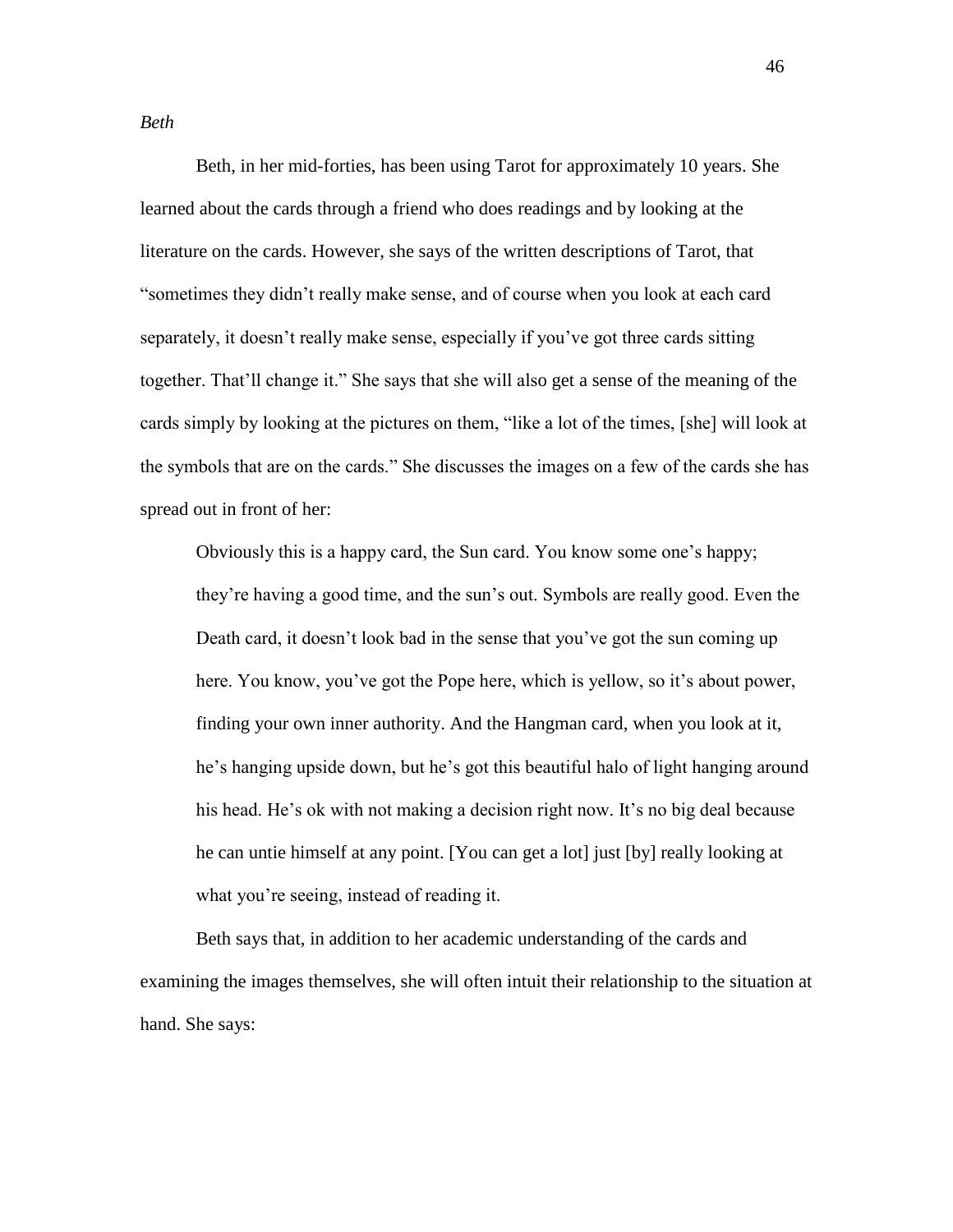*Beth*

Beth, in her mid-forties, has been using Tarot for approximately 10 years. She learned about the cards through a friend who does readings and by looking at the literature on the cards. However, she says of the written descriptions of Tarot, that "sometimes they didn't really make sense, and of course when you look at each card separately, it doesn't really make sense, especially if you've got three cards sitting together. That'll change it." She says that she will also get a sense of the meaning of the cards simply by looking at the pictures on them, "like a lot of the times, [she] will look at the symbols that are on the cards." She discusses the images on a few of the cards she has spread out in front of her:

> Obviously this is a happy card, the Sun card. You know some one's happy; they're having a good time, and the sun's out. Symbols are really good. Even the Death card, it doesn't look bad in the sense that you've got the sun coming up here. You know, you've got the Pope here, which is yellow, so it's about power, finding your own inner authority. And the Hangman card, when you look at it, he's hanging upside down, but he's got this beautiful halo of light hanging around his head. He's ok with not making a decision right now. It's no big deal because he can untie himself at any point. [You can get a lot] just [by] really looking at what you're seeing, instead of reading it.

Beth says that, in addition to her academic understanding of the cards and examining the images themselves, she will often intuit their relationship to the situation at hand. She says: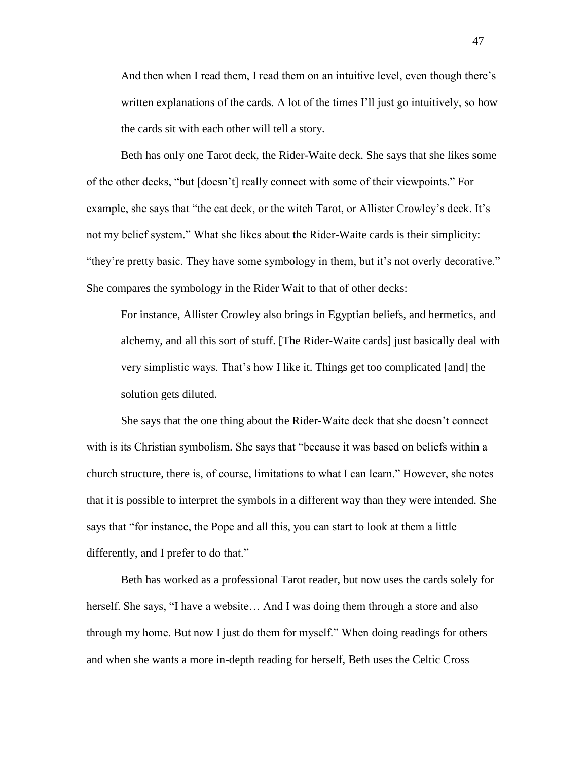> And then when I read them, I read them on an intuitive level, even though there's written explanations of the cards. A lot of the times I'll just go intuitively, so how the cards sit with each other will tell a story.

Beth has only one Tarot deck, the Rider-Waite deck. She says that she likes some of the other decks, "but [doesn't] really connect with some of their viewpoints." For example, she says that "the cat deck, or the witch Tarot, or Allister Crowley's deck. It's not my belief system." What she likes about the Rider-Waite cards is their simplicity: "they're pretty basic. They have some symbology in them, but it's not overly decorative." She compares the symbology in the Rider Wait to that of other decks:

> For instance, Allister Crowley also brings in Egyptian beliefs, and hermetics, and alchemy, and all this sort of stuff. [The Rider-Waite cards] just basically deal with very simplistic ways. That's how I like it. Things get too complicated [and] the solution gets diluted.

She says that the one thing about the Rider-Waite deck that she doesn't connect with is its Christian symbolism. She says that "because it was based on beliefs within a church structure, there is, of course, limitations to what I can learn." However, she notes that it is possible to interpret the symbols in a different way than they were intended. She says that "for instance, the Pope and all this, you can start to look at them a little differently, and I prefer to do that."

Beth has worked as a professional Tarot reader, but now uses the cards solely for herself. She says, "I have a website… And I was doing them through a store and also through my home. But now I just do them for myself." When doing readings for others and when she wants a more in-depth reading for herself, Beth uses the Celtic Cross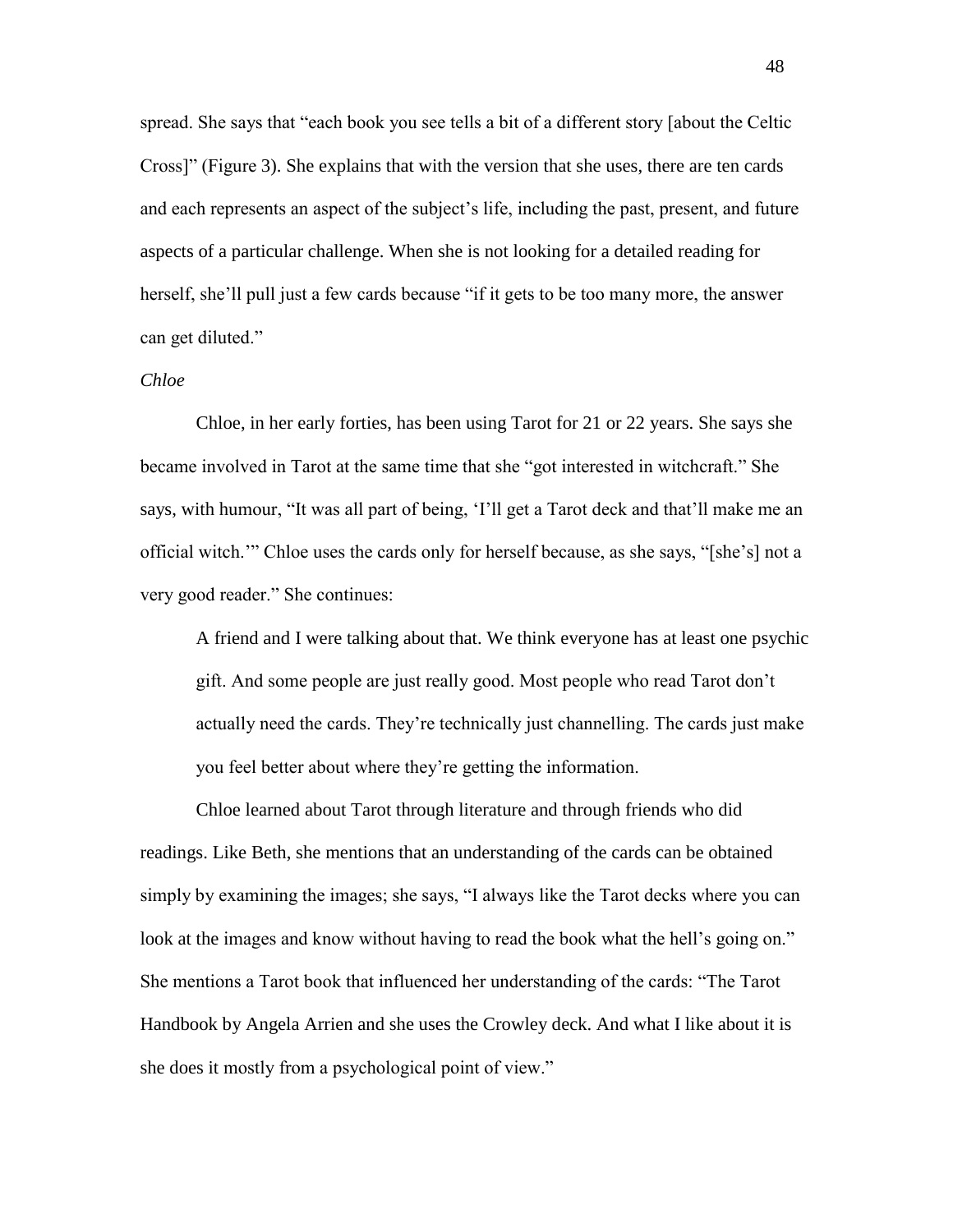spread. She says that "each book you see tells a bit of a different story [about the Celtic Cross]" (Figure 3). She explains that with the version that she uses, there are ten cards and each represents an aspect of the subject's life, including the past, present, and future aspects of a particular challenge. When she is not looking for a detailed reading for herself, she'll pull just a few cards because "if it gets to be too many more, the answer can get diluted."

*Chloe*

Chloe, in her early forties, has been using Tarot for 21 or 22 years. She says she became involved in Tarot at the same time that she "got interested in witchcraft." She says, with humour, "It was all part of being, 'I'll get a Tarot deck and that'll make me an official witch.'" Chloe uses the cards only for herself because, as she says, "[she's] not a very good reader." She continues:

> A friend and I were talking about that. We think everyone has at least one psychic gift. And some people are just really good. Most people who read Tarot don't actually need the cards. They're technically just channelling. The cards just make you feel better about where they're getting the information.

Chloe learned about Tarot through literature and through friends who did readings. Like Beth, she mentions that an understanding of the cards can be obtained simply by examining the images; she says, "I always like the Tarot decks where you can look at the images and know without having to read the book what the hell's going on." She mentions a Tarot book that influenced her understanding of the cards: "The Tarot Handbook by Angela Arrien and she uses the Crowley deck. And what I like about it is she does it mostly from a psychological point of view."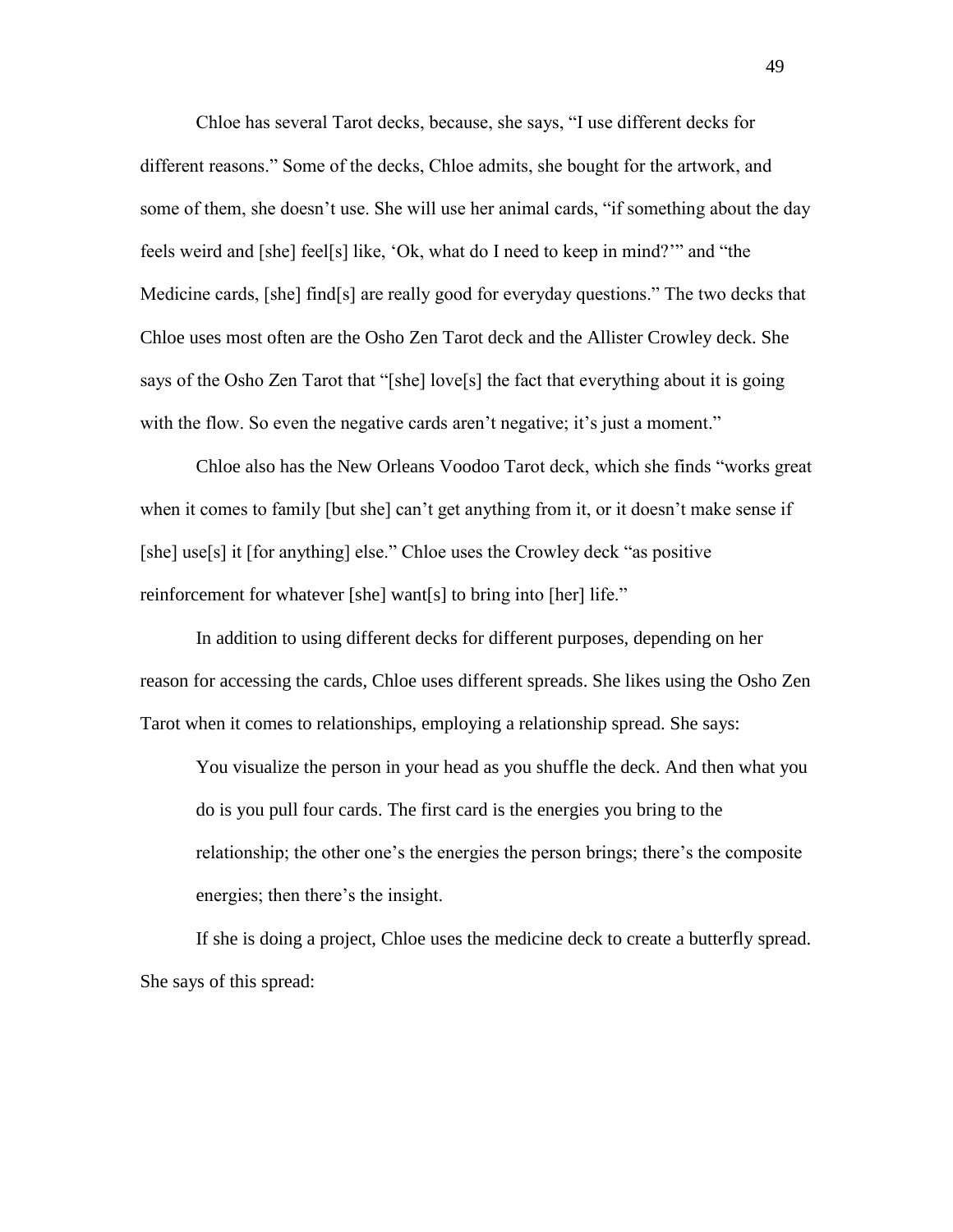Chloe has several Tarot decks, because, she says, “I use different decks for different reasons.” Some of the decks, Chloe admits, she bought for the artwork, and some of them, she doesn’t use. She will use her animal cards, “if something about the day feels weird and [she] feel[s] like, ‘Ok, what do I need to keep in mind?’” and “the Medicine cards, [she] find[s] are really good for everyday questions.” The two decks that Chloe uses most often are the Osho Zen Tarot deck and the Allister Crowley deck. She says of the Osho Zen Tarot that “[she] love[s] the fact that everything about it is going with the flow. So even the negative cards aren’t negative; it’s just a moment.”

Chloe also has the New Orleans Voodoo Tarot deck, which she finds “works great when it comes to family [but she] can’t get anything from it, or it doesn’t make sense if [she] use[s] it [for anything] else.” Chloe uses the Crowley deck “as positive reinforcement for whatever [she] want[s] to bring into [her] life.”

In addition to using different decks for different purposes, depending on her reason for accessing the cards, Chloe uses different spreads. She likes using the Osho Zen Tarot when it comes to relationships, employing a relationship spread. She says:

> You visualize the person in your head as you shuffle the deck. And then what you do is you pull four cards. The first card is the energies you bring to the relationship; the other one’s the energies the person brings; there’s the composite energies; then there’s the insight.

If she is doing a project, Chloe uses the medicine deck to create a butterfly spread. She says of this spread: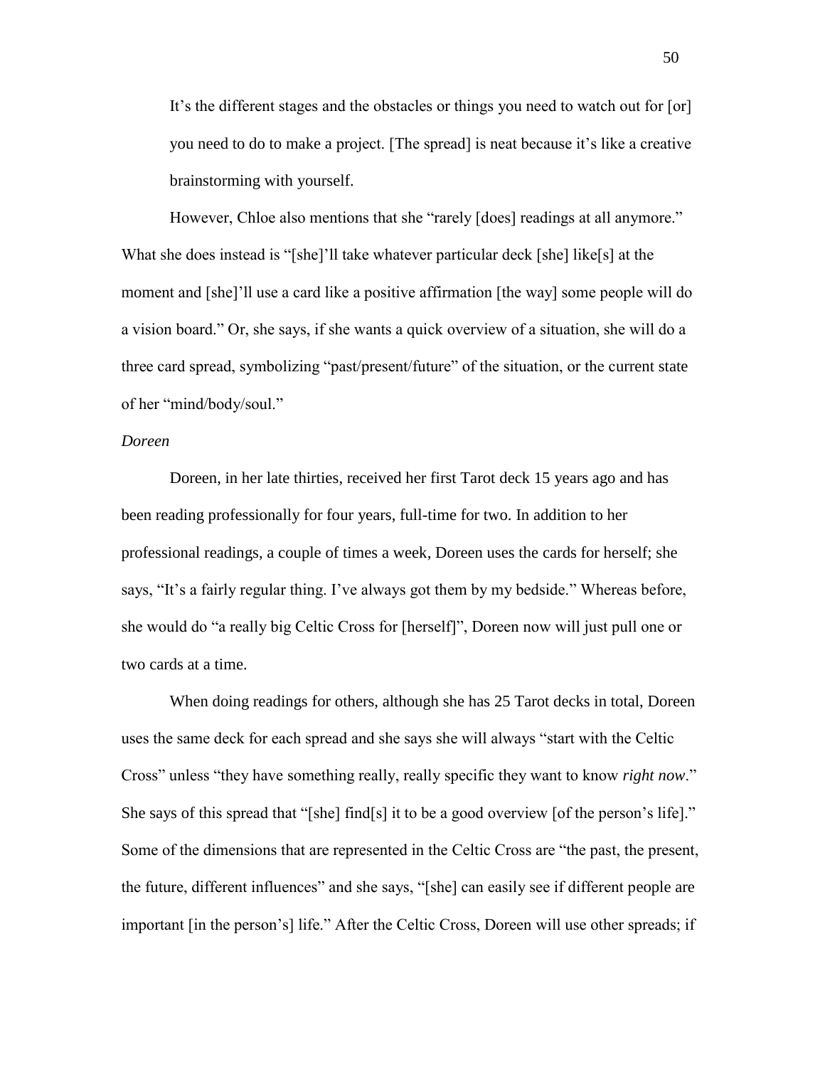> It's the different stages and the obstacles or things you need to watch out for [or] you need to do to make a project. [The spread] is neat because it's like a creative brainstorming with yourself.

However, Chloe also mentions that she "rarely [does] readings at all anymore." What she does instead is "[she]'ll take whatever particular deck [she] like[s] at the moment and [she]'ll use a card like a positive affirmation [the way] some people will do a vision board." Or, she says, if she wants a quick overview of a situation, she will do a three card spread, symbolizing "past/present/future" of the situation, or the current state of her "mind/body/soul."

*Doreen*

Doreen, in her late thirties, received her first Tarot deck 15 years ago and has been reading professionally for four years, full-time for two. In addition to her professional readings, a couple of times a week, Doreen uses the cards for herself; she says, "It's a fairly regular thing. I've always got them by my bedside." Whereas before, she would do "a really big Celtic Cross for [herself]", Doreen now will just pull one or two cards at a time.

When doing readings for others, although she has 25 Tarot decks in total, Doreen uses the same deck for each spread and she says she will always "start with the Celtic Cross" unless "they have something really, really specific they want to know *right now*." She says of this spread that "[she] find[s] it to be a good overview [of the person's life]." Some of the dimensions that are represented in the Celtic Cross are "the past, the present, the future, different influences" and she says, "[she] can easily see if different people are important [in the person's] life." After the Celtic Cross, Doreen will use other spreads; if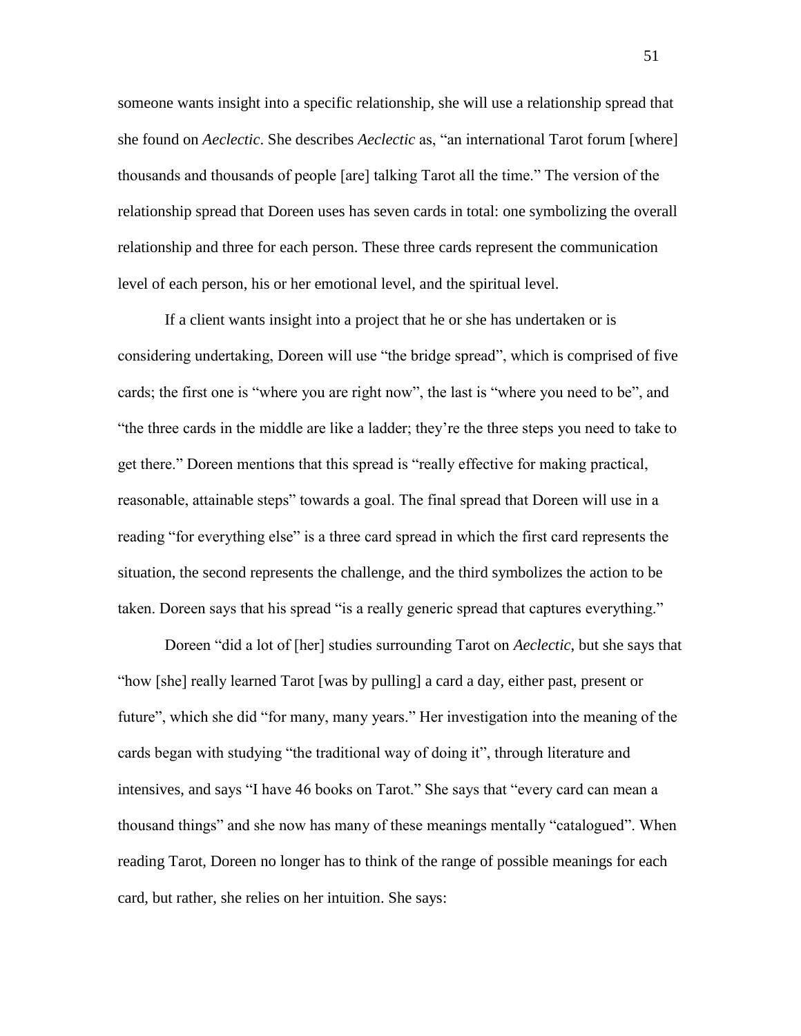someone wants insight into a specific relationship, she will use a relationship spread that she found on *Aeclectic*. She describes *Aeclectic* as, "an international Tarot forum [where] thousands and thousands of people [are] talking Tarot all the time." The version of the relationship spread that Doreen uses has seven cards in total: one symbolizing the overall relationship and three for each person. These three cards represent the communication level of each person, his or her emotional level, and the spiritual level.

If a client wants insight into a project that he or she has undertaken or is considering undertaking, Doreen will use "the bridge spread", which is comprised of five cards; the first one is "where you are right now", the last is "where you need to be", and "the three cards in the middle are like a ladder; they're the three steps you need to take to get there." Doreen mentions that this spread is "really effective for making practical, reasonable, attainable steps" towards a goal. The final spread that Doreen will use in a reading "for everything else" is a three card spread in which the first card represents the situation, the second represents the challenge, and the third symbolizes the action to be taken. Doreen says that his spread "is a really generic spread that captures everything."

Doreen "did a lot of [her] studies surrounding Tarot on *Aeclectic*, but she says that "how [she] really learned Tarot [was by pulling] a card a day, either past, present or future", which she did "for many, many years." Her investigation into the meaning of the cards began with studying "the traditional way of doing it", through literature and intensives, and says "I have 46 books on Tarot." She says that "every card can mean a thousand things" and she now has many of these meanings mentally "catalogued". When reading Tarot, Doreen no longer has to think of the range of possible meanings for each card, but rather, she relies on her intuition. She says: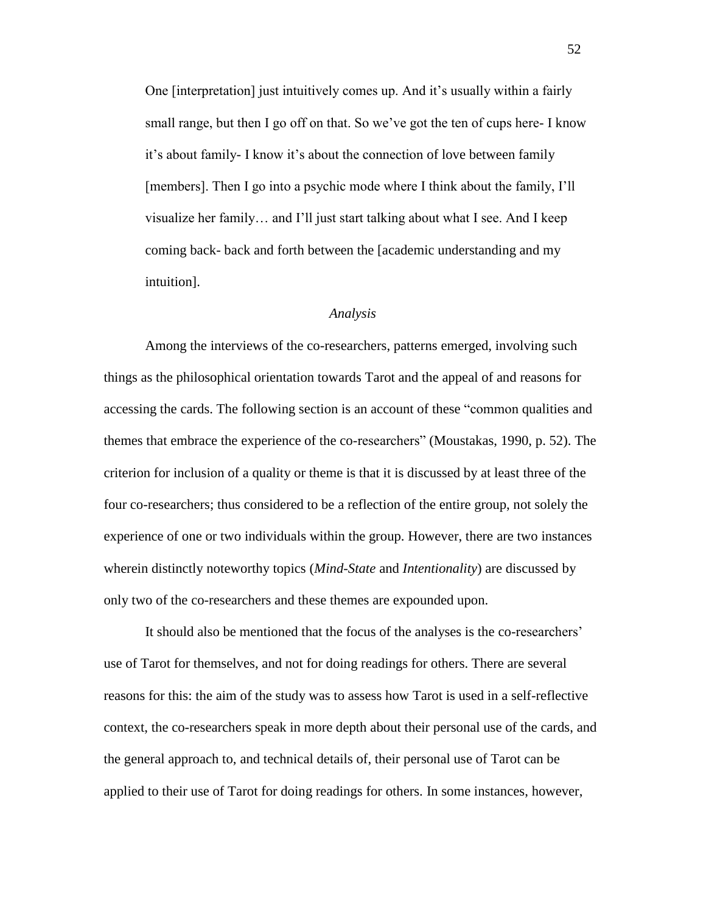> One [interpretation] just intuitively comes up. And it's usually within a fairly small range, but then I go off on that. So we've got the ten of cups here- I know it's about family- I know it's about the connection of love between family [members]. Then I go into a psychic mode where I think about the family, I'll visualize her family… and I'll just start talking about what I see. And I keep coming back- back and forth between the [academic understanding and my intuition].

### *Analysis*

Among the interviews of the co-researchers, patterns emerged, involving such things as the philosophical orientation towards Tarot and the appeal of and reasons for accessing the cards. The following section is an account of these "common qualities and themes that embrace the experience of the co-researchers" (Moustakas, 1990, p. 52). The criterion for inclusion of a quality or theme is that it is discussed by at least three of the four co-researchers; thus considered to be a reflection of the entire group, not solely the experience of one or two individuals within the group. However, there are two instances wherein distinctly noteworthy topics (*Mind-State* and *Intentionality*) are discussed by only two of the co-researchers and these themes are expounded upon.

It should also be mentioned that the focus of the analyses is the co-researchers' use of Tarot for themselves, and not for doing readings for others. There are several reasons for this: the aim of the study was to assess how Tarot is used in a self-reflective context, the co-researchers speak in more depth about their personal use of the cards, and the general approach to, and technical details of, their personal use of Tarot can be applied to their use of Tarot for doing readings for others. In some instances, however,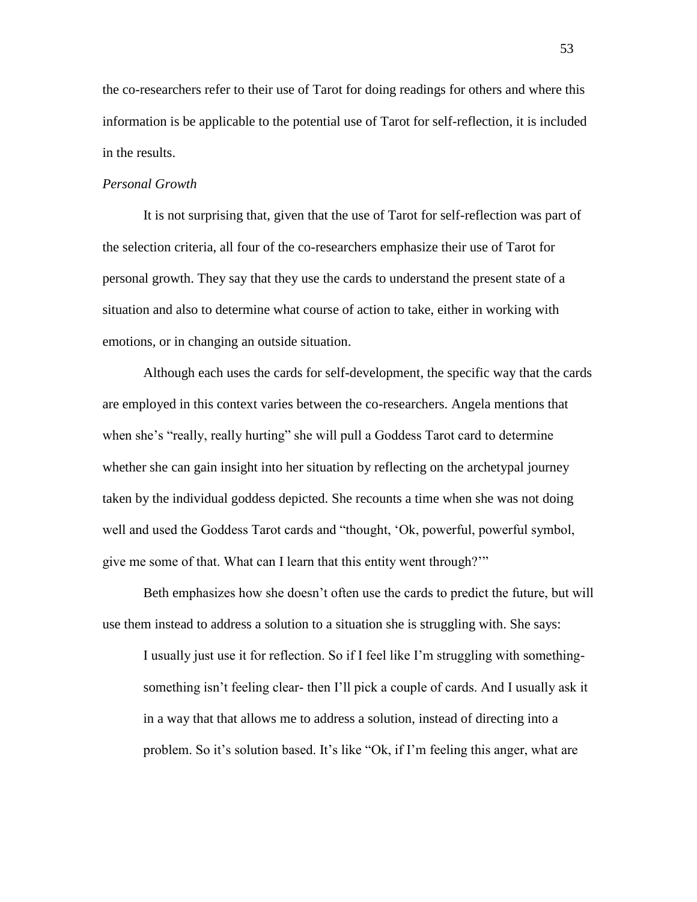the co-researchers refer to their use of Tarot for doing readings for others and where this information is be applicable to the potential use of Tarot for self-reflection, it is included in the results.

*Personal Growth*

It is not surprising that, given that the use of Tarot for self-reflection was part of the selection criteria, all four of the co-researchers emphasize their use of Tarot for personal growth. They say that they use the cards to understand the present state of a situation and also to determine what course of action to take, either in working with emotions, or in changing an outside situation.

Although each uses the cards for self-development, the specific way that the cards are employed in this context varies between the co-researchers. Angela mentions that when she's "really, really hurting" she will pull a Goddess Tarot card to determine whether she can gain insight into her situation by reflecting on the archetypal journey taken by the individual goddess depicted. She recounts a time when she was not doing well and used the Goddess Tarot cards and "thought, 'Ok, powerful, powerful symbol, give me some of that. What can I learn that this entity went through?'"

Beth emphasizes how she doesn't often use the cards to predict the future, but will use them instead to address a solution to a situation she is struggling with. She says:

> I usually just use it for reflection. So if I feel like I'm struggling with something- something isn't feeling clear- then I'll pick a couple of cards. And I usually ask it in a way that that allows me to address a solution, instead of directing into a problem. So it's solution based. It's like "Ok, if I'm feeling this anger, what are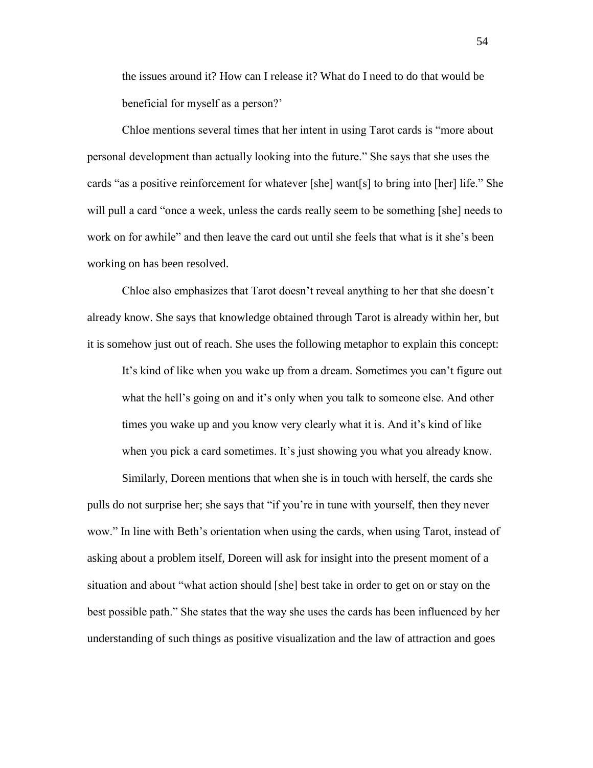the issues around it? How can I release it? What do I need to do that would be beneficial for myself as a person?'

Chloe mentions several times that her intent in using Tarot cards is "more about personal development than actually looking into the future." She says that she uses the cards "as a positive reinforcement for whatever [she] want[s] to bring into [her] life." She will pull a card "once a week, unless the cards really seem to be something [she] needs to work on for awhile" and then leave the card out until she feels that what is it she's been working on has been resolved.

Chloe also emphasizes that Tarot doesn't reveal anything to her that she doesn't already know. She says that knowledge obtained through Tarot is already within her, but it is somehow just out of reach. She uses the following metaphor to explain this concept:

> It's kind of like when you wake up from a dream. Sometimes you can't figure out what the hell's going on and it's only when you talk to someone else. And other times you wake up and you know very clearly what it is. And it's kind of like when you pick a card sometimes. It's just showing you what you already know.

Similarly, Doreen mentions that when she is in touch with herself, the cards she pulls do not surprise her; she says that "if you're in tune with yourself, then they never wow." In line with Beth's orientation when using the cards, when using Tarot, instead of asking about a problem itself, Doreen will ask for insight into the present moment of a situation and about "what action should [she] best take in order to get on or stay on the best possible path." She states that the way she uses the cards has been influenced by her understanding of such things as positive visualization and the law of attraction and goes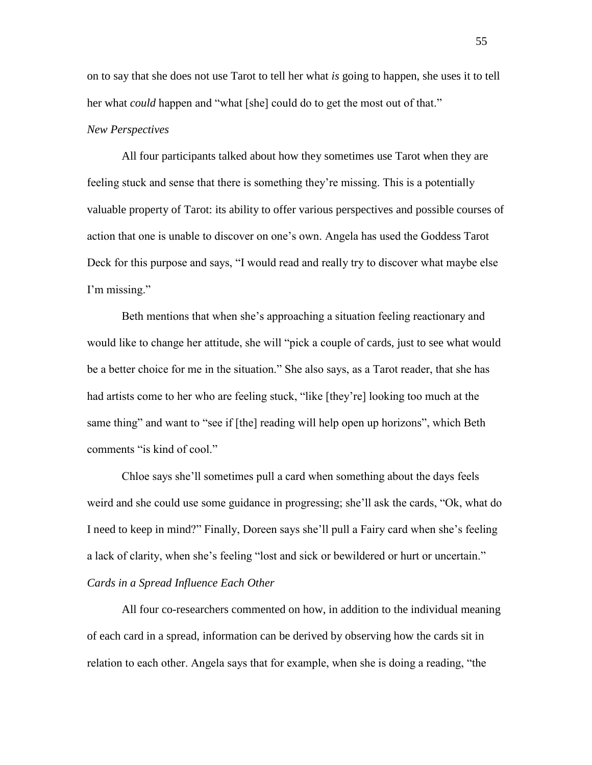on to say that she does not use Tarot to tell her what *is* going to happen, she uses it to tell her what *could* happen and "what [she] could do to get the most out of that."

### *New Perspectives*

All four participants talked about how they sometimes use Tarot when they are feeling stuck and sense that there is something they're missing. This is a potentially valuable property of Tarot: its ability to offer various perspectives and possible courses of action that one is unable to discover on one's own. Angela has used the Goddess Tarot Deck for this purpose and says, "I would read and really try to discover what maybe else I'm missing."

Beth mentions that when she's approaching a situation feeling reactionary and would like to change her attitude, she will "pick a couple of cards, just to see what would be a better choice for me in the situation." She also says, as a Tarot reader, that she has had artists come to her who are feeling stuck, "like [they're] looking too much at the same thing" and want to "see if [the] reading will help open up horizons", which Beth comments "is kind of cool."

Chloe says she'll sometimes pull a card when something about the days feels weird and she could use some guidance in progressing; she'll ask the cards, "Ok, what do I need to keep in mind?" Finally, Doreen says she'll pull a Fairy card when she's feeling a lack of clarity, when she's feeling "lost and sick or bewildered or hurt or uncertain."

### *Cards in a Spread Influence Each Other*

All four co-researchers commented on how, in addition to the individual meaning of each card in a spread, information can be derived by observing how the cards sit in relation to each other. Angela says that for example, when she is doing a reading, "the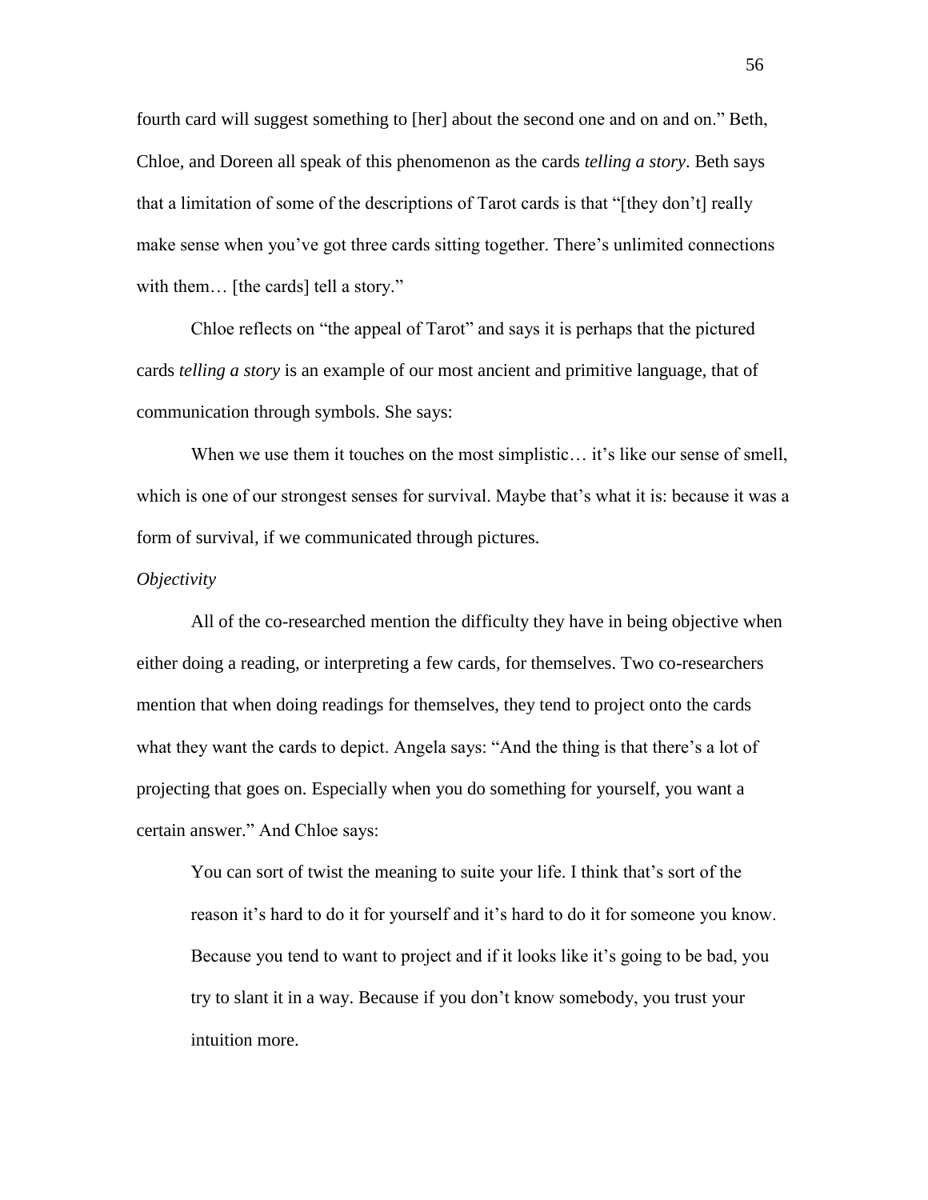fourth card will suggest something to [her] about the second one and on and on." Beth, Chloe, and Doreen all speak of this phenomenon as the cards *telling a story*. Beth says that a limitation of some of the descriptions of Tarot cards is that "[they don't] really make sense when you've got three cards sitting together. There's unlimited connections with them… [the cards] tell a story."

Chloe reflects on "the appeal of Tarot" and says it is perhaps that the pictured cards *telling a story* is an example of our most ancient and primitive language, that of communication through symbols. She says:

When we use them it touches on the most simplistic… it's like our sense of smell, which is one of our strongest senses for survival. Maybe that's what it is: because it was a form of survival, if we communicated through pictures.

*Objectivity*

All of the co-researched mention the difficulty they have in being objective when either doing a reading, or interpreting a few cards, for themselves. Two co-researchers mention that when doing readings for themselves, they tend to project onto the cards what they want the cards to depict. Angela says: "And the thing is that there's a lot of projecting that goes on. Especially when you do something for yourself, you want a certain answer." And Chloe says:

> You can sort of twist the meaning to suite your life. I think that's sort of the reason it's hard to do it for yourself and it's hard to do it for someone you know. Because you tend to want to project and if it looks like it's going to be bad, you try to slant it in a way. Because if you don't know somebody, you trust your intuition more.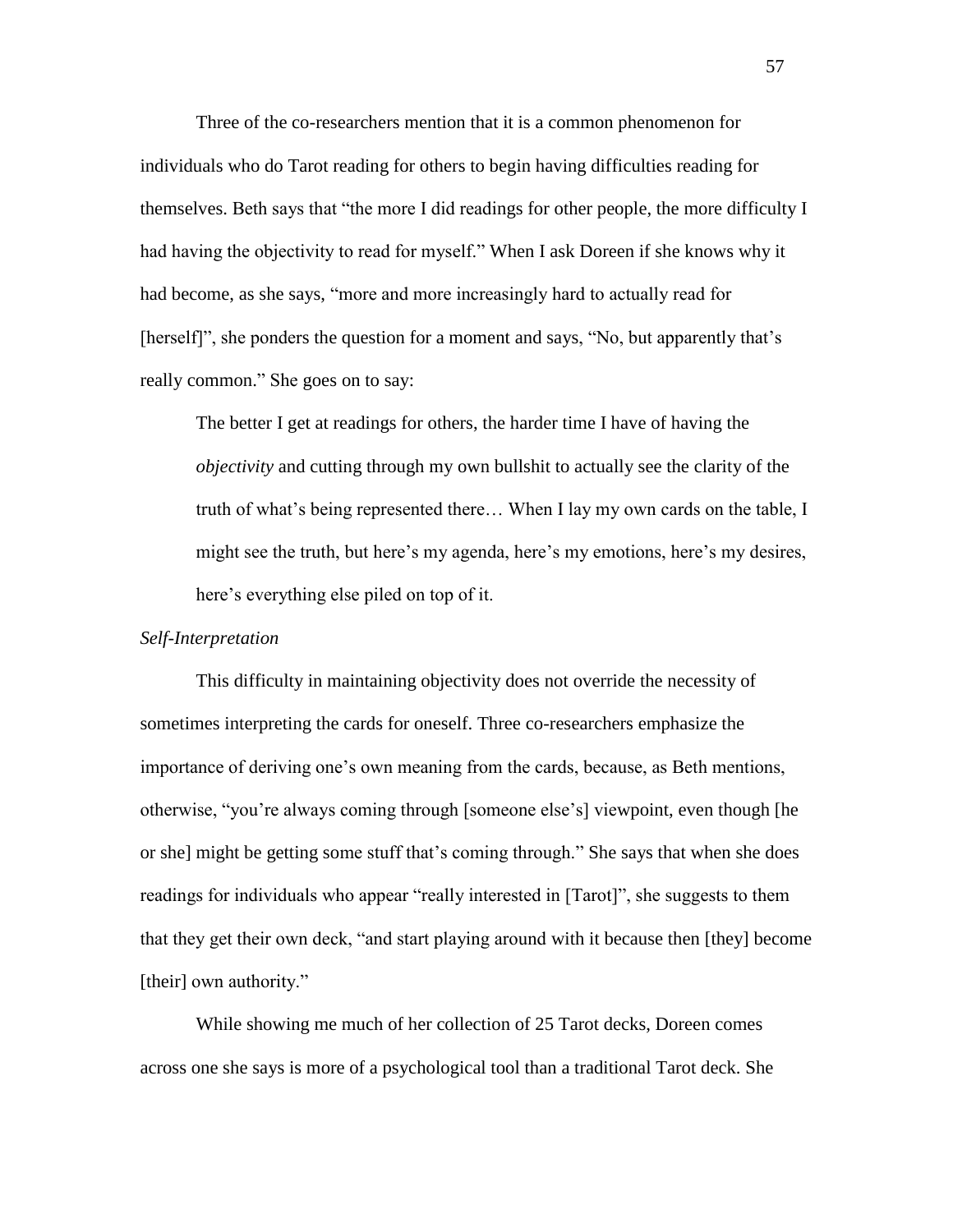Three of the co-researchers mention that it is a common phenomenon for individuals who do Tarot reading for others to begin having difficulties reading for themselves. Beth says that "the more I did readings for other people, the more difficulty I had having the objectivity to read for myself." When I ask Doreen if she knows why it had become, as she says, "more and more increasingly hard to actually read for [herself]", she ponders the question for a moment and says, "No, but apparently that's really common." She goes on to say:

> The better I get at readings for others, the harder time I have of having the *objectivity* and cutting through my own bullshit to actually see the clarity of the truth of what's being represented there… When I lay my own cards on the table, I might see the truth, but here's my agenda, here's my emotions, here's my desires, here's everything else piled on top of it.

*Self-Interpretation*

This difficulty in maintaining objectivity does not override the necessity of sometimes interpreting the cards for oneself. Three co-researchers emphasize the importance of deriving one's own meaning from the cards, because, as Beth mentions, otherwise, "you're always coming through [someone else's] viewpoint, even though [he or she] might be getting some stuff that's coming through." She says that when she does readings for individuals who appear "really interested in [Tarot]", she suggests to them that they get their own deck, "and start playing around with it because then [they] become [their] own authority."

While showing me much of her collection of 25 Tarot decks, Doreen comes across one she says is more of a psychological tool than a traditional Tarot deck. She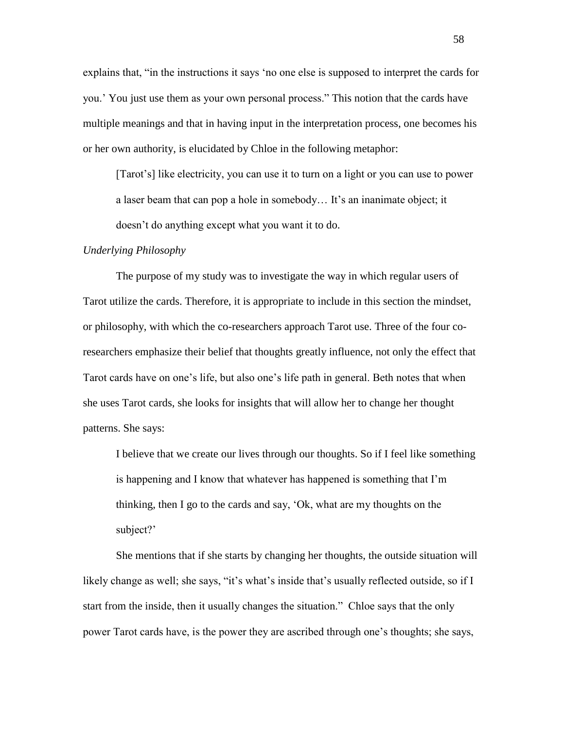explains that, "in the instructions it says 'no one else is supposed to interpret the cards for you.' You just use them as your own personal process." This notion that the cards have multiple meanings and that in having input in the interpretation process, one becomes his or her own authority, is elucidated by Chloe in the following metaphor:

> [Tarot's] like electricity, you can use it to turn on a light or you can use to power a laser beam that can pop a hole in somebody… It's an inanimate object; it doesn't do anything except what you want it to do.

*Underlying Philosophy*

The purpose of my study was to investigate the way in which regular users of Tarot utilize the cards. Therefore, it is appropriate to include in this section the mindset, or philosophy, with which the co-researchers approach Tarot use. Three of the four co-researchers emphasize their belief that thoughts greatly influence, not only the effect that Tarot cards have on one's life, but also one's life path in general. Beth notes that when she uses Tarot cards, she looks for insights that will allow her to change her thought patterns. She says:

> I believe that we create our lives through our thoughts. So if I feel like something is happening and I know that whatever has happened is something that I'm thinking, then I go to the cards and say, 'Ok, what are my thoughts on the subject?'

She mentions that if she starts by changing her thoughts, the outside situation will likely change as well; she says, "it's what's inside that's usually reflected outside, so if I start from the inside, then it usually changes the situation." Chloe says that the only power Tarot cards have, is the power they are ascribed through one's thoughts; she says,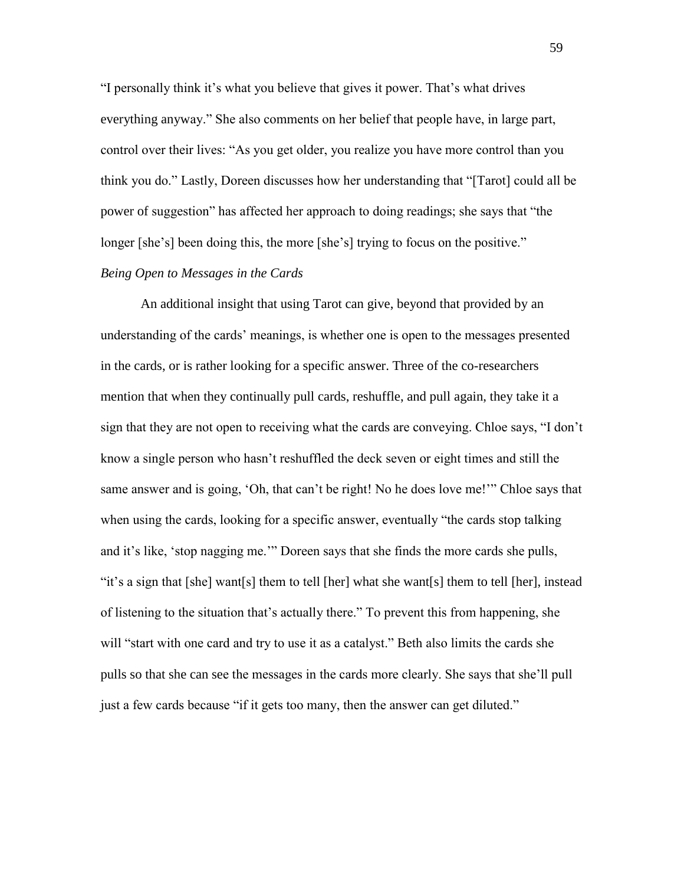"I personally think it's what you believe that gives it power. That's what drives everything anyway." She also comments on her belief that people have, in large part, control over their lives: "As you get older, you realize you have more control than you think you do." Lastly, Doreen discusses how her understanding that "[Tarot] could all be power of suggestion" has affected her approach to doing readings; she says that "the longer [she's] been doing this, the more [she's] trying to focus on the positive."

*Being Open to Messages in the Cards*

An additional insight that using Tarot can give, beyond that provided by an understanding of the cards' meanings, is whether one is open to the messages presented in the cards, or is rather looking for a specific answer. Three of the co-researchers mention that when they continually pull cards, reshuffle, and pull again, they take it a sign that they are not open to receiving what the cards are conveying. Chloe says, "I don't know a single person who hasn't reshuffled the deck seven or eight times and still the same answer and is going, 'Oh, that can't be right! No he does love me!'" Chloe says that when using the cards, looking for a specific answer, eventually "the cards stop talking and it's like, 'stop nagging me.'" Doreen says that she finds the more cards she pulls, "it's a sign that [she] want[s] them to tell [her] what she want[s] them to tell [her], instead of listening to the situation that's actually there." To prevent this from happening, she will "start with one card and try to use it as a catalyst." Beth also limits the cards she pulls so that she can see the messages in the cards more clearly. She says that she'll pull just a few cards because "if it gets too many, then the answer can get diluted."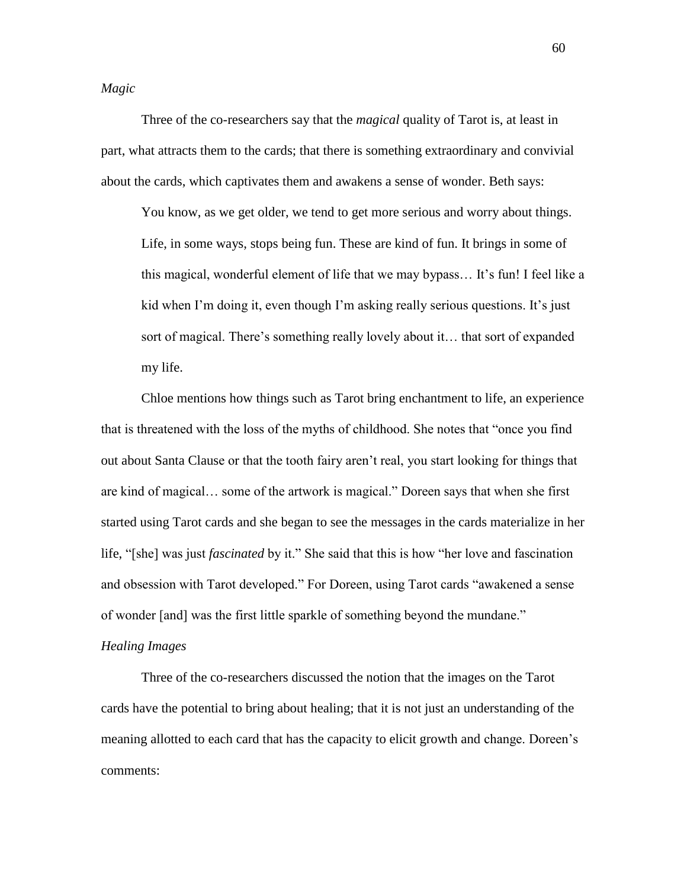*Magic*

Three of the co-researchers say that the *magical* quality of Tarot is, at least in part, what attracts them to the cards; that there is something extraordinary and convivial about the cards, which captivates them and awakens a sense of wonder. Beth says:

> You know, as we get older, we tend to get more serious and worry about things. Life, in some ways, stops being fun. These are kind of fun. It brings in some of this magical, wonderful element of life that we may bypass… It's fun! I feel like a kid when I'm doing it, even though I'm asking really serious questions. It's just sort of magical. There's something really lovely about it… that sort of expanded my life.

Chloe mentions how things such as Tarot bring enchantment to life, an experience that is threatened with the loss of the myths of childhood. She notes that "once you find out about Santa Clause or that the tooth fairy aren't real, you start looking for things that are kind of magical… some of the artwork is magical." Doreen says that when she first started using Tarot cards and she began to see the messages in the cards materialize in her life, "[she] was just *fascinated* by it." She said that this is how "her love and fascination and obsession with Tarot developed." For Doreen, using Tarot cards "awakened a sense of wonder [and] was the first little sparkle of something beyond the mundane."

*Healing Images*

Three of the co-researchers discussed the notion that the images on the Tarot cards have the potential to bring about healing; that it is not just an understanding of the meaning allotted to each card that has the capacity to elicit growth and change. Doreen's comments: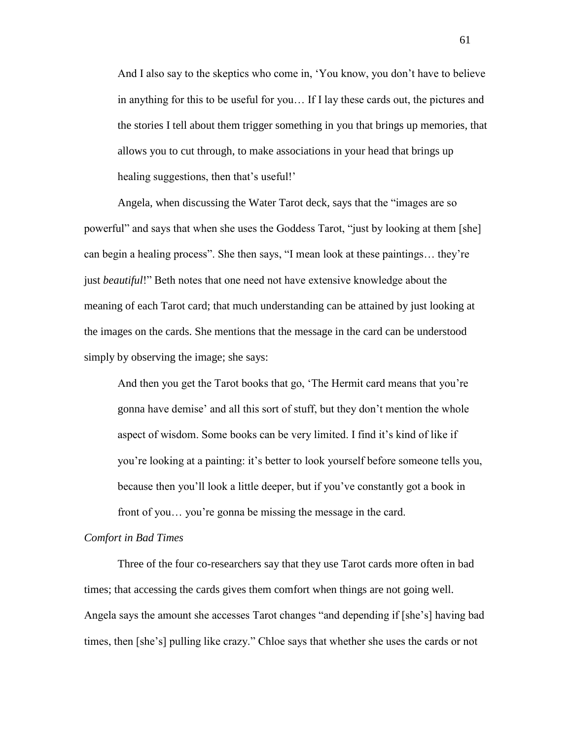> And I also say to the skeptics who come in, 'You know, you don't have to believe in anything for this to be useful for you… If I lay these cards out, the pictures and the stories I tell about them trigger something in you that brings up memories, that allows you to cut through, to make associations in your head that brings up healing suggestions, then that's useful!'

Angela, when discussing the Water Tarot deck, says that the "images are so powerful" and says that when she uses the Goddess Tarot, "just by looking at them [she] can begin a healing process". She then says, "I mean look at these paintings… they're just *beautiful*!" Beth notes that one need not have extensive knowledge about the meaning of each Tarot card; that much understanding can be attained by just looking at the images on the cards. She mentions that the message in the card can be understood simply by observing the image; she says:

> And then you get the Tarot books that go, 'The Hermit card means that you're gonna have demise' and all this sort of stuff, but they don't mention the whole aspect of wisdom. Some books can be very limited. I find it's kind of like if you're looking at a painting: it's better to look yourself before someone tells you, because then you'll look a little deeper, but if you've constantly got a book in front of you… you're gonna be missing the message in the card.

*Comfort in Bad Times*

Three of the four co-researchers say that they use Tarot cards more often in bad times; that accessing the cards gives them comfort when things are not going well. Angela says the amount she accesses Tarot changes "and depending if [she's] having bad times, then [she's] pulling like crazy." Chloe says that whether she uses the cards or not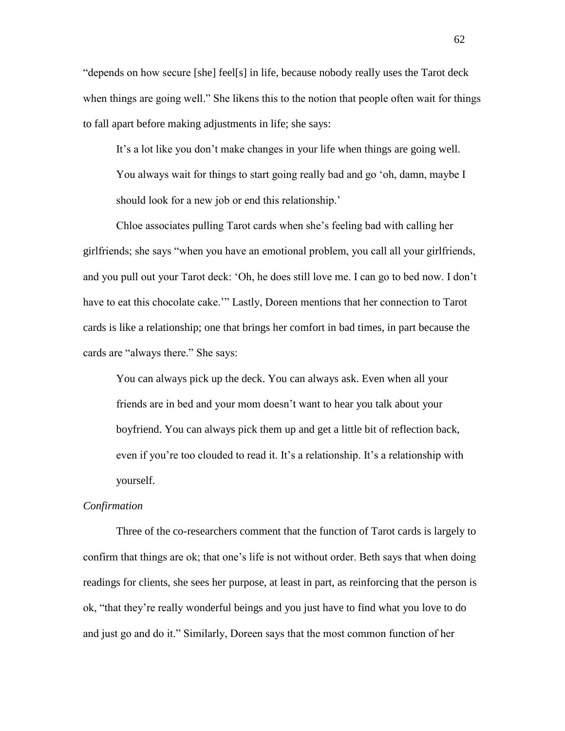"depends on how secure [she] feel[s] in life, because nobody really uses the Tarot deck when things are going well." She likens this to the notion that people often wait for things to fall apart before making adjustments in life; she says:

> It's a lot like you don't make changes in your life when things are going well. You always wait for things to start going really bad and go 'oh, damn, maybe I should look for a new job or end this relationship.'

Chloe associates pulling Tarot cards when she's feeling bad with calling her girlfriends; she says "when you have an emotional problem, you call all your girlfriends, and you pull out your Tarot deck: 'Oh, he does still love me. I can go to bed now. I don't have to eat this chocolate cake.'" Lastly, Doreen mentions that her connection to Tarot cards is like a relationship; one that brings her comfort in bad times, in part because the cards are "always there." She says:

> You can always pick up the deck. You can always ask. Even when all your friends are in bed and your mom doesn't want to hear you talk about your boyfriend. You can always pick them up and get a little bit of reflection back, even if you're too clouded to read it. It's a relationship. It's a relationship with yourself.

*Confirmation*

Three of the co-researchers comment that the function of Tarot cards is largely to confirm that things are ok; that one's life is not without order. Beth says that when doing readings for clients, she sees her purpose, at least in part, as reinforcing that the person is ok, "that they're really wonderful beings and you just have to find what you love to do and just go and do it." Similarly, Doreen says that the most common function of her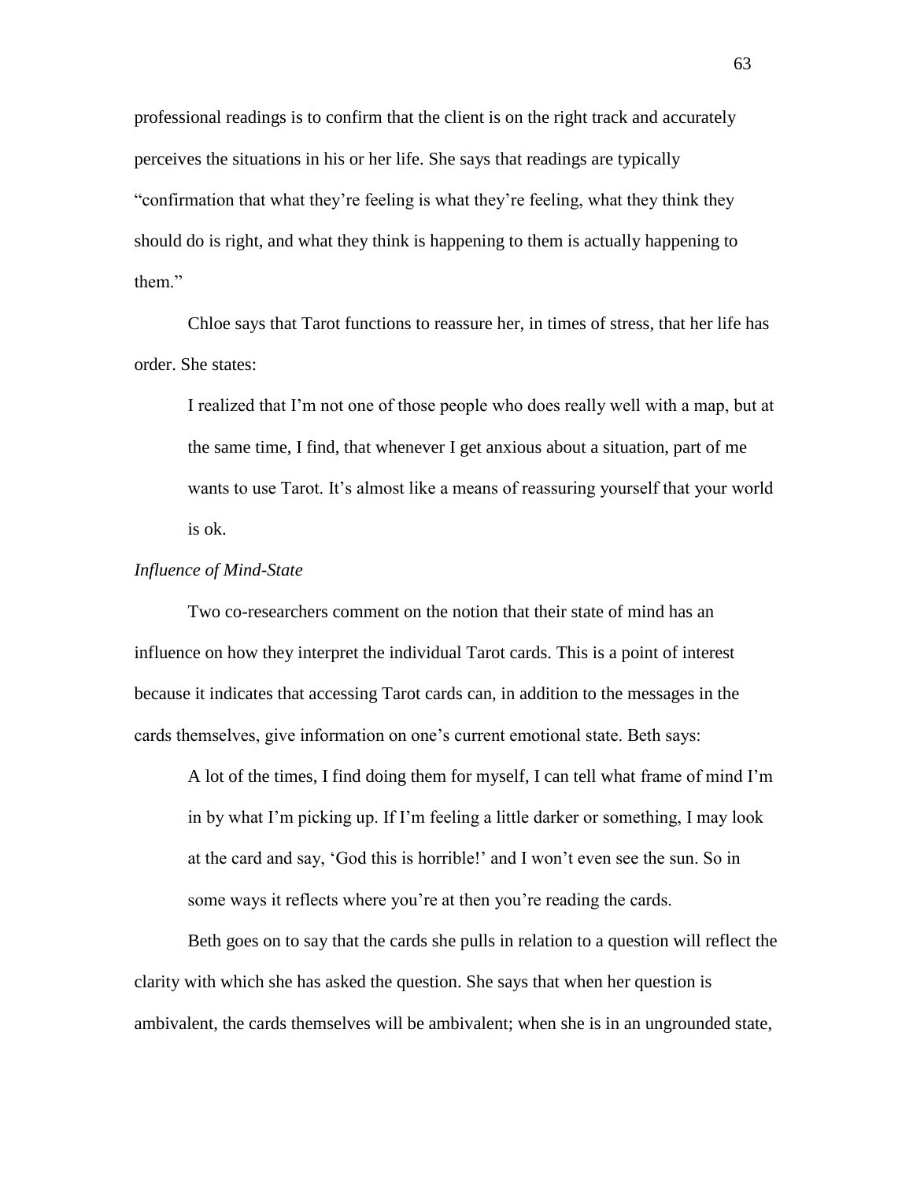professional readings is to confirm that the client is on the right track and accurately perceives the situations in his or her life. She says that readings are typically "confirmation that what they're feeling is what they're feeling, what they think they should do is right, and what they think is happening to them is actually happening to them."

Chloe says that Tarot functions to reassure her, in times of stress, that her life has order. She states:

> I realized that I'm not one of those people who does really well with a map, but at the same time, I find, that whenever I get anxious about a situation, part of me wants to use Tarot. It's almost like a means of reassuring yourself that your world is ok.

*Influence of Mind-State*

Two co-researchers comment on the notion that their state of mind has an influence on how they interpret the individual Tarot cards. This is a point of interest because it indicates that accessing Tarot cards can, in addition to the messages in the cards themselves, give information on one's current emotional state. Beth says:

> A lot of the times, I find doing them for myself, I can tell what frame of mind I'm in by what I'm picking up. If I'm feeling a little darker or something, I may look at the card and say, 'God this is horrible!' and I won't even see the sun. So in some ways it reflects where you're at then you're reading the cards.

Beth goes on to say that the cards she pulls in relation to a question will reflect the clarity with which she has asked the question. She says that when her question is ambivalent, the cards themselves will be ambivalent; when she is in an ungrounded state,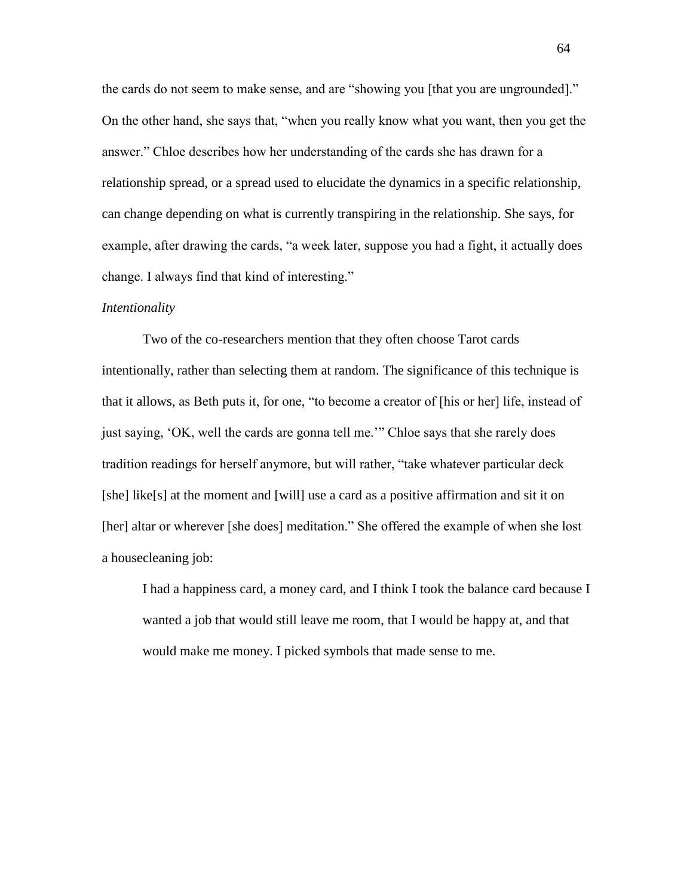the cards do not seem to make sense, and are "showing you [that you are ungrounded]." On the other hand, she says that, "when you really know what you want, then you get the answer." Chloe describes how her understanding of the cards she has drawn for a relationship spread, or a spread used to elucidate the dynamics in a specific relationship, can change depending on what is currently transpiring in the relationship. She says, for example, after drawing the cards, "a week later, suppose you had a fight, it actually does change. I always find that kind of interesting."

*Intentionality*

Two of the co-researchers mention that they often choose Tarot cards intentionally, rather than selecting them at random. The significance of this technique is that it allows, as Beth puts it, for one, "to become a creator of [his or her] life, instead of just saying, 'OK, well the cards are gonna tell me.'" Chloe says that she rarely does tradition readings for herself anymore, but will rather, "take whatever particular deck [she] like[s] at the moment and [will] use a card as a positive affirmation and sit it on [her] altar or wherever [she does] meditation." She offered the example of when she lost a housecleaning job:

> I had a happiness card, a money card, and I think I took the balance card because I wanted a job that would still leave me room, that I would be happy at, and that would make me money. I picked symbols that made sense to me.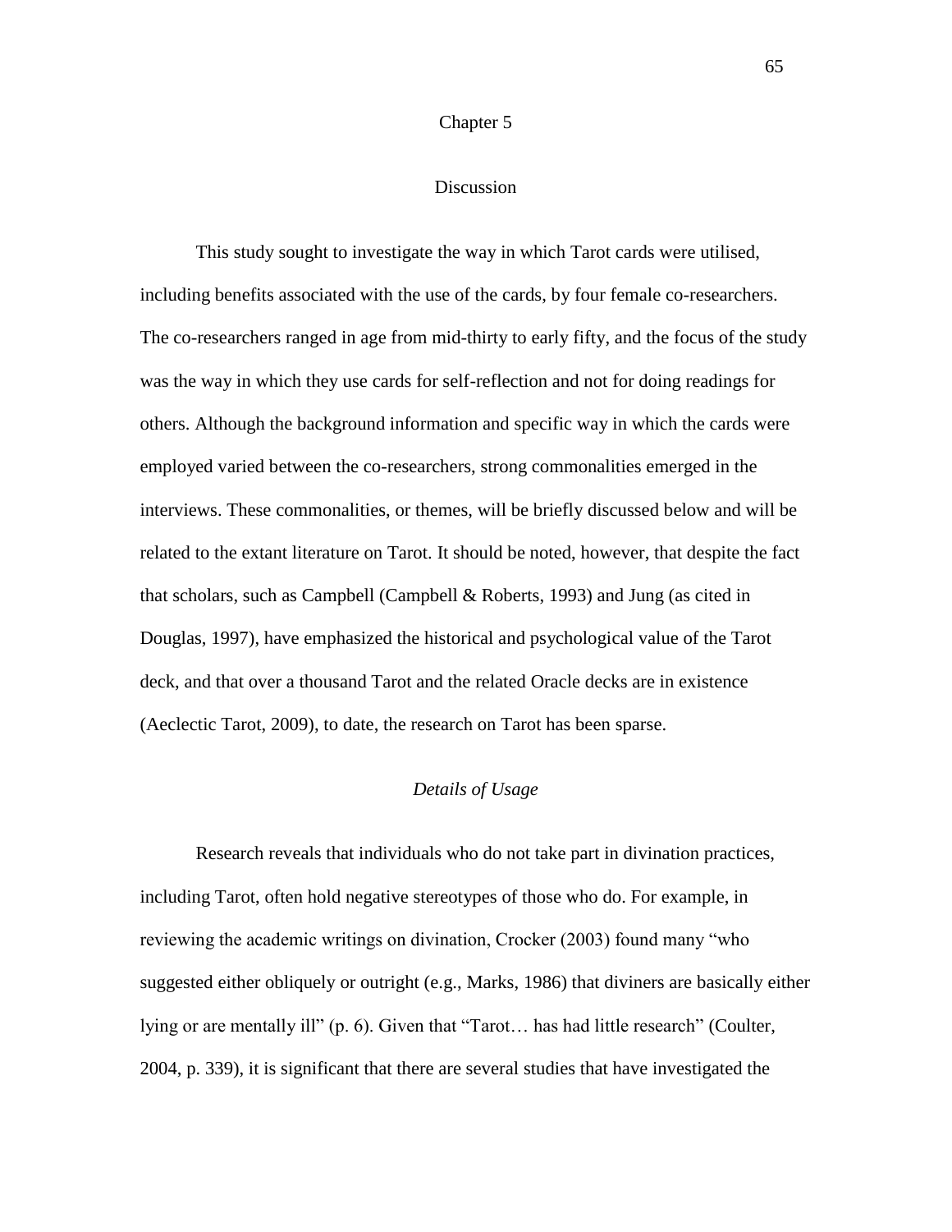# Chapter 5

## Discussion

This study sought to investigate the way in which Tarot cards were utilised, including benefits associated with the use of the cards, by four female co-researchers. The co-researchers ranged in age from mid-thirty to early fifty, and the focus of the study was the way in which they use cards for self-reflection and not for doing readings for others. Although the background information and specific way in which the cards were employed varied between the co-researchers, strong commonalities emerged in the interviews. These commonalities, or themes, will be briefly discussed below and will be related to the extant literature on Tarot. It should be noted, however, that despite the fact that scholars, such as Campbell (Campbell & Roberts, 1993) and Jung (as cited in Douglas, 1997), have emphasized the historical and psychological value of the Tarot deck, and that over a thousand Tarot and the related Oracle decks are in existence (Aeclectic Tarot, 2009), to date, the research on Tarot has been sparse.

### *Details of Usage*

Research reveals that individuals who do not take part in divination practices, including Tarot, often hold negative stereotypes of those who do. For example, in reviewing the academic writings on divination, Crocker (2003) found many "who suggested either obliquely or outright (e.g., Marks, 1986) that diviners are basically either lying or are mentally ill" (p. 6). Given that "Tarot… has had little research" (Coulter, 2004, p. 339), it is significant that there are several studies that have investigated the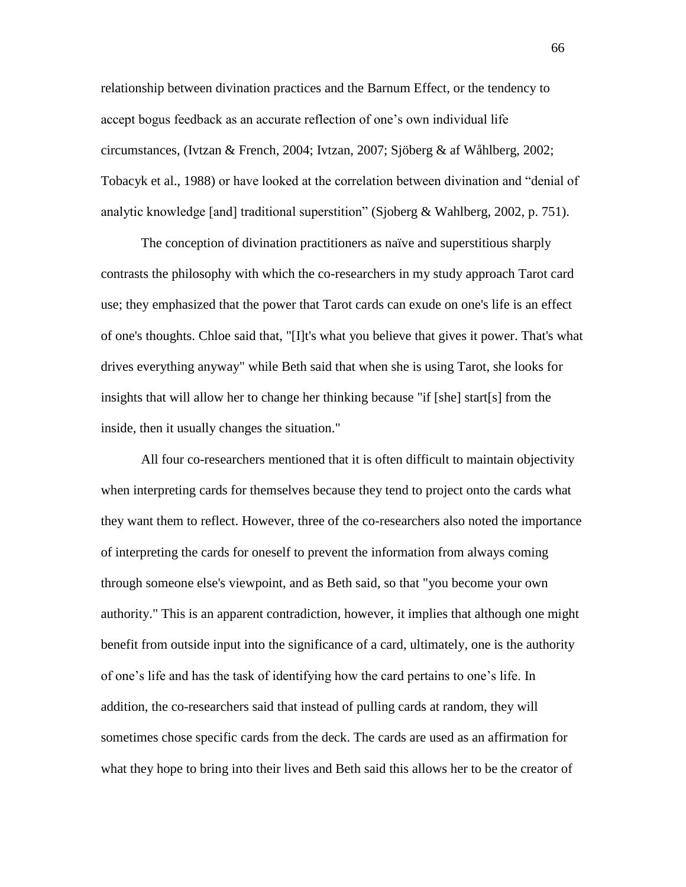relationship between divination practices and the Barnum Effect, or the tendency to accept bogus feedback as an accurate reflection of one's own individual life circumstances, (Ivtzan & French, 2004; Ivtzan, 2007; Sjöberg & af Wåhlberg, 2002; Tobacyk et al., 1988) or have looked at the correlation between divination and "denial of analytic knowledge [and] traditional superstition" (Sjoberg & Wahlberg, 2002, p. 751).

The conception of divination practitioners as naïve and superstitious sharply contrasts the philosophy with which the co-researchers in my study approach Tarot card use; they emphasized that the power that Tarot cards can exude on one's life is an effect of one's thoughts. Chloe said that, "[I]t's what you believe that gives it power. That's what drives everything anyway" while Beth said that when she is using Tarot, she looks for insights that will allow her to change her thinking because "if [she] start[s] from the inside, then it usually changes the situation."

All four co-researchers mentioned that it is often difficult to maintain objectivity when interpreting cards for themselves because they tend to project onto the cards what they want them to reflect. However, three of the co-researchers also noted the importance of interpreting the cards for oneself to prevent the information from always coming through someone else's viewpoint, and as Beth said, so that "you become your own authority." This is an apparent contradiction, however, it implies that although one might benefit from outside input into the significance of a card, ultimately, one is the authority of one's life and has the task of identifying how the card pertains to one's life. In addition, the co-researchers said that instead of pulling cards at random, they will sometimes chose specific cards from the deck. The cards are used as an affirmation for what they hope to bring into their lives and Beth said this allows her to be the creator of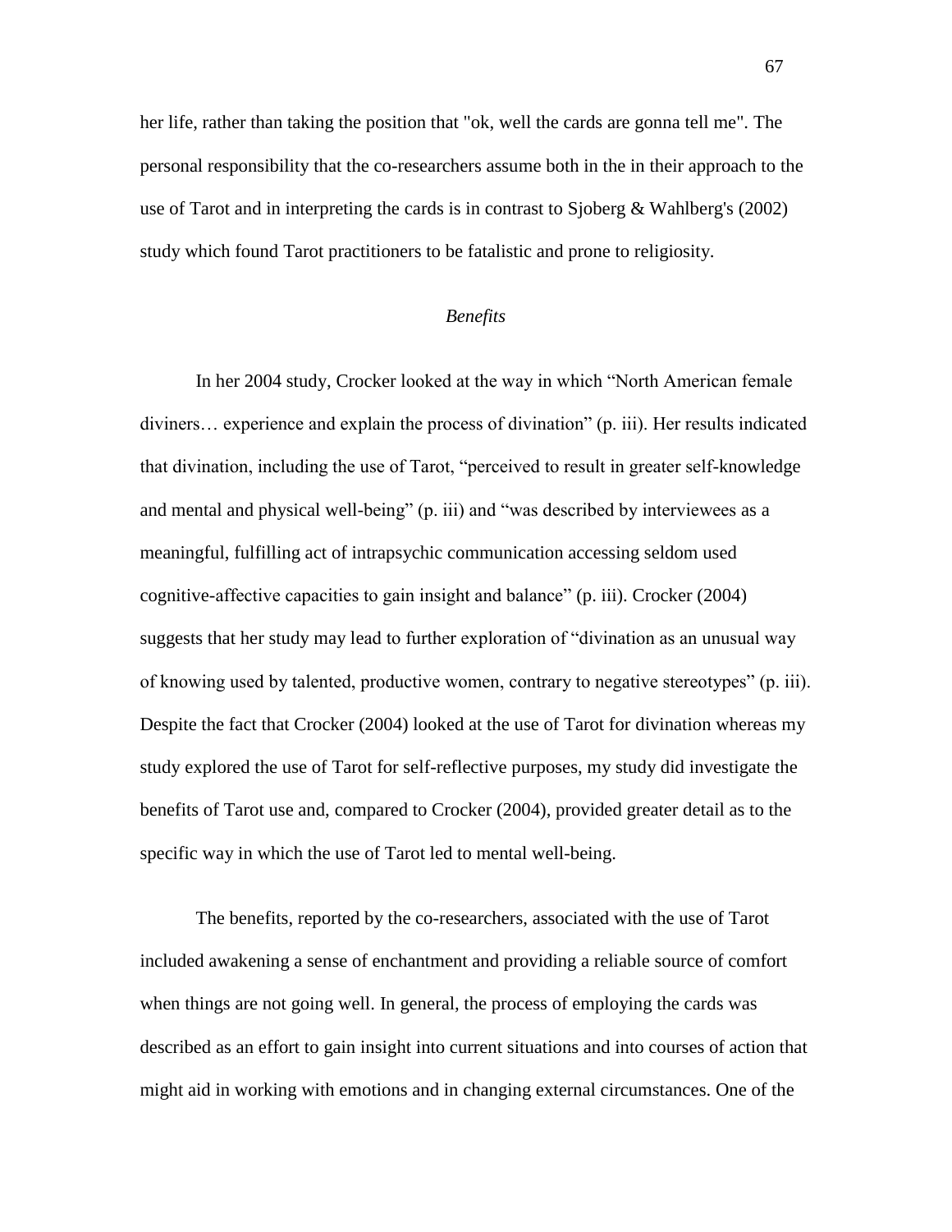her life, rather than taking the position that "ok, well the cards are gonna tell me". The personal responsibility that the co-researchers assume both in the in their approach to the use of Tarot and in interpreting the cards is in contrast to Sjoberg & Wahlberg's (2002) study which found Tarot practitioners to be fatalistic and prone to religiosity.

### *Benefits*

In her 2004 study, Crocker looked at the way in which "North American female diviners… experience and explain the process of divination" (p. iii). Her results indicated that divination, including the use of Tarot, "perceived to result in greater self-knowledge and mental and physical well-being" (p. iii) and "was described by interviewees as a meaningful, fulfilling act of intrapsychic communication accessing seldom used cognitive-affective capacities to gain insight and balance" (p. iii). Crocker (2004) suggests that her study may lead to further exploration of "divination as an unusual way of knowing used by talented, productive women, contrary to negative stereotypes" (p. iii). Despite the fact that Crocker (2004) looked at the use of Tarot for divination whereas my study explored the use of Tarot for self-reflective purposes, my study did investigate the benefits of Tarot use and, compared to Crocker (2004), provided greater detail as to the specific way in which the use of Tarot led to mental well-being.

The benefits, reported by the co-researchers, associated with the use of Tarot included awakening a sense of enchantment and providing a reliable source of comfort when things are not going well. In general, the process of employing the cards was described as an effort to gain insight into current situations and into courses of action that might aid in working with emotions and in changing external circumstances. One of the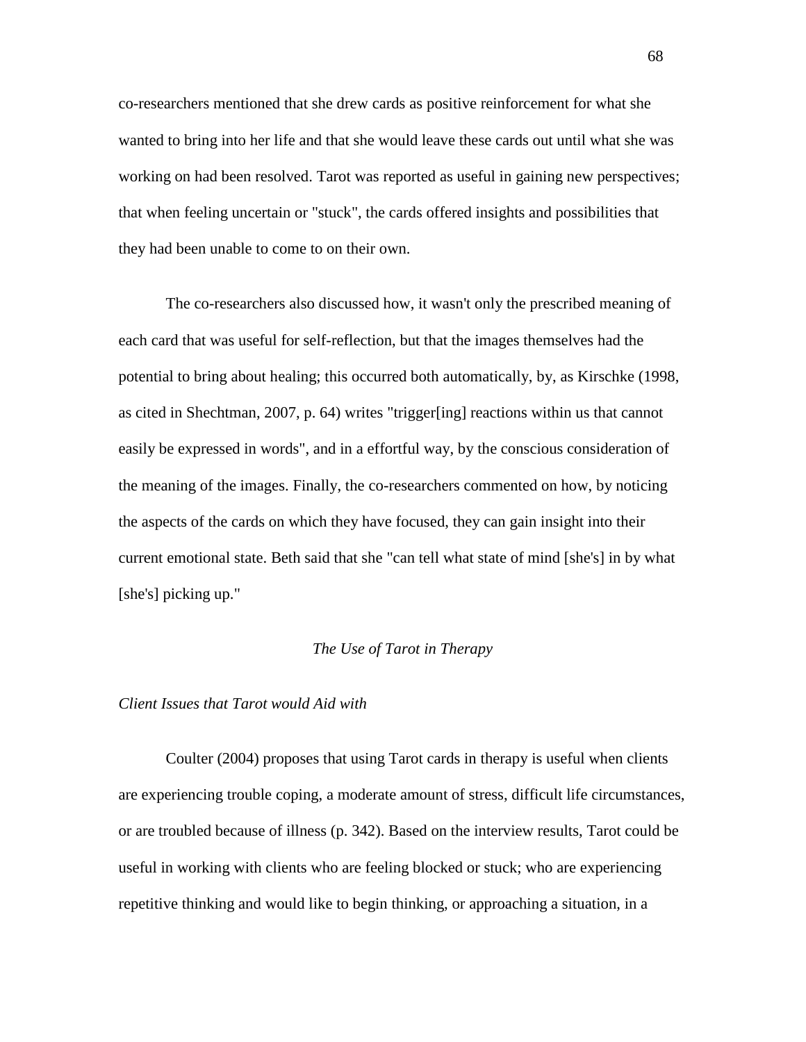co-researchers mentioned that she drew cards as positive reinforcement for what she wanted to bring into her life and that she would leave these cards out until what she was working on had been resolved. Tarot was reported as useful in gaining new perspectives; that when feeling uncertain or "stuck", the cards offered insights and possibilities that they had been unable to come to on their own.

The co-researchers also discussed how, it wasn't only the prescribed meaning of each card that was useful for self-reflection, but that the images themselves had the potential to bring about healing; this occurred both automatically, by, as Kirschke (1998, as cited in Shechtman, 2007, p. 64) writes "trigger[ing] reactions within us that cannot easily be expressed in words", and in a effortful way, by the conscious consideration of the meaning of the images. Finally, the co-researchers commented on how, by noticing the aspects of the cards on which they have focused, they can gain insight into their current emotional state. Beth said that she "can tell what state of mind [she's] in by what [she's] picking up."

### *The Use of Tarot in Therapy*

#### *Client Issues that Tarot would Aid with*

Coulter (2004) proposes that using Tarot cards in therapy is useful when clients are experiencing trouble coping, a moderate amount of stress, difficult life circumstances, or are troubled because of illness (p. 342). Based on the interview results, Tarot could be useful in working with clients who are feeling blocked or stuck; who are experiencing repetitive thinking and would like to begin thinking, or approaching a situation, in a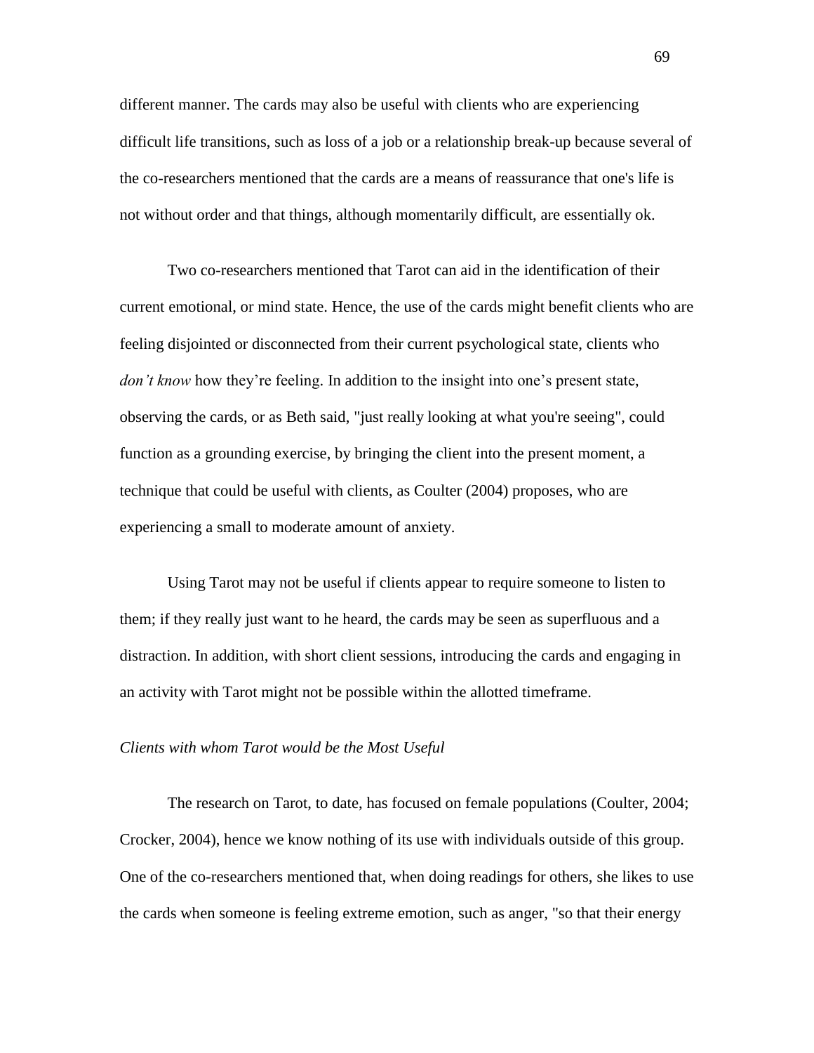different manner. The cards may also be useful with clients who are experiencing difficult life transitions, such as loss of a job or a relationship break-up because several of the co-researchers mentioned that the cards are a means of reassurance that one's life is not without order and that things, although momentarily difficult, are essentially ok.

Two co-researchers mentioned that Tarot can aid in the identification of their current emotional, or mind state. Hence, the use of the cards might benefit clients who are feeling disjointed or disconnected from their current psychological state, clients who *don't know* how they're feeling. In addition to the insight into one's present state, observing the cards, or as Beth said, "just really looking at what you're seeing", could function as a grounding exercise, by bringing the client into the present moment, a technique that could be useful with clients, as Coulter (2004) proposes, who are experiencing a small to moderate amount of anxiety.

Using Tarot may not be useful if clients appear to require someone to listen to them; if they really just want to he heard, the cards may be seen as superfluous and a distraction. In addition, with short client sessions, introducing the cards and engaging in an activity with Tarot might not be possible within the allotted timeframe.

*Clients with whom Tarot would be the Most Useful*

The research on Tarot, to date, has focused on female populations (Coulter, 2004; Crocker, 2004), hence we know nothing of its use with individuals outside of this group. One of the co-researchers mentioned that, when doing readings for others, she likes to use the cards when someone is feeling extreme emotion, such as anger, "so that their energy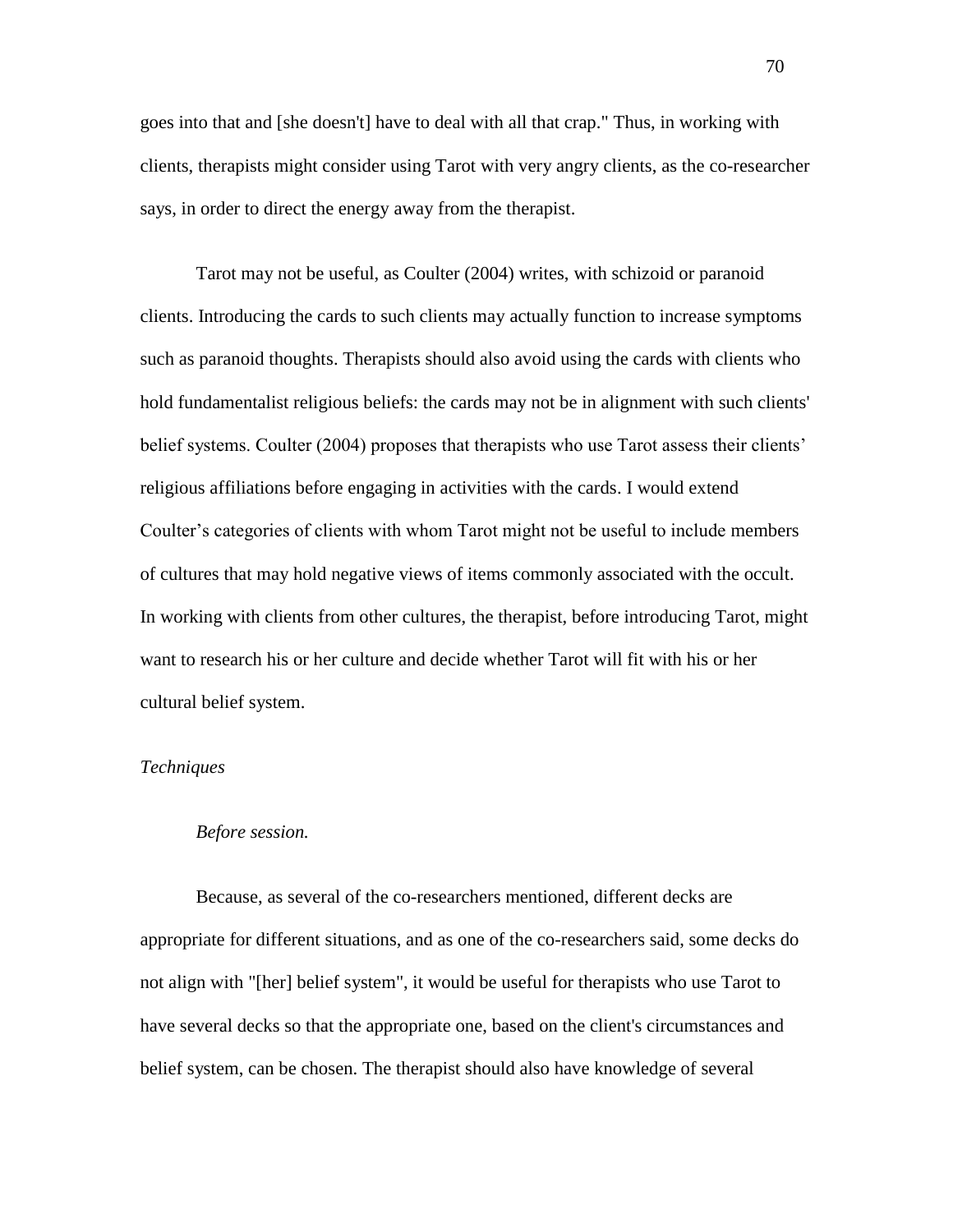goes into that and [she doesn't] have to deal with all that crap." Thus, in working with clients, therapists might consider using Tarot with very angry clients, as the co-researcher says, in order to direct the energy away from the therapist.

Tarot may not be useful, as Coulter (2004) writes, with schizoid or paranoid clients. Introducing the cards to such clients may actually function to increase symptoms such as paranoid thoughts. Therapists should also avoid using the cards with clients who hold fundamentalist religious beliefs: the cards may not be in alignment with such clients' belief systems. Coulter (2004) proposes that therapists who use Tarot assess their clients' religious affiliations before engaging in activities with the cards. I would extend Coulter's categories of clients with whom Tarot might not be useful to include members of cultures that may hold negative views of items commonly associated with the occult. In working with clients from other cultures, the therapist, before introducing Tarot, might want to research his or her culture and decide whether Tarot will fit with his or her cultural belief system.

### *Techniques*

#### *Before session.*

Because, as several of the co-researchers mentioned, different decks are appropriate for different situations, and as one of the co-researchers said, some decks do not align with "[her] belief system", it would be useful for therapists who use Tarot to have several decks so that the appropriate one, based on the client's circumstances and belief system, can be chosen. The therapist should also have knowledge of several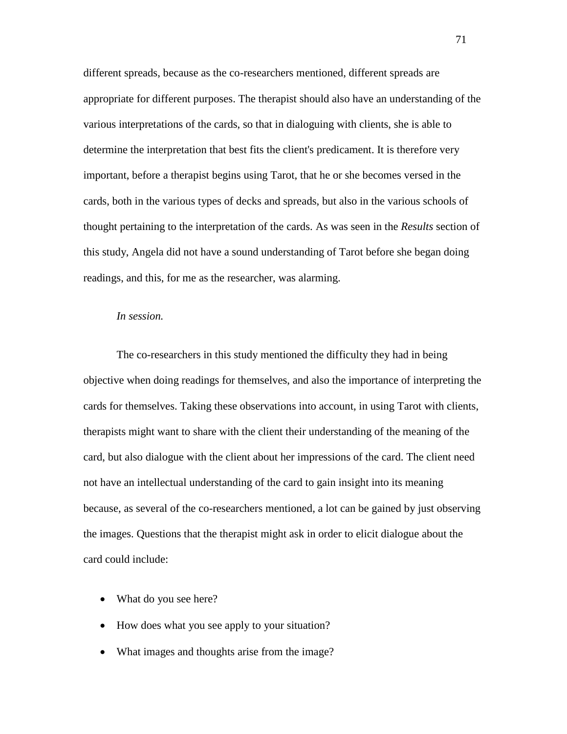different spreads, because as the co-researchers mentioned, different spreads are appropriate for different purposes. The therapist should also have an understanding of the various interpretations of the cards, so that in dialoguing with clients, she is able to determine the interpretation that best fits the client's predicament. It is therefore very important, before a therapist begins using Tarot, that he or she becomes versed in the cards, both in the various types of decks and spreads, but also in the various schools of thought pertaining to the interpretation of the cards. As was seen in the *Results* section of this study, Angela did not have a sound understanding of Tarot before she began doing readings, and this, for me as the researcher, was alarming.

*In session.*

The co-researchers in this study mentioned the difficulty they had in being objective when doing readings for themselves, and also the importance of interpreting the cards for themselves. Taking these observations into account, in using Tarot with clients, therapists might want to share with the client their understanding of the meaning of the card, but also dialogue with the client about her impressions of the card. The client need not have an intellectual understanding of the card to gain insight into its meaning because, as several of the co-researchers mentioned, a lot can be gained by just observing the images. Questions that the therapist might ask in order to elicit dialogue about the card could include:

- What do you see here?
- How does what you see apply to your situation?
- What images and thoughts arise from the image?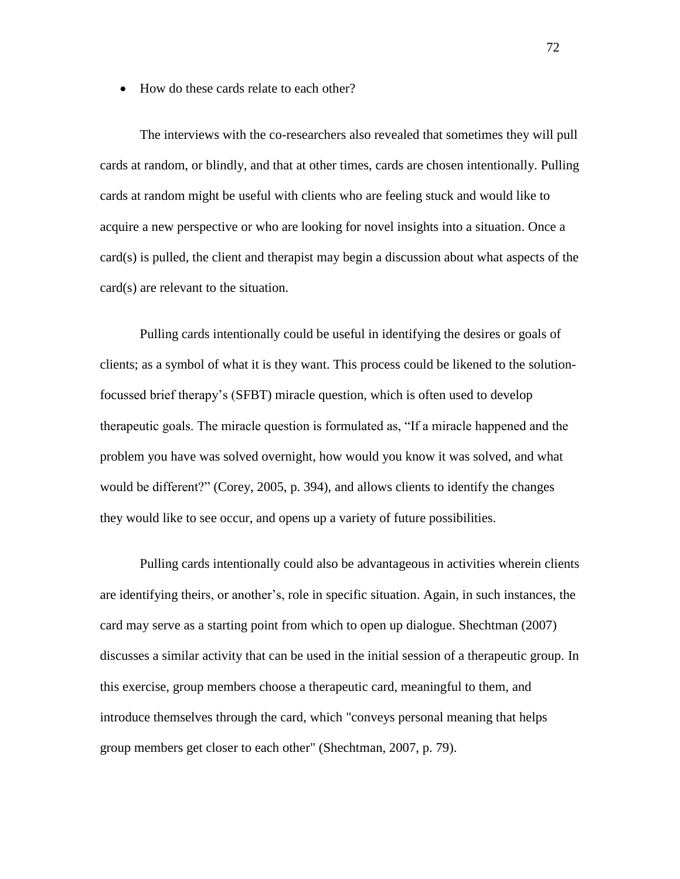- How do these cards relate to each other?

The interviews with the co-researchers also revealed that sometimes they will pull cards at random, or blindly, and that at other times, cards are chosen intentionally. Pulling cards at random might be useful with clients who are feeling stuck and would like to acquire a new perspective or who are looking for novel insights into a situation. Once a card(s) is pulled, the client and therapist may begin a discussion about what aspects of the card(s) are relevant to the situation.

Pulling cards intentionally could be useful in identifying the desires or goals of clients; as a symbol of what it is they want. This process could be likened to the solution-focussed brief therapy's (SFBT) miracle question, which is often used to develop therapeutic goals. The miracle question is formulated as, "If a miracle happened and the problem you have was solved overnight, how would you know it was solved, and what would be different?" (Corey, 2005, p. 394), and allows clients to identify the changes they would like to see occur, and opens up a variety of future possibilities.

Pulling cards intentionally could also be advantageous in activities wherein clients are identifying theirs, or another's, role in specific situation. Again, in such instances, the card may serve as a starting point from which to open up dialogue. Shechtman (2007) discusses a similar activity that can be used in the initial session of a therapeutic group. In this exercise, group members choose a therapeutic card, meaningful to them, and introduce themselves through the card, which "conveys personal meaning that helps group members get closer to each other" (Shechtman, 2007, p. 79).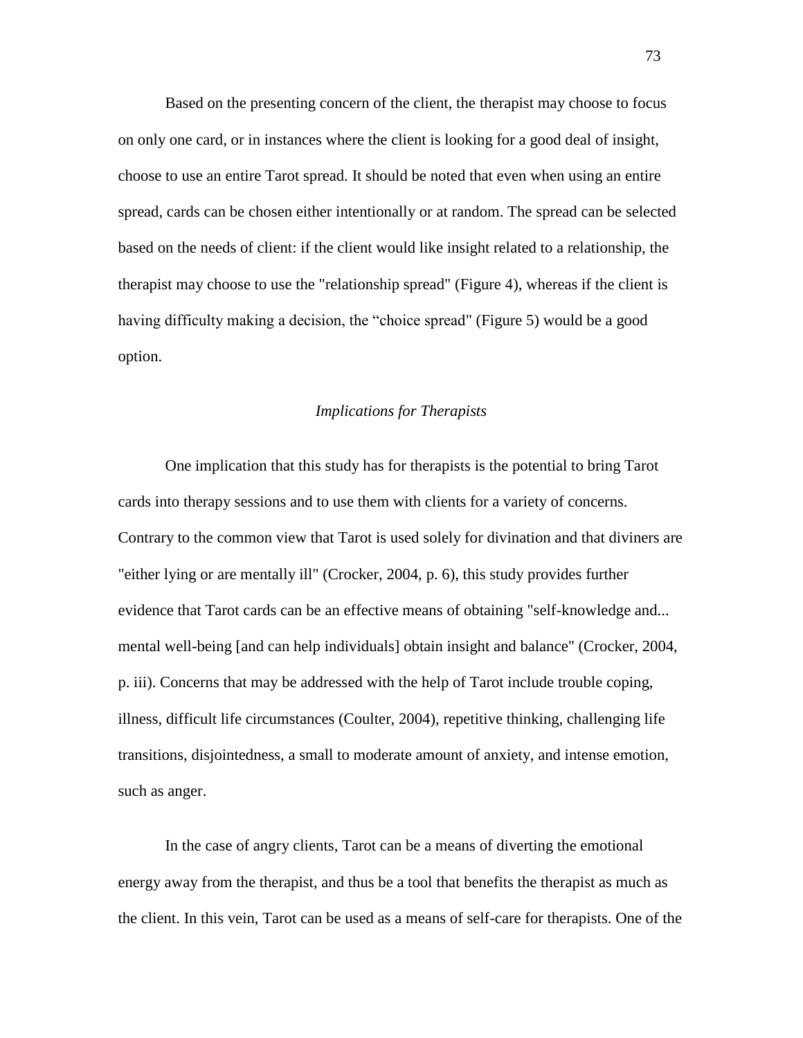Based on the presenting concern of the client, the therapist may choose to focus on only one card, or in instances where the client is looking for a good deal of insight, choose to use an entire Tarot spread. It should be noted that even when using an entire spread, cards can be chosen either intentionally or at random. The spread can be selected based on the needs of client: if the client would like insight related to a relationship, the therapist may choose to use the "relationship spread" (Figure 4), whereas if the client is having difficulty making a decision, the “choice spread" (Figure 5) would be a good option.

### *Implications for Therapists*

One implication that this study has for therapists is the potential to bring Tarot cards into therapy sessions and to use them with clients for a variety of concerns. Contrary to the common view that Tarot is used solely for divination and that diviners are "either lying or are mentally ill" (Crocker, 2004, p. 6), this study provides further evidence that Tarot cards can be an effective means of obtaining "self-knowledge and... mental well-being [and can help individuals] obtain insight and balance" (Crocker, 2004, p. iii). Concerns that may be addressed with the help of Tarot include trouble coping, illness, difficult life circumstances (Coulter, 2004), repetitive thinking, challenging life transitions, disjointedness, a small to moderate amount of anxiety, and intense emotion, such as anger.

In the case of angry clients, Tarot can be a means of diverting the emotional energy away from the therapist, and thus be a tool that benefits the therapist as much as the client. In this vein, Tarot can be used as a means of self-care for therapists. One of the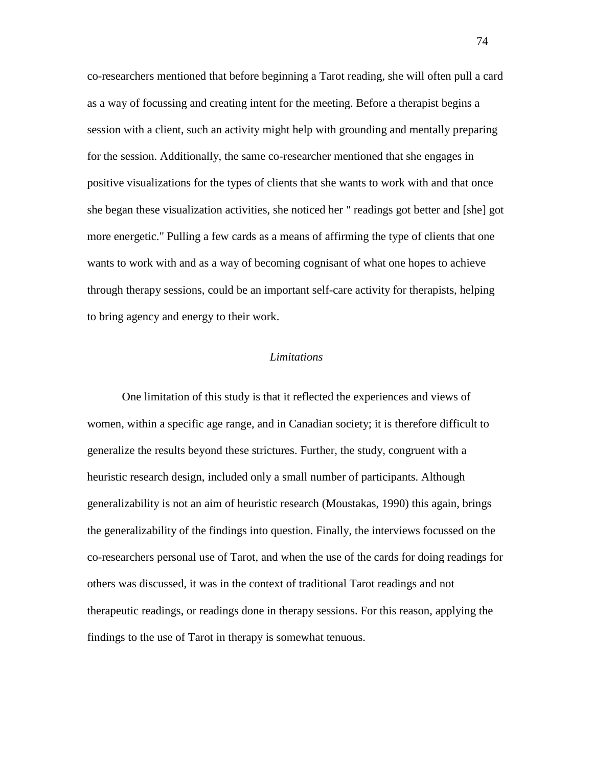co-researchers mentioned that before beginning a Tarot reading, she will often pull a card as a way of focussing and creating intent for the meeting. Before a therapist begins a session with a client, such an activity might help with grounding and mentally preparing for the session. Additionally, the same co-researcher mentioned that she engages in positive visualizations for the types of clients that she wants to work with and that once she began these visualization activities, she noticed her " readings got better and [she] got more energetic." Pulling a few cards as a means of affirming the type of clients that one wants to work with and as a way of becoming cognisant of what one hopes to achieve through therapy sessions, could be an important self-care activity for therapists, helping to bring agency and energy to their work.

### *Limitations*

One limitation of this study is that it reflected the experiences and views of women, within a specific age range, and in Canadian society; it is therefore difficult to generalize the results beyond these strictures. Further, the study, congruent with a heuristic research design, included only a small number of participants. Although generalizability is not an aim of heuristic research (Moustakas, 1990) this again, brings the generalizability of the findings into question. Finally, the interviews focussed on the co-researchers personal use of Tarot, and when the use of the cards for doing readings for others was discussed, it was in the context of traditional Tarot readings and not therapeutic readings, or readings done in therapy sessions. For this reason, applying the findings to the use of Tarot in therapy is somewhat tenuous.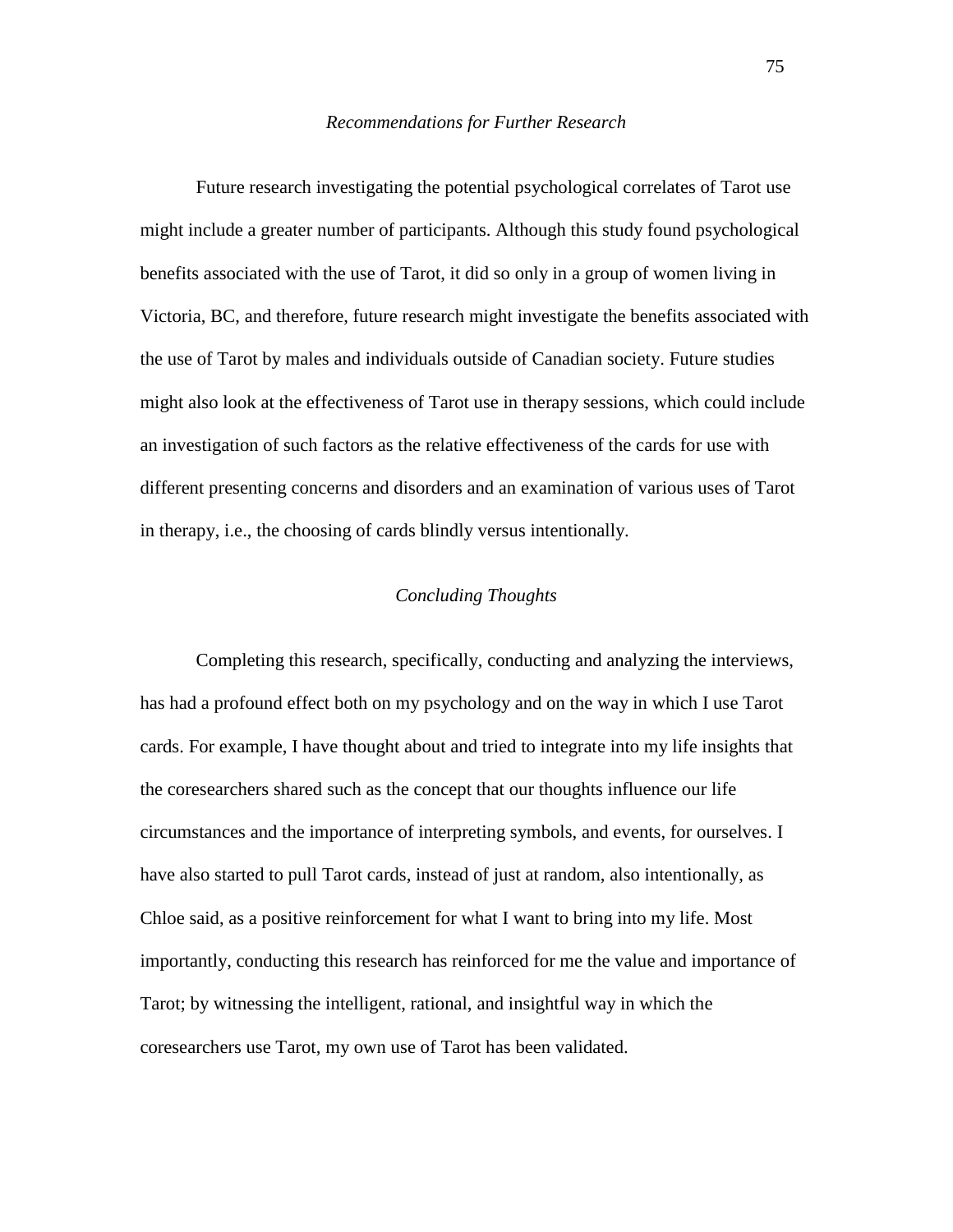### *Recommendations for Further Research*

Future research investigating the potential psychological correlates of Tarot use might include a greater number of participants. Although this study found psychological benefits associated with the use of Tarot, it did so only in a group of women living in Victoria, BC, and therefore, future research might investigate the benefits associated with the use of Tarot by males and individuals outside of Canadian society. Future studies might also look at the effectiveness of Tarot use in therapy sessions, which could include an investigation of such factors as the relative effectiveness of the cards for use with different presenting concerns and disorders and an examination of various uses of Tarot in therapy, i.e., the choosing of cards blindly versus intentionally.

### *Concluding Thoughts*

Completing this research, specifically, conducting and analyzing the interviews, has had a profound effect both on my psychology and on the way in which I use Tarot cards. For example, I have thought about and tried to integrate into my life insights that the coresearchers shared such as the concept that our thoughts influence our life circumstances and the importance of interpreting symbols, and events, for ourselves. I have also started to pull Tarot cards, instead of just at random, also intentionally, as Chloe said, as a positive reinforcement for what I want to bring into my life. Most importantly, conducting this research has reinforced for me the value and importance of Tarot; by witnessing the intelligent, rational, and insightful way in which the coresearchers use Tarot, my own use of Tarot has been validated.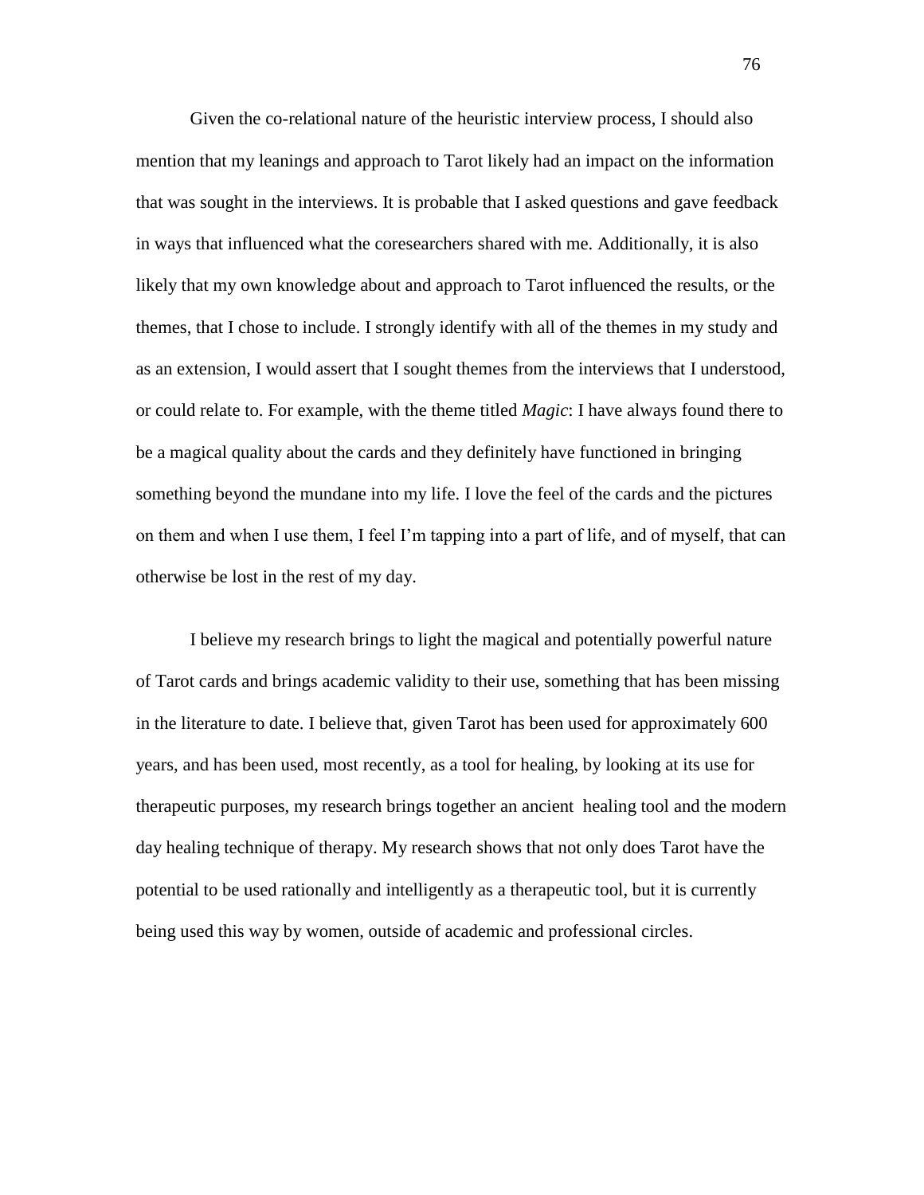Given the co-relational nature of the heuristic interview process, I should also mention that my leanings and approach to Tarot likely had an impact on the information that was sought in the interviews. It is probable that I asked questions and gave feedback in ways that influenced what the coresearchers shared with me. Additionally, it is also likely that my own knowledge about and approach to Tarot influenced the results, or the themes, that I chose to include. I strongly identify with all of the themes in my study and as an extension, I would assert that I sought themes from the interviews that I understood, or could relate to. For example, with the theme titled *Magic*: I have always found there to be a magical quality about the cards and they definitely have functioned in bringing something beyond the mundane into my life. I love the feel of the cards and the pictures on them and when I use them, I feel I'm tapping into a part of life, and of myself, that can otherwise be lost in the rest of my day.

I believe my research brings to light the magical and potentially powerful nature of Tarot cards and brings academic validity to their use, something that has been missing in the literature to date. I believe that, given Tarot has been used for approximately 600 years, and has been used, most recently, as a tool for healing, by looking at its use for therapeutic purposes, my research brings together an ancient healing tool and the modern day healing technique of therapy. My research shows that not only does Tarot have the potential to be used rationally and intelligently as a therapeutic tool, but it is currently being used this way by women, outside of academic and professional circles.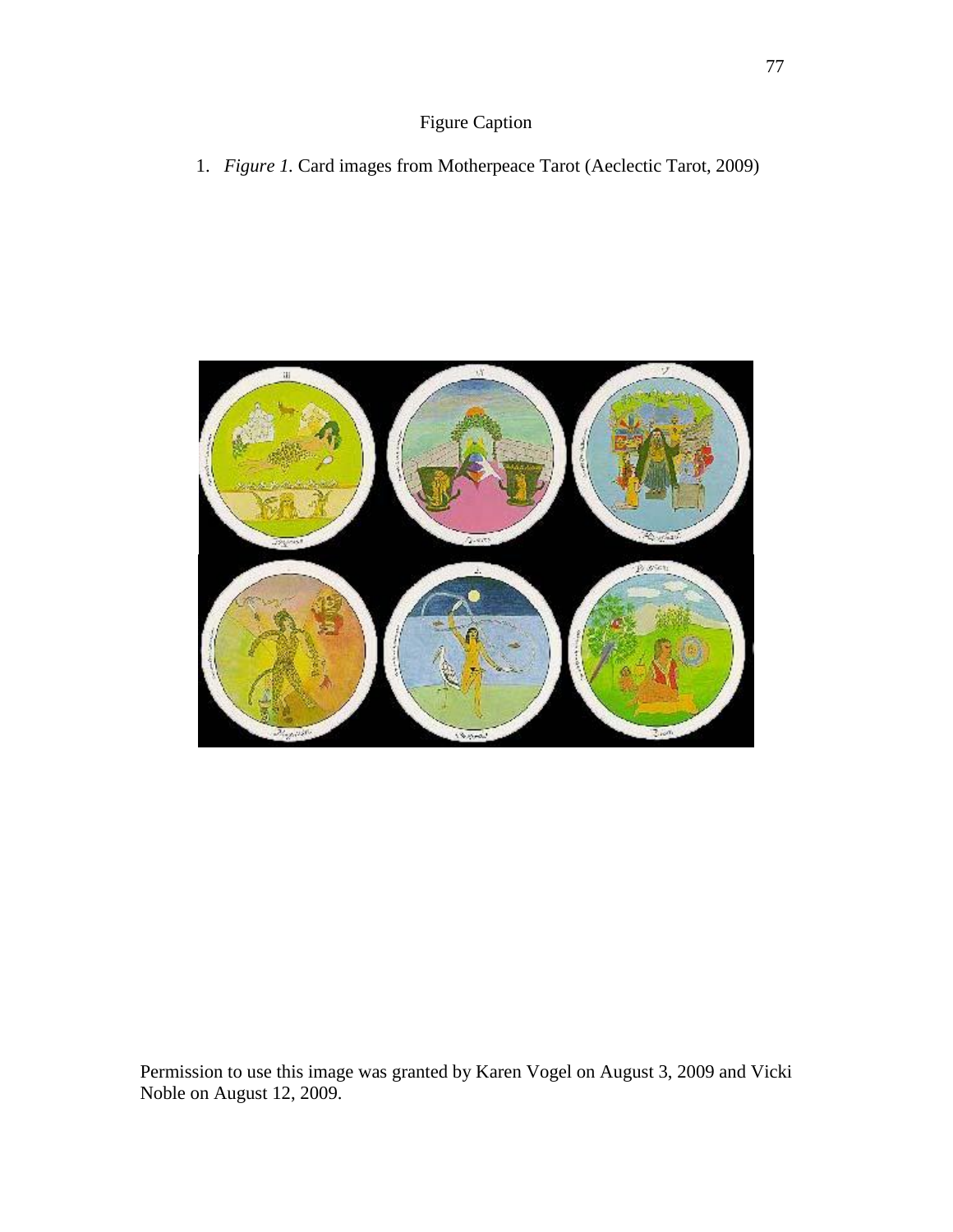Figure Caption

1. *Figure 1.* Card images from Motherpeace Tarot (Aeclectic Tarot, 2009)

Permission to use this image was granted by Karen Vogel on August 3, 2009 and Vicki Noble on August 12, 2009.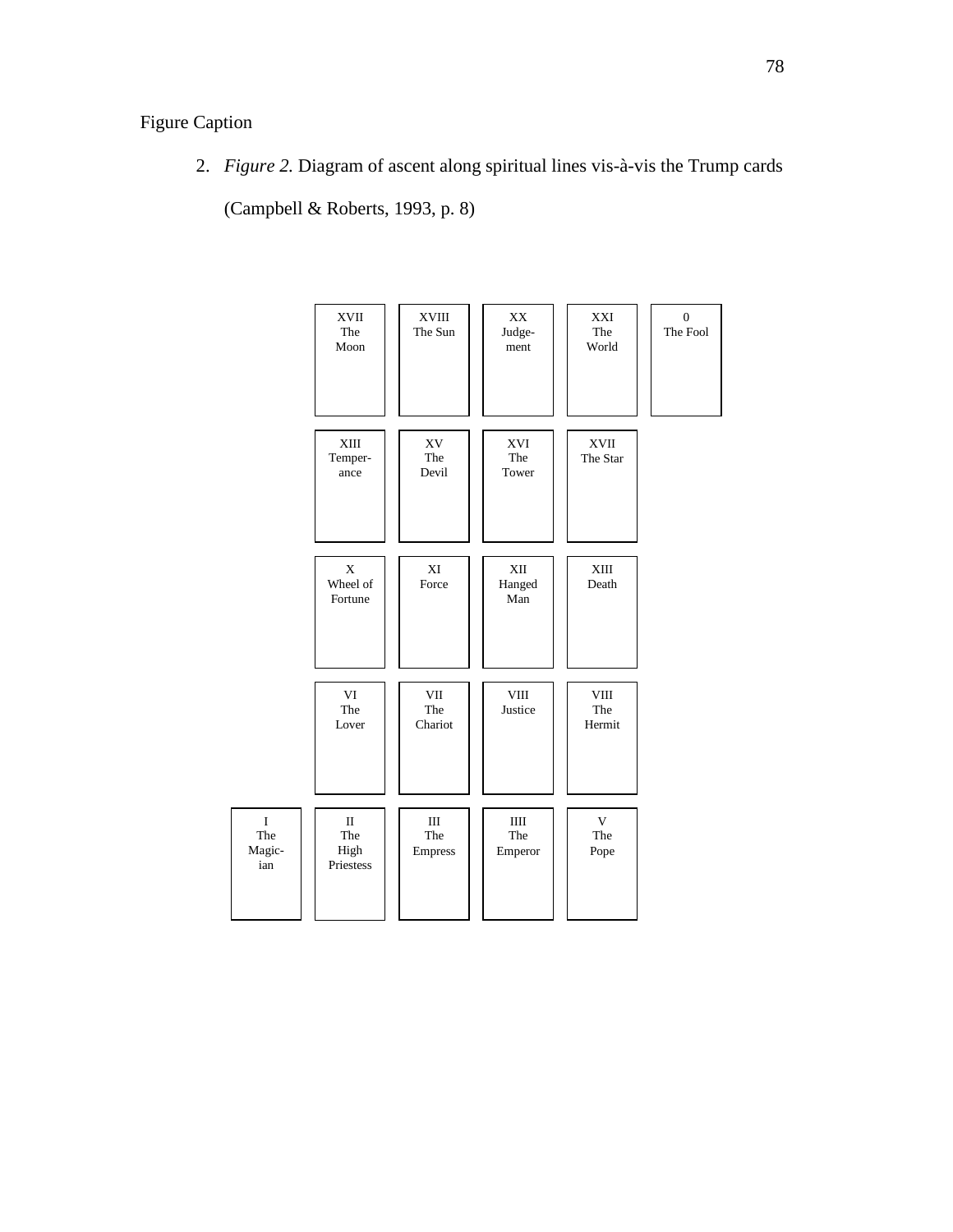Figure Caption

2. *Figure 2.* Diagram of ascent along spiritual lines vis-à-vis the Trump cards (Campbell & Roberts, 1993, p. 8)

| | | | | | |
|---|---|---|---|---|---|
| | XVII The Moon | XVIII The Sun | XX Judge-ment | XXI The World | 0 The Fool |
| | XIII Temper-ance | XV The Devil | XVI The Tower | XVII The Star | |
| | X Wheel of Fortune | XI Force | XII Hanged Man | XIII Death | |
| | VI The Lover | VII The Chariot | VIII Justice | VIII The Hermit | |
| I The Magic-ian | II The High Priestess | III The Empress | IIII The Emperor | V The Pope | |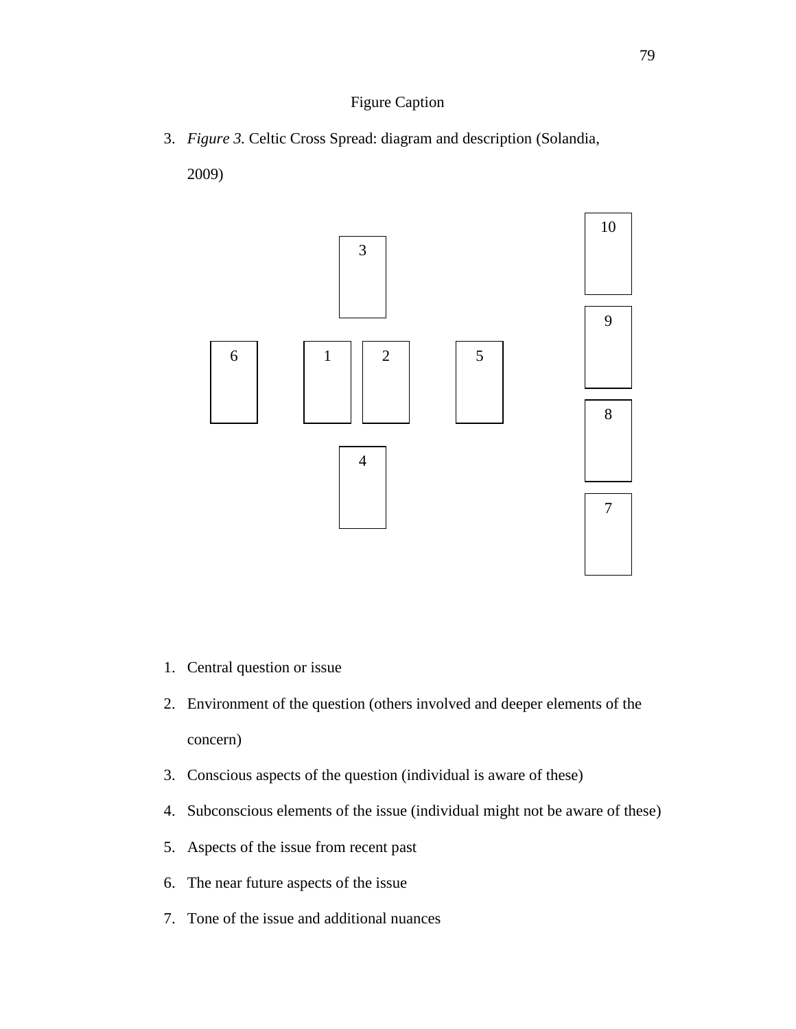Figure Caption

3. *Figure 3.* Celtic Cross Spread: diagram and description (Solandia, 2009)

1. Central question or issue
2. Environment of the question (others involved and deeper elements of the concern)
3. Conscious aspects of the question (individual is aware of these)
4. Subconscious elements of the issue (individual might not be aware of these)
5. Aspects of the issue from recent past
6. The near future aspects of the issue
7. Tone of the issue and additional nuances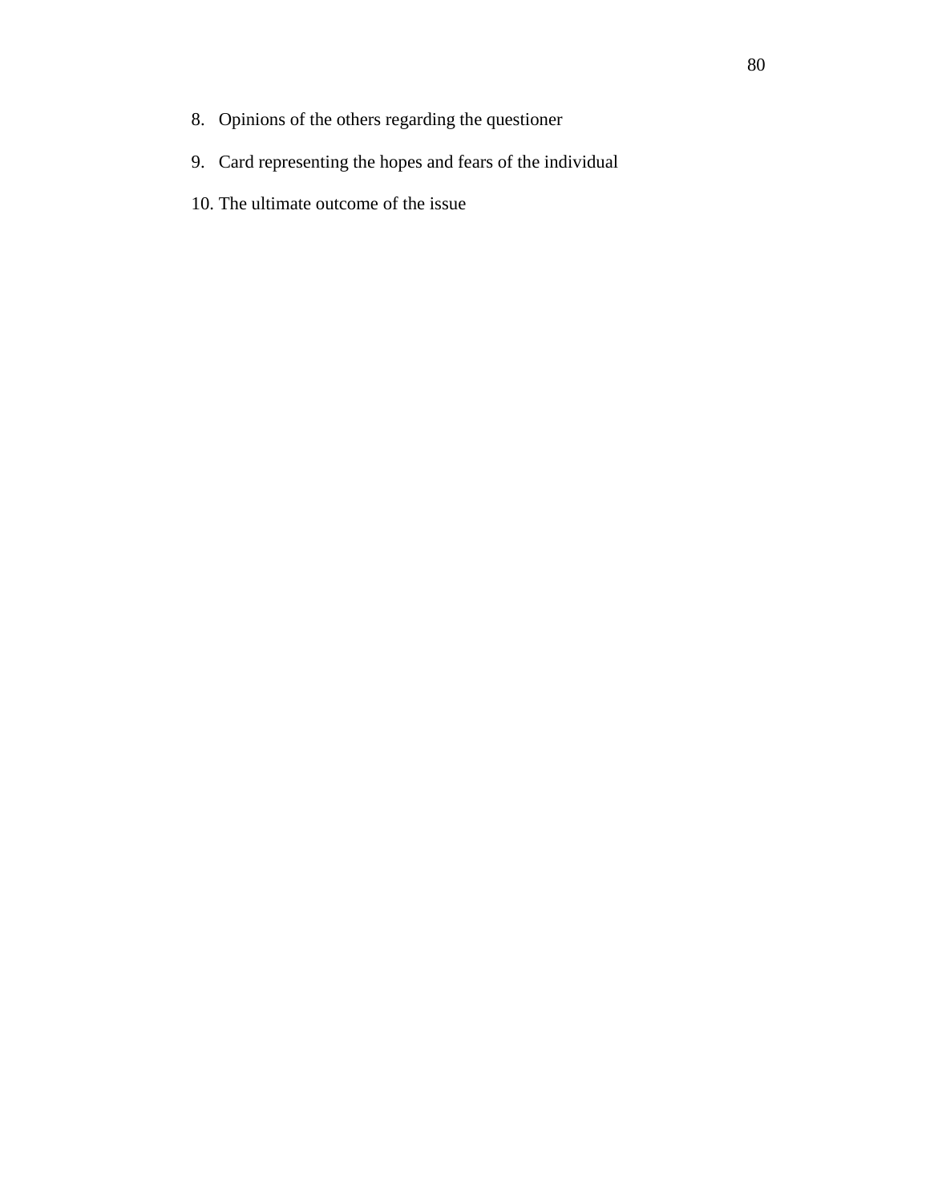8. Opinions of the others regarding the questioner

9. Card representing the hopes and fears of the individual

10. The ultimate outcome of the issue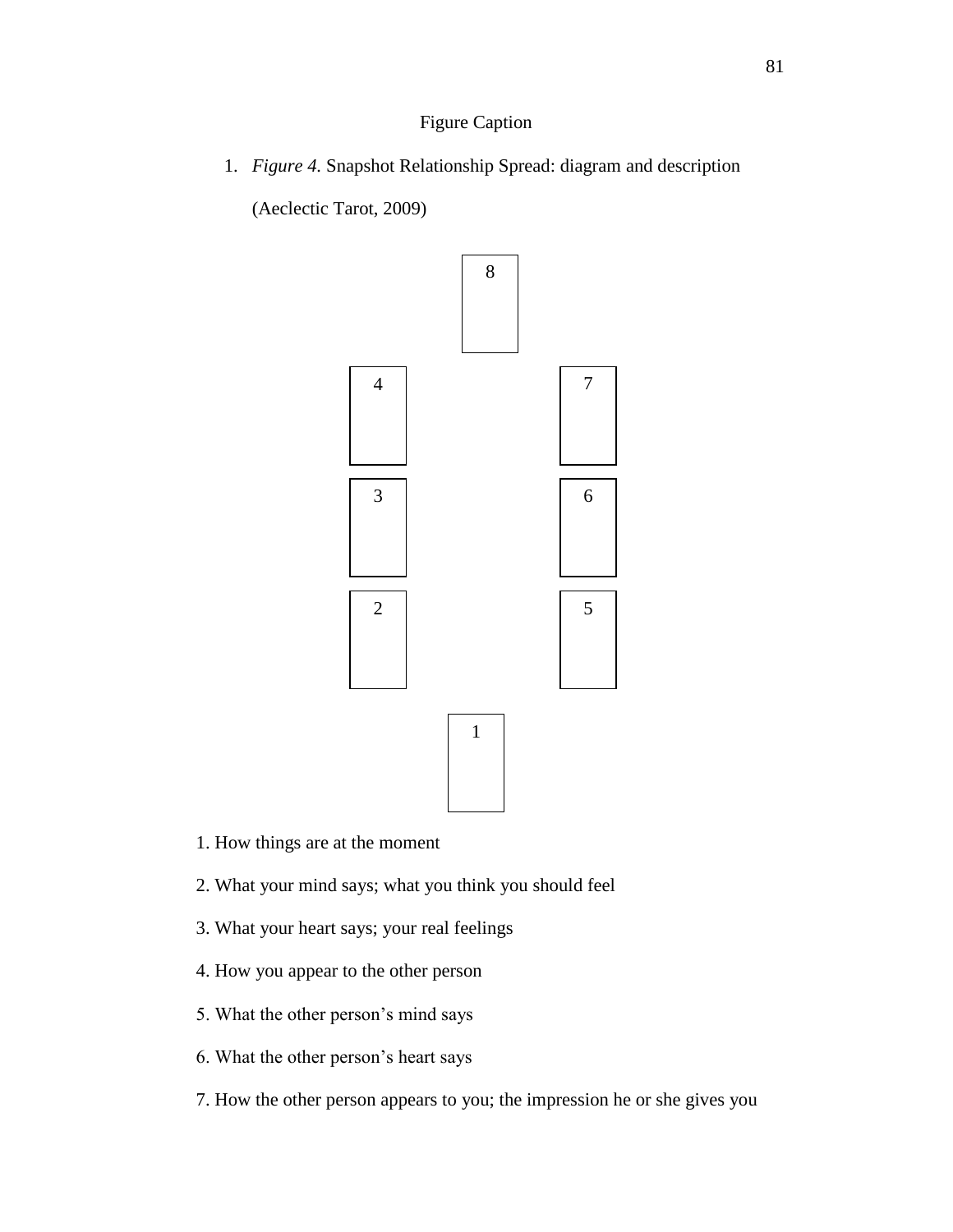Figure Caption

1. *Figure 4.* Snapshot Relationship Spread: diagram and description (Aeclectic Tarot, 2009)

1. How things are at the moment

2. What your mind says; what you think you should feel

3. What your heart says; your real feelings

4. How you appear to the other person

5. What the other person's mind says

6. What the other person's heart says

7. How the other person appears to you; the impression he or she gives you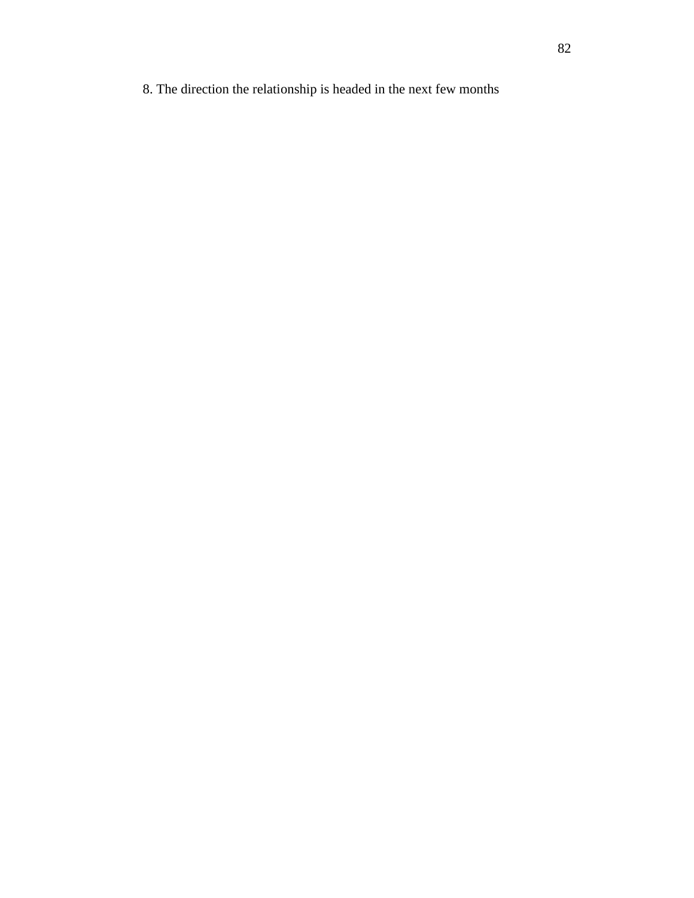8. The direction the relationship is headed in the next few months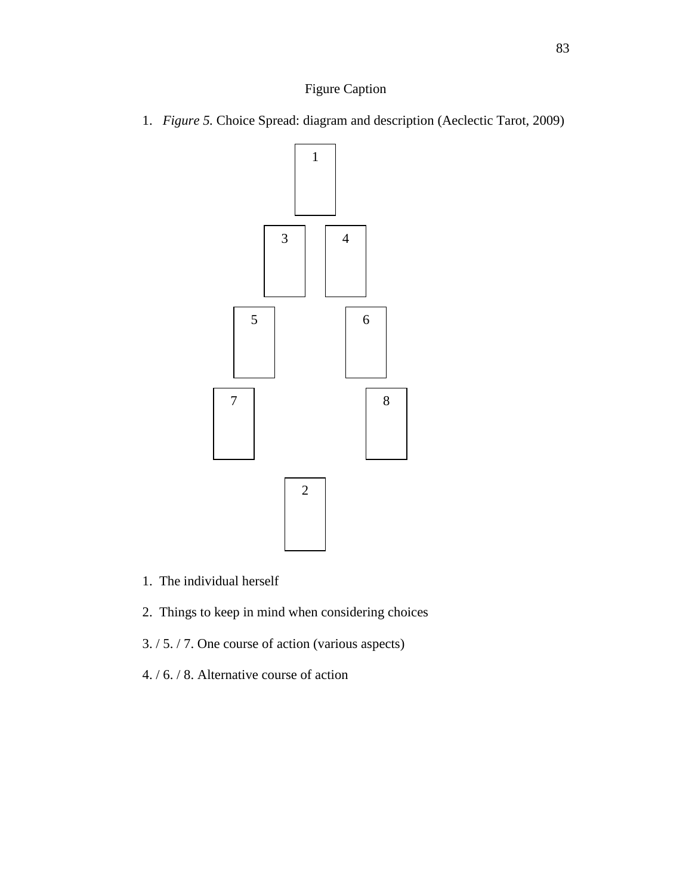Figure Caption

1. *Figure 5.* Choice Spread: diagram and description (Aeclectic Tarot, 2009)

1

3 4

5 6

7 8

2

1. The individual herself

2. Things to keep in mind when considering choices

3. / 5. / 7. One course of action (various aspects)

4. / 6. / 8. Alternative course of action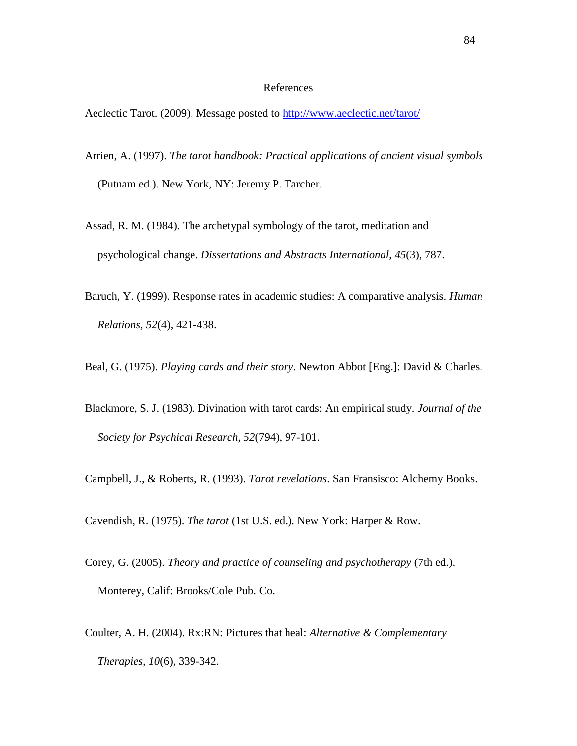# References

Aeclectic Tarot. (2009). Message posted to http://www.aeclectic.net/tarot/

Arrien, A. (1997). *The tarot handbook: Practical applications of ancient visual symbols* (Putnam ed.). New York, NY: Jeremy P. Tarcher.

Assad, R. M. (1984). The archetypal symbology of the tarot, meditation and psychological change. *Dissertations and Abstracts International, 45*(3), 787.

Baruch, Y. (1999). Response rates in academic studies: A comparative analysis. *Human Relations, 52*(4), 421-438.

Beal, G. (1975). *Playing cards and their story*. Newton Abbot [Eng.]: David & Charles.

Blackmore, S. J. (1983). Divination with tarot cards: An empirical study. *Journal of the Society for Psychical Research, 52*(794), 97-101.

Campbell, J., & Roberts, R. (1993). *Tarot revelations*. San Fransisco: Alchemy Books.

Cavendish, R. (1975). *The tarot* (1st U.S. ed.). New York: Harper & Row.

Corey, G. (2005). *Theory and practice of counseling and psychotherapy* (7th ed.). Monterey, Calif: Brooks/Cole Pub. Co.

Coulter, A. H. (2004). Rx:RN: Pictures that heal: *Alternative & Complementary Therapies, 10*(6), 339-342.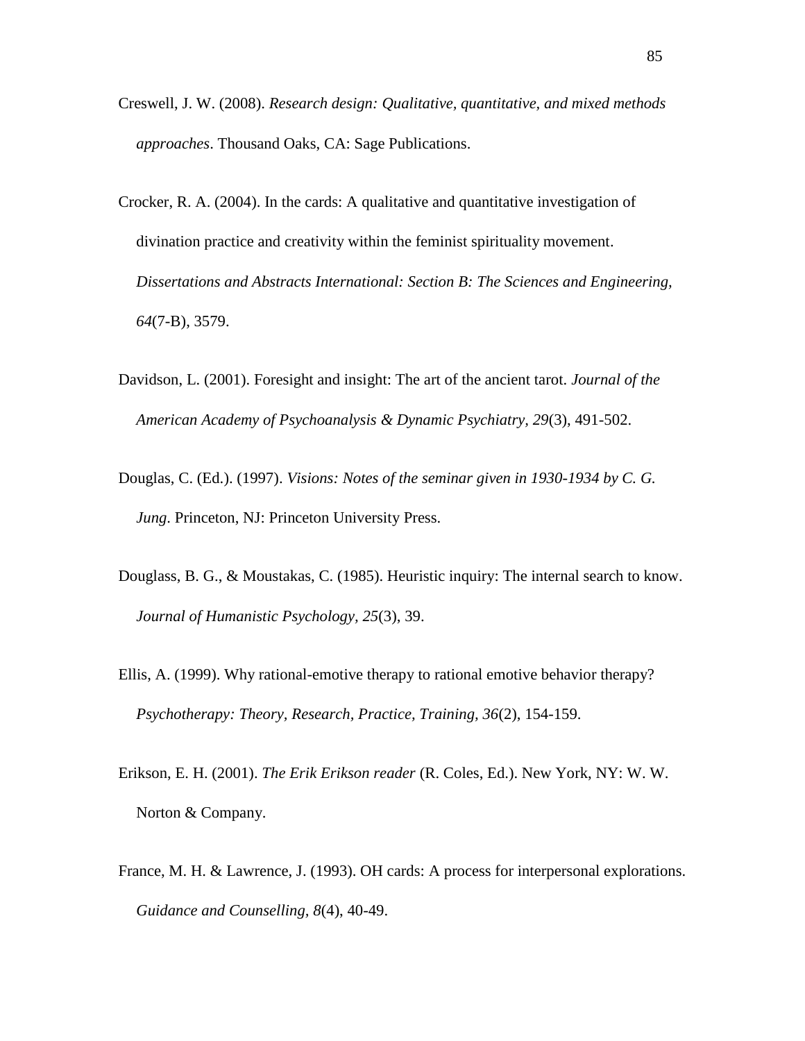Creswell, J. W. (2008). *Research design: Qualitative, quantitative, and mixed methods approaches*. Thousand Oaks, CA: Sage Publications.

Crocker, R. A. (2004). In the cards: A qualitative and quantitative investigation of divination practice and creativity within the feminist spirituality movement. *Dissertations and Abstracts International: Section B: The Sciences and Engineering, 64*(7-B), 3579.

Davidson, L. (2001). Foresight and insight: The art of the ancient tarot. *Journal of the American Academy of Psychoanalysis & Dynamic Psychiatry, 29*(3), 491-502.

Douglas, C. (Ed.). (1997). *Visions: Notes of the seminar given in 1930-1934 by C. G. Jung*. Princeton, NJ: Princeton University Press.

Douglass, B. G., & Moustakas, C. (1985). Heuristic inquiry: The internal search to know. *Journal of Humanistic Psychology, 25*(3), 39.

Ellis, A. (1999). Why rational-emotive therapy to rational emotive behavior therapy? *Psychotherapy: Theory, Research, Practice, Training, 36*(2), 154-159.

Erikson, E. H. (2001). *The Erik Erikson reader* (R. Coles, Ed.). New York, NY: W. W. Norton & Company.

France, M. H. & Lawrence, J. (1993). OH cards: A process for interpersonal explorations. *Guidance and Counselling, 8*(4), 40-49.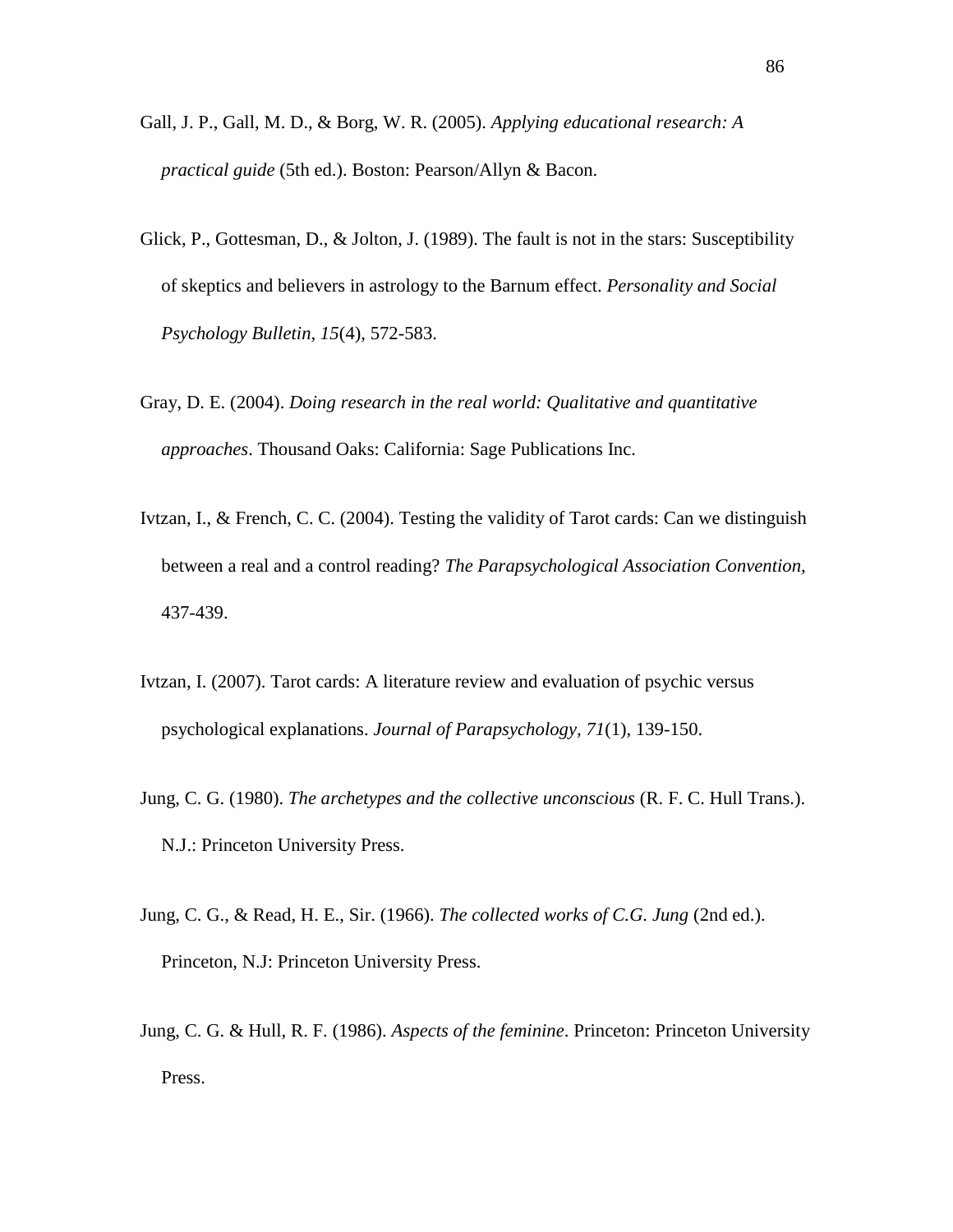Gall, J. P., Gall, M. D., & Borg, W. R. (2005). *Applying educational research: A practical guide* (5th ed.). Boston: Pearson/Allyn & Bacon.

Glick, P., Gottesman, D., & Jolton, J. (1989). The fault is not in the stars: Susceptibility of skeptics and believers in astrology to the Barnum effect. *Personality and Social Psychology Bulletin, 15*(4), 572-583.

Gray, D. E. (2004). *Doing research in the real world: Qualitative and quantitative approaches*. Thousand Oaks: California: Sage Publications Inc.

Ivtzan, I., & French, C. C. (2004). Testing the validity of Tarot cards: Can we distinguish between a real and a control reading? *The Parapsychological Association Convention,* 437-439.

Ivtzan, I. (2007). Tarot cards: A literature review and evaluation of psychic versus psychological explanations. *Journal of Parapsychology, 71*(1), 139-150.

Jung, C. G. (1980). *The archetypes and the collective unconscious* (R. F. C. Hull Trans.). N.J.: Princeton University Press.

Jung, C. G., & Read, H. E., Sir. (1966). *The collected works of C.G. Jung* (2nd ed.). Princeton, N.J: Princeton University Press.

Jung, C. G. & Hull, R. F. (1986). *Aspects of the feminine*. Princeton: Princeton University Press.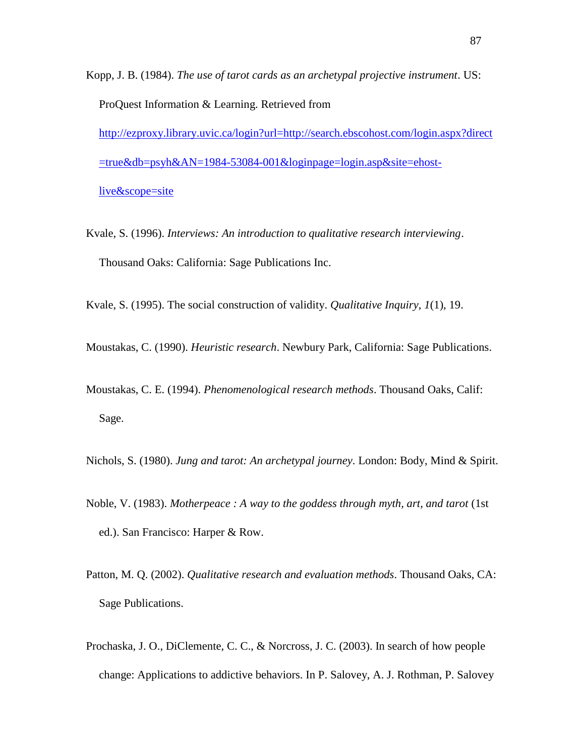Kopp, J. B. (1984). *The use of tarot cards as an archetypal projective instrument*. US: ProQuest Information & Learning. Retrieved from http://ezproxy.library.uvic.ca/login?url=http://search.ebscohost.com/login.aspx?direct=true&db=psyh&AN=1984-53084-001&loginpage=login.asp&site=ehost-live&scope=site

Kvale, S. (1996). *Interviews: An introduction to qualitative research interviewing*. Thousand Oaks: California: Sage Publications Inc.

Kvale, S. (1995). The social construction of validity. *Qualitative Inquiry, 1*(1), 19.

Moustakas, C. (1990). *Heuristic research*. Newbury Park, California: Sage Publications.

Moustakas, C. E. (1994). *Phenomenological research methods*. Thousand Oaks, Calif: Sage.

Nichols, S. (1980). *Jung and tarot: An archetypal journey*. London: Body, Mind & Spirit.

Noble, V. (1983). *Motherpeace : A way to the goddess through myth, art, and tarot* (1st ed.). San Francisco: Harper & Row.

Patton, M. Q. (2002). *Qualitative research and evaluation methods*. Thousand Oaks, CA: Sage Publications.

Prochaska, J. O., DiClemente, C. C., & Norcross, J. C. (2003). In search of how people change: Applications to addictive behaviors. In P. Salovey, A. J. Rothman, P. Salovey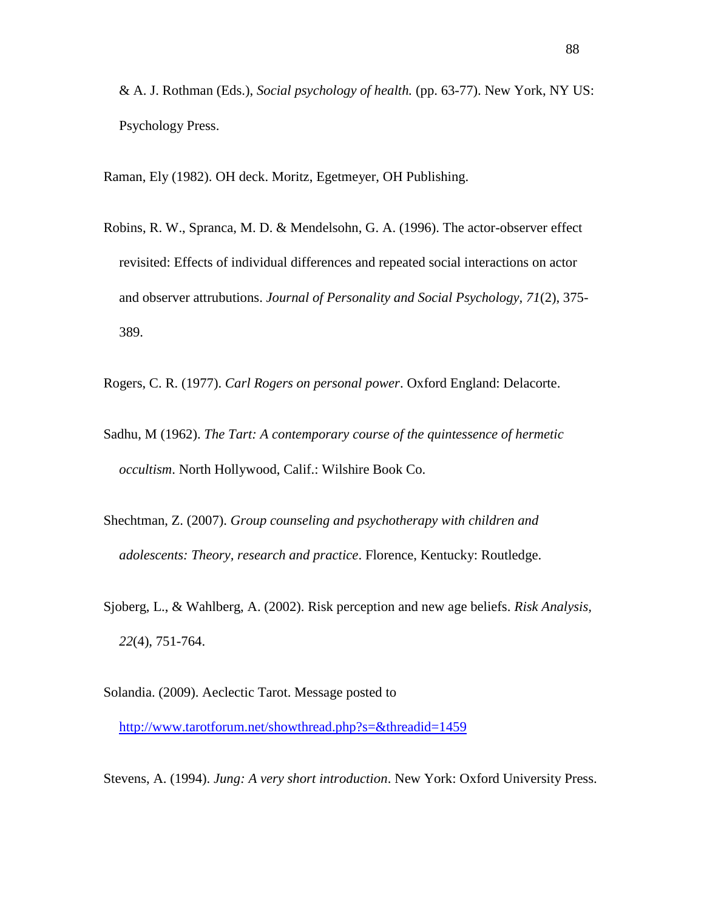& A. J. Rothman (Eds.), *Social psychology of health.* (pp. 63-77). New York, NY US: Psychology Press.

Raman, Ely (1982). OH deck. Moritz, Egetmeyer, OH Publishing.

Robins, R. W., Spranca, M. D. & Mendelsohn, G. A. (1996). The actor-observer effect revisited: Effects of individual differences and repeated social interactions on actor and observer attrubutions. *Journal of Personality and Social Psychology, 71*(2), 375-389.

Rogers, C. R. (1977). *Carl Rogers on personal power*. Oxford England: Delacorte.

Sadhu, M (1962). *The Tart: A contemporary course of the quintessence of hermetic occultism*. North Hollywood, Calif.: Wilshire Book Co.

Shechtman, Z. (2007). *Group counseling and psychotherapy with children and adolescents: Theory, research and practice*. Florence, Kentucky: Routledge.

Sjoberg, L., & Wahlberg, A. (2002). Risk perception and new age beliefs. *Risk Analysis, 22*(4), 751-764.

Solandia. (2009). Aeclectic Tarot. Message posted to http://www.tarotforum.net/showthread.php?s=&threadid=1459

Stevens, A. (1994). *Jung: A very short introduction*. New York: Oxford University Press.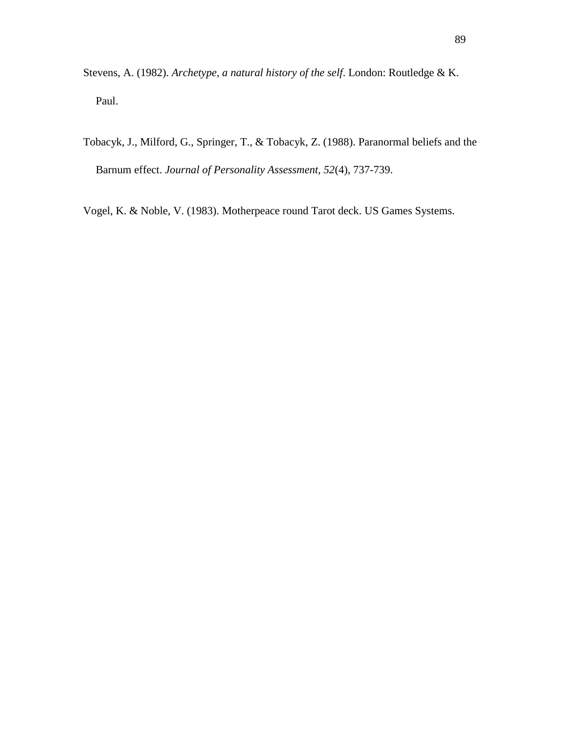Stevens, A. (1982). *Archetype, a natural history of the self*. London: Routledge & K. Paul.

Tobacyk, J., Milford, G., Springer, T., & Tobacyk, Z. (1988). Paranormal beliefs and the Barnum effect. *Journal of Personality Assessment, 52*(4), 737-739.

Vogel, K. & Noble, V. (1983). Motherpeace round Tarot deck. US Games Systems.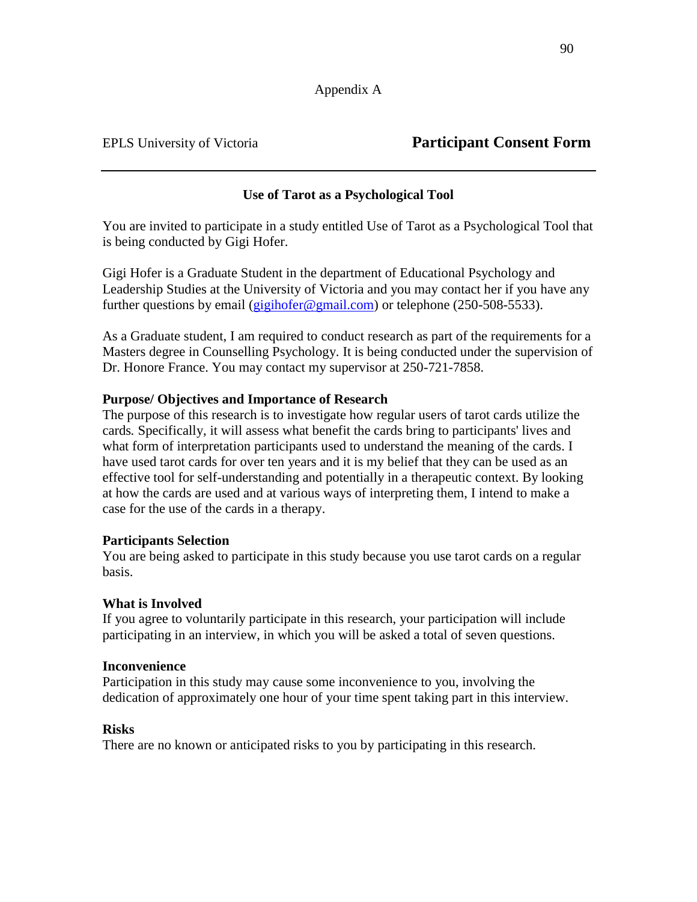Appendix A

EPLS University of Victoria **Participant Consent Form**

---

**Use of Tarot as a Psychological Tool**

You are invited to participate in a study entitled Use of Tarot as a Psychological Tool that is being conducted by Gigi Hofer.

Gigi Hofer is a Graduate Student in the department of Educational Psychology and Leadership Studies at the University of Victoria and you may contact her if you have any further questions by email (gigihofer@gmail.com) or telephone (250-508-5533).

As a Graduate student, I am required to conduct research as part of the requirements for a Masters degree in Counselling Psychology. It is being conducted under the supervision of Dr. Honore France. You may contact my supervisor at 250-721-7858.

**Purpose/ Objectives and Importance of Research**
The purpose of this research is to investigate how regular users of tarot cards utilize the cards. Specifically, it will assess what benefit the cards bring to participants' lives and what form of interpretation participants used to understand the meaning of the cards. I have used tarot cards for over ten years and it is my belief that they can be used as an effective tool for self-understanding and potentially in a therapeutic context. By looking at how the cards are used and at various ways of interpreting them, I intend to make a case for the use of the cards in a therapy.

**Participants Selection**
You are being asked to participate in this study because you use tarot cards on a regular basis.

**What is Involved**
If you agree to voluntarily participate in this research, your participation will include participating in an interview, in which you will be asked a total of seven questions.

**Inconvenience**
Participation in this study may cause some inconvenience to you, involving the dedication of approximately one hour of your time spent taking part in this interview.

**Risks**
There are no known or anticipated risks to you by participating in this research.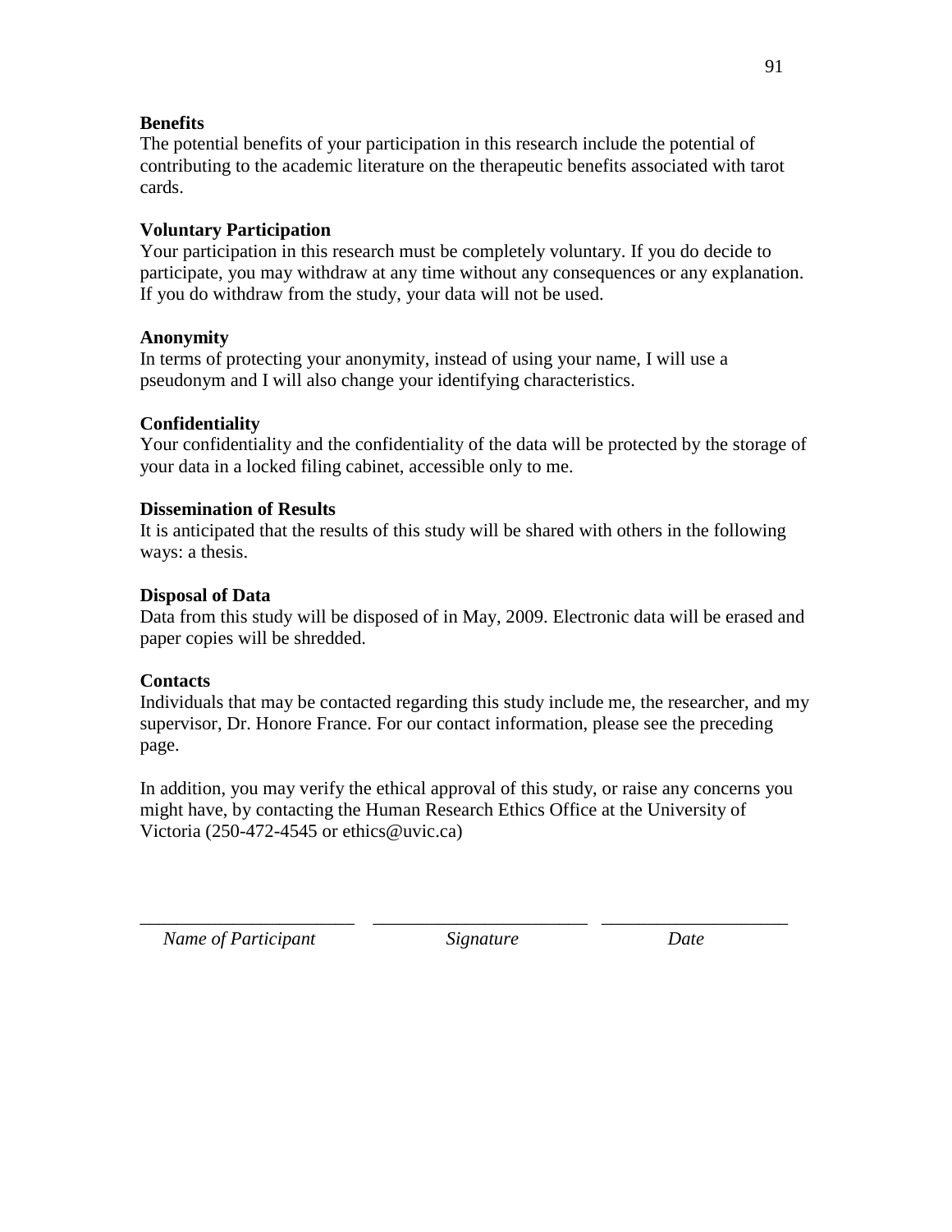**Benefits**

The potential benefits of your participation in this research include the potential of contributing to the academic literature on the therapeutic benefits associated with tarot cards.

**Voluntary Participation**

Your participation in this research must be completely voluntary. If you do decide to participate, you may withdraw at any time without any consequences or any explanation. If you do withdraw from the study, your data will not be used.

**Anonymity**

In terms of protecting your anonymity, instead of using your name, I will use a pseudonym and I will also change your identifying characteristics.

**Confidentiality**

Your confidentiality and the confidentiality of the data will be protected by the storage of your data in a locked filing cabinet, accessible only to me.

**Dissemination of Results**

It is anticipated that the results of this study will be shared with others in the following ways: a thesis.

**Disposal of Data**

Data from this study will be disposed of in May, 2009. Electronic data will be erased and paper copies will be shredded.

**Contacts**

Individuals that may be contacted regarding this study include me, the researcher, and my supervisor, Dr. Honore France. For our contact information, please see the preceding page.

In addition, you may verify the ethical approval of this study, or raise any concerns you might have, by contacting the Human Research Ethics Office at the University of Victoria (250-472-4545 or ethics@uvic.ca)

______________________ ______________________ ____________________

*Name of Participant* *Signature* *Date*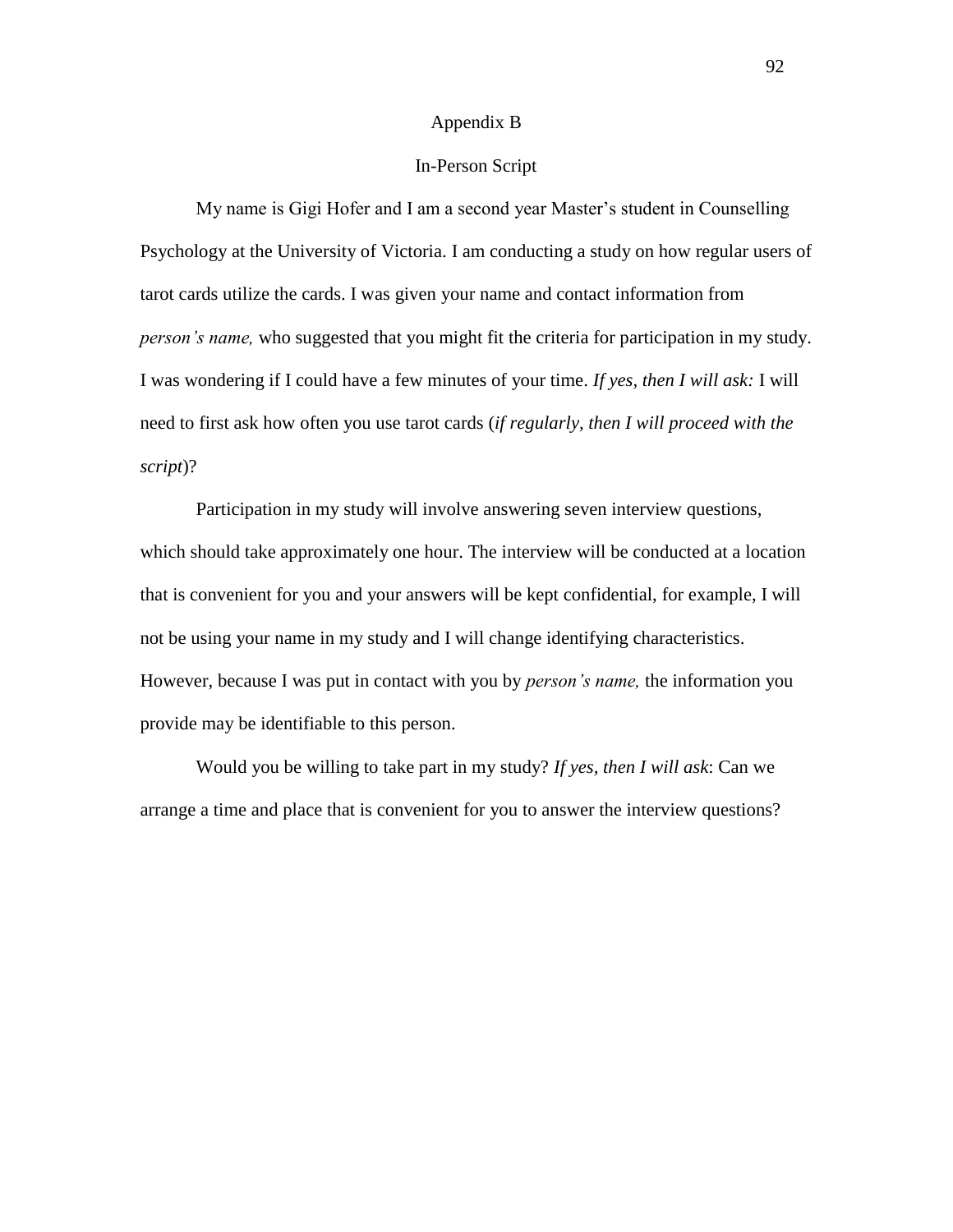# Appendix B

## In-Person Script

My name is Gigi Hofer and I am a second year Master's student in Counselling Psychology at the University of Victoria. I am conducting a study on how regular users of tarot cards utilize the cards. I was given your name and contact information from *person's name,* who suggested that you might fit the criteria for participation in my study. I was wondering if I could have a few minutes of your time. *If yes, then I will ask:* I will need to first ask how often you use tarot cards (*if regularly, then I will proceed with the script*)?

Participation in my study will involve answering seven interview questions, which should take approximately one hour. The interview will be conducted at a location that is convenient for you and your answers will be kept confidential, for example, I will not be using your name in my study and I will change identifying characteristics. However, because I was put in contact with you by *person's name,* the information you provide may be identifiable to this person.

Would you be willing to take part in my study? *If yes, then I will ask*: Can we arrange a time and place that is convenient for you to answer the interview questions?